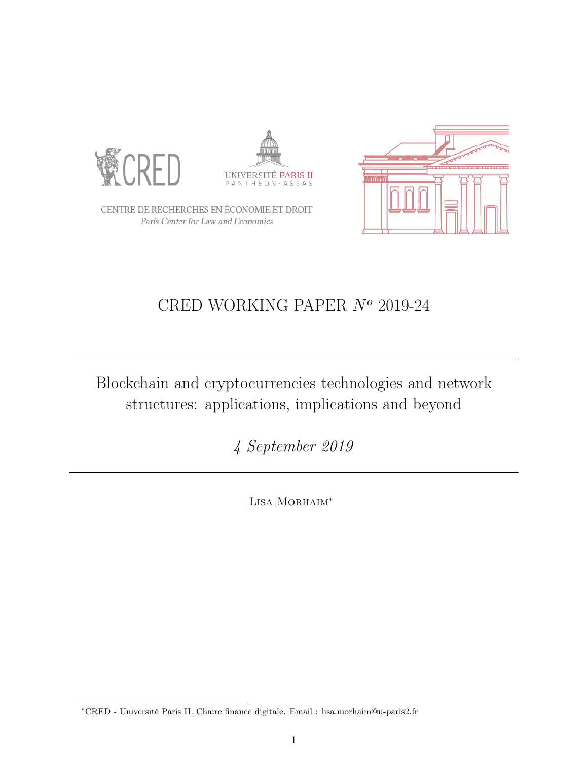CENTRE DE RECHERCHES EN ÉCONOMIE ET DROIT

*Paris Center for Law and Economics*

CRED WORKING PAPER *N$^{o}$* 2019-24

---

# Blockchain and cryptocurrencies technologies and network structures: applications, implications and beyond

*4 September 2019*

---

Lisa Morhaim*

*CRED - Université Paris II. Chaire finance digitale. Email : lisa.morhaim@u-paris2.fr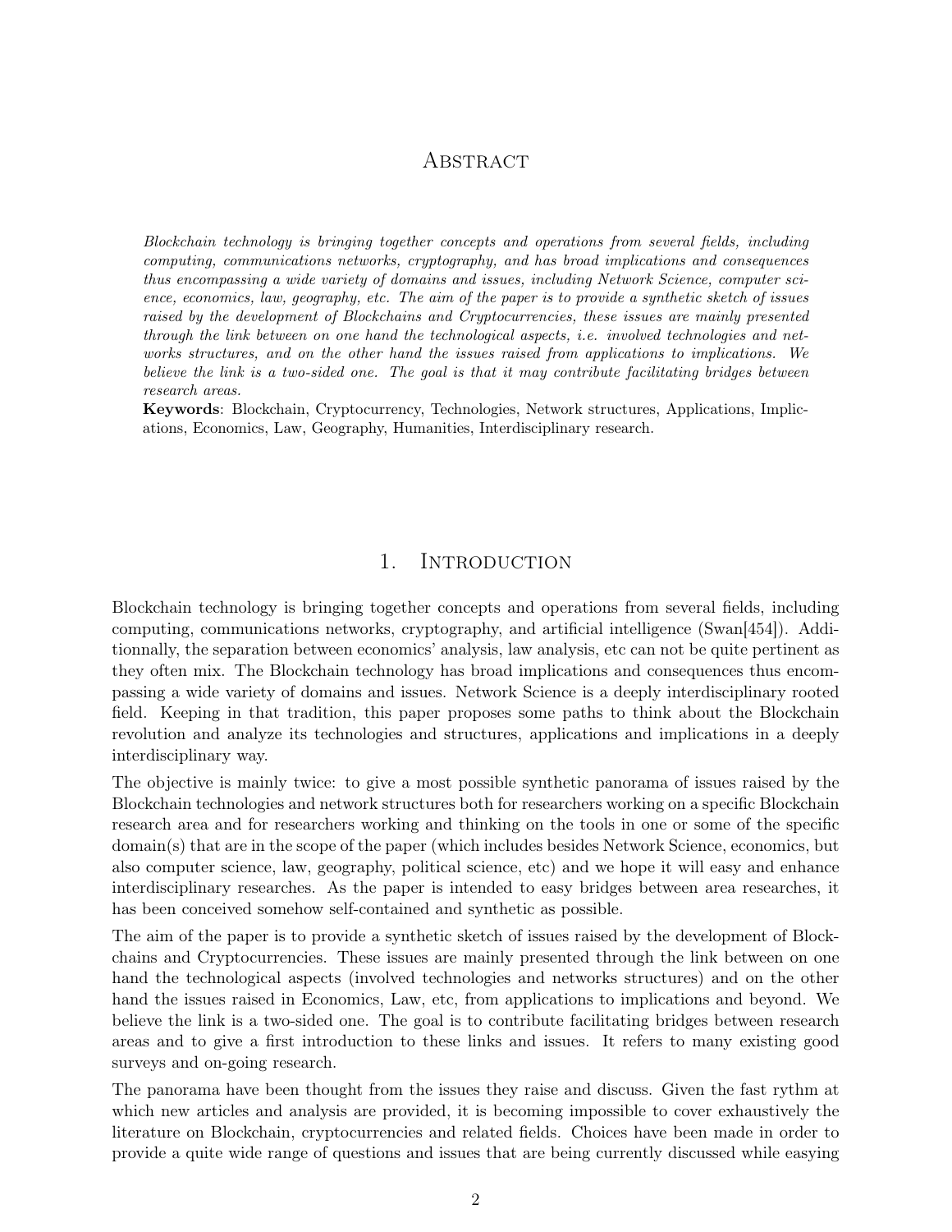# Abstract

*Blockchain technology is bringing together concepts and operations from several fields, including computing, communications networks, cryptography, and has broad implications and consequences thus encompassing a wide variety of domains and issues, including Network Science, computer science, economics, law, geography, etc. The aim of the paper is to provide a synthetic sketch of issues raised by the development of Blockchains and Cryptocurrencies, these issues are mainly presented through the link between on one hand the technological aspects, i.e. involved technologies and networks structures, and on the other hand the issues raised from applications to implications. We believe the link is a two-sided one. The goal is that it may contribute facilitating bridges between research areas.*

**Keywords**: Blockchain, Cryptocurrency, Technologies, Network structures, Applications, Implications, Economics, Law, Geography, Humanities, Interdisciplinary research.

# 1. Introduction

Blockchain technology is bringing together concepts and operations from several fields, including computing, communications networks, cryptography, and artificial intelligence (Swan[454]). Additionnally, the separation between economics' analysis, law analysis, etc can not be quite pertinent as they often mix. The Blockchain technology has broad implications and consequences thus encompassing a wide variety of domains and issues. Network Science is a deeply interdisciplinary rooted field. Keeping in that tradition, this paper proposes some paths to think about the Blockchain revolution and analyze its technologies and structures, applications and implications in a deeply interdisciplinary way.

The objective is mainly twice: to give a most possible synthetic panorama of issues raised by the Blockchain technologies and network structures both for researchers working on a specific Blockchain research area and for researchers working and thinking on the tools in one or some of the specific domain(s) that are in the scope of the paper (which includes besides Network Science, economics, but also computer science, law, geography, political science, etc) and we hope it will easy and enhance interdisciplinary researches. As the paper is intended to easy bridges between area researches, it has been conceived somehow self-contained and synthetic as possible.

The aim of the paper is to provide a synthetic sketch of issues raised by the development of Blockchains and Cryptocurrencies. These issues are mainly presented through the link between on one hand the technological aspects (involved technologies and networks structures) and on the other hand the issues raised in Economics, Law, etc, from applications to implications and beyond. We believe the link is a two-sided one. The goal is to contribute facilitating bridges between research areas and to give a first introduction to these links and issues. It refers to many existing good surveys and on-going research.

The panorama have been thought from the issues they raise and discuss. Given the fast rythm at which new articles and analysis are provided, it is becoming impossible to cover exhaustively the literature on Blockchain, cryptocurrencies and related fields. Choices have been made in order to provide a quite wide range of questions and issues that are being currently discussed while easying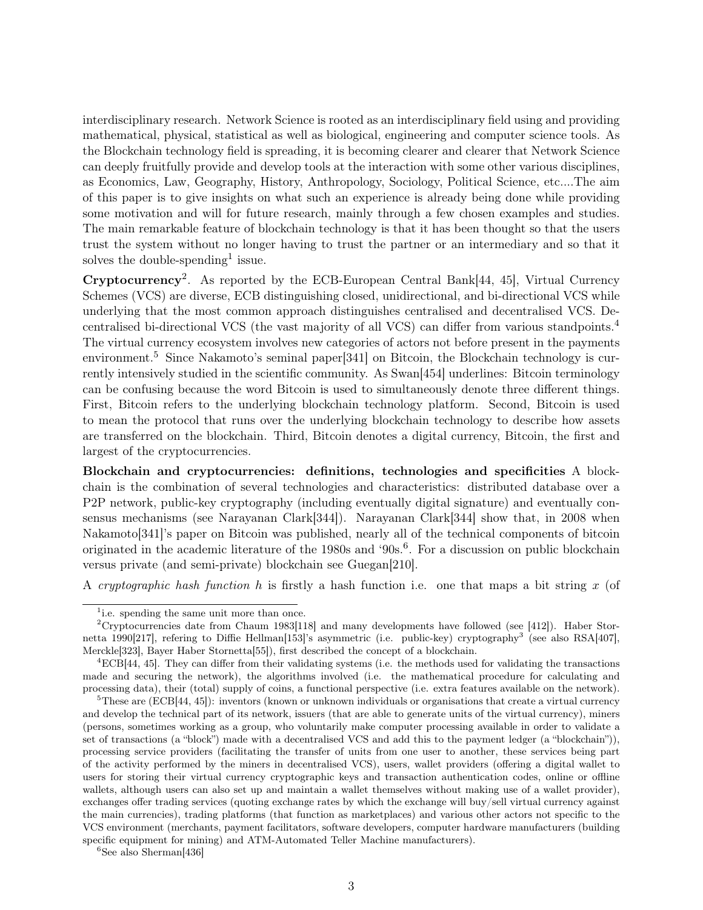interdisciplinary research. Network Science is rooted as an interdisciplinary field using and providing mathematical, physical, statistical as well as biological, engineering and computer science tools. As the Blockchain technology field is spreading, it is becoming clearer and clearer that Network Science can deeply fruitfully provide and develop tools at the interaction with some other various disciplines, as Economics, Law, Geography, History, Anthropology, Sociology, Political Science, etc....The aim of this paper is to give insights on what such an experience is already being done while providing some motivation and will for future research, mainly through a few chosen examples and studies. The main remarkable feature of blockchain technology is that it has been thought so that the users trust the system without no longer having to trust the partner or an intermediary and so that it solves the double-spending[1] issue.

**Cryptocurrency**[2]. As reported by the ECB-European Central Bank[44, 45], Virtual Currency Schemes (VCS) are diverse, ECB distinguishing closed, unidirectional, and bi-directional VCS while underlying that the most common approach distinguishes centralised and decentralised VCS. Decentralised bi-directional VCS (the vast majority of all VCS) can differ from various standpoints.[4] The virtual currency ecosystem involves new categories of actors not before present in the payments environment.[5] Since Nakamoto's seminal paper[341] on Bitcoin, the Blockchain technology is currently intensively studied in the scientific community. As Swan[454] underlines: Bitcoin terminology can be confusing because the word Bitcoin is used to simultaneously denote three different things. First, Bitcoin refers to the underlying blockchain technology platform. Second, Bitcoin is used to mean the protocol that runs over the underlying blockchain technology to describe how assets are transferred on the blockchain. Third, Bitcoin denotes a digital currency, Bitcoin, the first and largest of the cryptocurrencies.

**Blockchain and cryptocurrencies: definitions, technologies and specificities** A blockchain is the combination of several technologies and characteristics: distributed database over a P2P network, public-key cryptography (including eventually digital signature) and eventually consensus mechanisms (see Narayanan Clark[344]). Narayanan Clark[344] show that, in 2008 when Nakamoto[341]'s paper on Bitcoin was published, nearly all of the technical components of bitcoin originated in the academic literature of the 1980s and '90s.[6]. For a discussion on public blockchain versus private (and semi-private) blockchain see Guegan[210].

A *cryptographic hash function* $h$ is firstly a hash function i.e. one that maps a bit string $x$ (of

---

[1] i.e. spending the same unit more than once.

[2] Cryptocurrencies date from Chaum 1983[118] and many developments have followed (see [412]). Haber Stornetta 1990[217], refering to Diffie Hellman[153]'s asymmetric (i.e. public-key) cryptography[3] (see also RSA[407], Merckle[323], Bayer Haber Stornetta[55]), first described the concept of a blockchain.

[4] ECB[44, 45]. They can differ from their validating systems (i.e. the methods used for validating the transactions made and securing the network), the algorithms involved (i.e. the mathematical procedure for calculating and processing data), their (total) supply of coins, a functional perspective (i.e. extra features available on the network).

[5] These are (ECB[44, 45]): inventors (known or unknown individuals or organisations that create a virtual currency and develop the technical part of its network, issuers (that are able to generate units of the virtual currency), miners (persons, sometimes working as a group, who voluntarily make computer processing available in order to validate a set of transactions (a "block") made with a decentralised VCS and add this to the payment ledger (a "blockchain")), processing service providers (facilitating the transfer of units from one user to another, these services being part of the activity performed by the miners in decentralised VCS), users, wallet providers (offering a digital wallet to users for storing their virtual currency cryptographic keys and transaction authentication codes, online or offline wallets, although users can also set up and maintain a wallet themselves without making use of a wallet provider), exchanges offer trading services (quoting exchange rates by which the exchange will buy/sell virtual currency against the main currencies), trading platforms (that function as marketplaces) and various other actors not specific to the VCS environment (merchants, payment facilitators, software developers, computer hardware manufacturers (building specific equipment for mining) and ATM-Automated Teller Machine manufacturers).

[6] See also Sherman[436]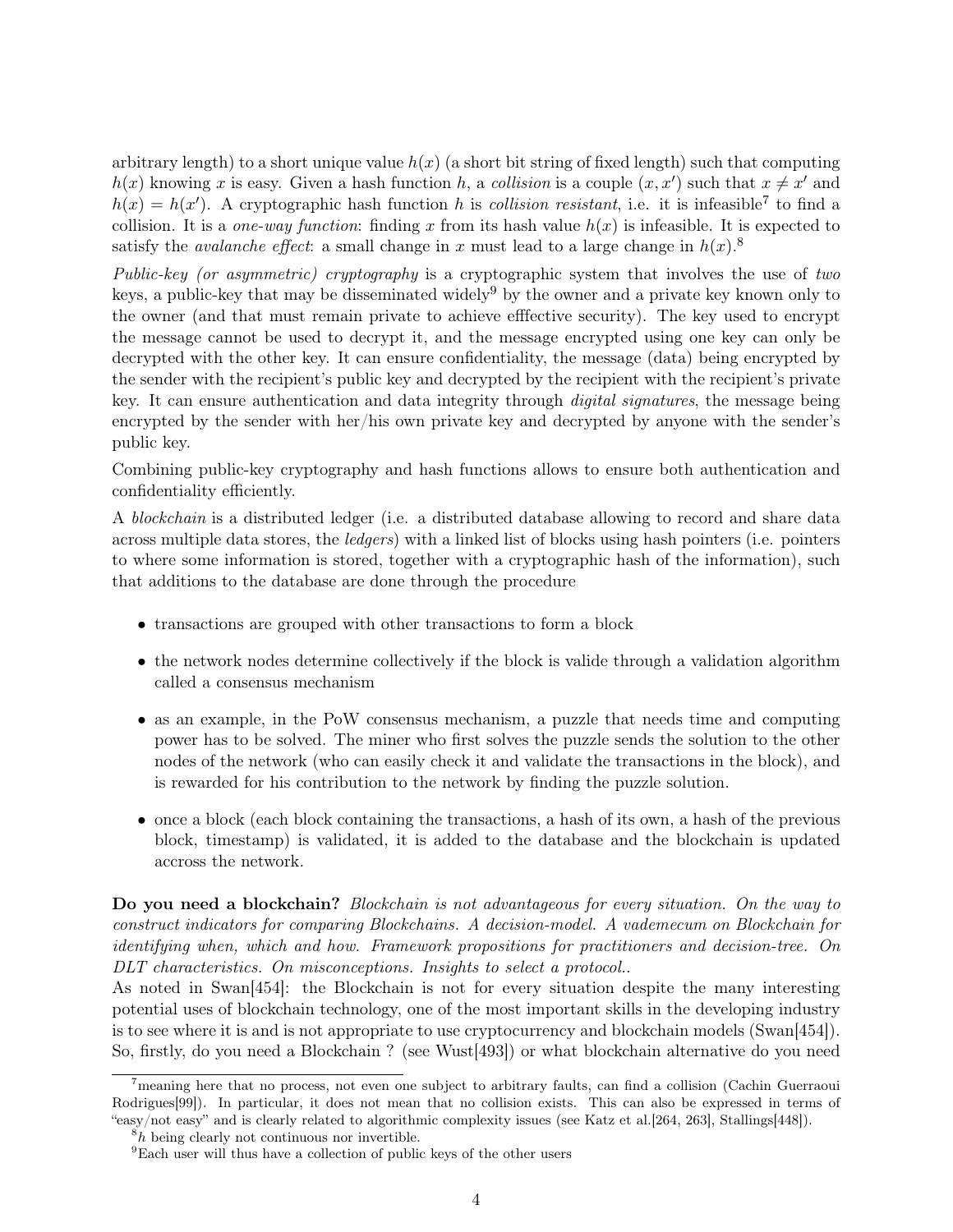arbitrary length) to a short unique value $h(x)$ (a short bit string of fixed length) such that computing $h(x)$ knowing $x$ is easy. Given a hash function $h$, a *collision* is a couple $(x, x')$ such that $x \neq x'$ and $h(x) = h(x')$. A cryptographic hash function $h$ is *collision resistant*, i.e. it is infeasible[7] to find a collision. It is a *one-way function*: finding $x$ from its hash value $h(x)$ is infeasible. It is expected to satisfy the *avalanche effect*: a small change in $x$ must lead to a large change in $h(x)$.[8]

*Public-key (or asymmetric) cryptography* is a cryptographic system that involves the use of *two* keys, a public-key that may be disseminated widely[9] by the owner and a private key known only to the owner (and that must remain private to achieve efffective security). The key used to encrypt the message cannot be used to decrypt it, and the message encrypted using one key can only be decrypted with the other key. It can ensure confidentiality, the message (data) being encrypted by the sender with the recipient's public key and decrypted by the recipient with the recipient's private key. It can ensure authentication and data integrity through *digital signatures*, the message being encrypted by the sender with her/his own private key and decrypted by anyone with the sender's public key.

Combining public-key cryptography and hash functions allows to ensure both authentication and confidentiality efficiently.

A *blockchain* is a distributed ledger (i.e. a distributed database allowing to record and share data across multiple data stores, the *ledgers*) with a linked list of blocks using hash pointers (i.e. pointers to where some information is stored, together with a cryptographic hash of the information), such that additions to the database are done through the procedure

- transactions are grouped with other transactions to form a block
- the network nodes determine collectively if the block is valide through a validation algorithm called a consensus mechanism
- as an example, in the PoW consensus mechanism, a puzzle that needs time and computing power has to be solved. The miner who first solves the puzzle sends the solution to the other nodes of the network (who can easily check it and validate the transactions in the block), and is rewarded for his contribution to the network by finding the puzzle solution.
- once a block (each block containing the transactions, a hash of its own, a hash of the previous block, timestamp) is validated, it is added to the database and the blockchain is updated accross the network.

**Do you need a blockchain?** *Blockchain is not advantageous for every situation. On the way to construct indicators for comparing Blockchains. A decision-model. A vademecum on Blockchain for identifying when, which and how. Framework propositions for practitioners and decision-tree. On DLT characteristics. On misconceptions. Insights to select a protocol..*
As noted in Swan[454]: the Blockchain is not for every situation despite the many interesting potential uses of blockchain technology, one of the most important skills in the developing industry is to see where it is and is not appropriate to use cryptocurrency and blockchain models (Swan[454]). So, firstly, do you need a Blockchain ? (see Wust[493]) or what blockchain alternative do you need

[7] meaning here that no process, not even one subject to arbitrary faults, can find a collision (Cachin Guerraoui Rodrigues[99]). In particular, it does not mean that no collision exists. This can also be expressed in terms of "easy/not easy" and is clearly related to algorithmic complexity issues (see Katz et al.[264, 263], Stallings[448]).

[8] $h$ being clearly not continuous nor invertible.

[9] Each user will thus have a collection of public keys of the other users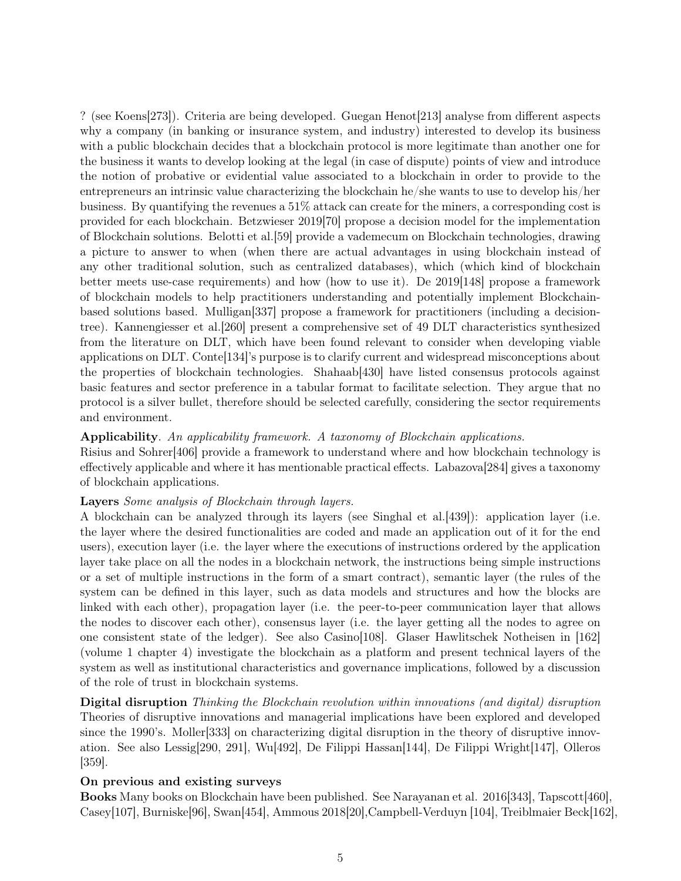? (see Koens[273]). Criteria are being developed. Guegan Henot[213] analyse from different aspects why a company (in banking or insurance system, and industry) interested to develop its business with a public blockchain decides that a blockchain protocol is more legitimate than another one for the business it wants to develop looking at the legal (in case of dispute) points of view and introduce the notion of probative or evidential value associated to a blockchain in order to provide to the entrepreneurs an intrinsic value characterizing the blockchain he/she wants to use to develop his/her business. By quantifying the revenues a 51% attack can create for the miners, a corresponding cost is provided for each blockchain. Betzwieser 2019[70] propose a decision model for the implementation of Blockchain solutions. Belotti et al.[59] provide a vademecum on Blockchain technologies, drawing a picture to answer to when (when there are actual advantages in using blockchain instead of any other traditional solution, such as centralized databases), which (which kind of blockchain better meets use-case requirements) and how (how to use it). De 2019[148] propose a framework of blockchain models to help practitioners understanding and potentially implement Blockchain-based solutions based. Mulligan[337] propose a framework for practitioners (including a decision-tree). Kannengiesser et al.[260] present a comprehensive set of 49 DLT characteristics synthesized from the literature on DLT, which have been found relevant to consider when developing viable applications on DLT. Conte[134]'s purpose is to clarify current and widespread misconceptions about the properties of blockchain technologies. Shahaab[430] have listed consensus protocols against basic features and sector preference in a tabular format to facilitate selection. They argue that no protocol is a silver bullet, therefore should be selected carefully, considering the sector requirements and environment.

**Applicability**. *An applicability framework. A taxonomy of Blockchain applications.*
Risius and Sohrer[406] provide a framework to understand where and how blockchain technology is effectively applicable and where it has mentionable practical effects. Labazova[284] gives a taxonomy of blockchain applications.

**Layers** *Some analysis of Blockchain through layers.*
A blockchain can be analyzed through its layers (see Singhal et al.[439]): application layer (i.e. the layer where the desired functionalities are coded and made an application out of it for the end users), execution layer (i.e. the layer where the executions of instructions ordered by the application layer take place on all the nodes in a blockchain network, the instructions being simple instructions or a set of multiple instructions in the form of a smart contract), semantic layer (the rules of the system can be defined in this layer, such as data models and structures and how the blocks are linked with each other), propagation layer (i.e. the peer-to-peer communication layer that allows the nodes to discover each other), consensus layer (i.e. the layer getting all the nodes to agree on one consistent state of the ledger). See also Casino[108]. Glaser Hawlitschek Notheisen in [162] (volume 1 chapter 4) investigate the blockchain as a platform and present technical layers of the system as well as institutional characteristics and governance implications, followed by a discussion of the role of trust in blockchain systems.

**Digital disruption** *Thinking the Blockchain revolution within innovations (and digital) disruption*
Theories of disruptive innovations and managerial implications have been explored and developed since the 1990's. Moller[333] on characterizing digital disruption in the theory of disruptive innovation. See also Lessig[290, 291], Wu[492], De Filippi Hassan[144], De Filippi Wright[147], Olleros [359].

**On previous and existing surveys**

**Books** Many books on Blockchain have been published. See Narayanan et al. 2016[343], Tapscott[460], Casey[107], Burniske[96], Swan[454], Ammous 2018[20],Campbell-Verduyn [104], Treiblmaier Beck[162],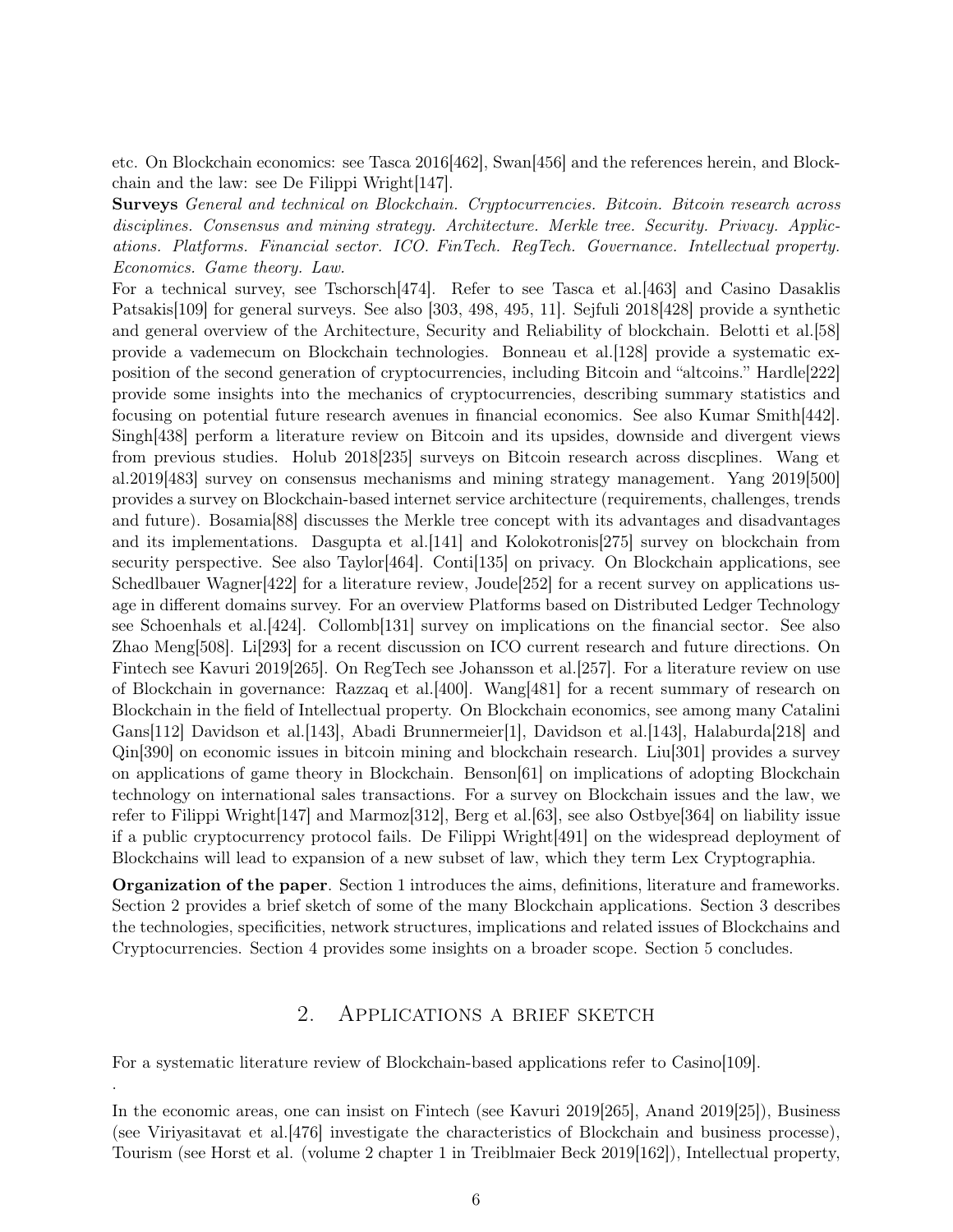etc. On Blockchain economics: see Tasca 2016[462], Swan[456] and the references herein, and Blockchain and the law: see De Filippi Wright[147].

**Surveys** *General and technical on Blockchain. Cryptocurrencies. Bitcoin. Bitcoin research across disciplines. Consensus and mining strategy. Architecture. Merkle tree. Security. Privacy. Applications. Platforms. Financial sector. ICO. FinTech. RegTech. Governance. Intellectual property. Economics. Game theory. Law.*

For a technical survey, see Tschorsch[474]. Refer to see Tasca et al.[463] and Casino Dasaklis Patsakis[109] for general surveys. See also [303, 498, 495, 11]. Sejfuli 2018[428] provide a synthetic and general overview of the Architecture, Security and Reliability of blockchain. Belotti et al.[58] provide a vademecum on Blockchain technologies. Bonneau et al.[128] provide a systematic exposition of the second generation of cryptocurrencies, including Bitcoin and "altcoins." Hardle[222] provide some insights into the mechanics of cryptocurrencies, describing summary statistics and focusing on potential future research avenues in financial economics. See also Kumar Smith[442]. Singh[438] perform a literature review on Bitcoin and its upsides, downside and divergent views from previous studies. Holub 2018[235] surveys on Bitcoin research across discplines. Wang et al.2019[483] survey on consensus mechanisms and mining strategy management. Yang 2019[500] provides a survey on Blockchain-based internet service architecture (requirements, challenges, trends and future). Bosamia[88] discusses the Merkle tree concept with its advantages and disadvantages and its implementations. Dasgupta et al.[141] and Kolokotronis[275] survey on blockchain from security perspective. See also Taylor[464]. Conti[135] on privacy. On Blockchain applications, see Schedlbauer Wagner[422] for a literature review, Joude[252] for a recent survey on applications usage in different domains survey. For an overview Platforms based on Distributed Ledger Technology see Schoenhals et al.[424]. Collomb[131] survey on implications on the financial sector. See also Zhao Meng[508]. Li[293] for a recent discussion on ICO current research and future directions. On Fintech see Kavuri 2019[265]. On RegTech see Johansson et al.[257]. For a literature review on use of Blockchain in governance: Razzaq et al.[400]. Wang[481] for a recent summary of research on Blockchain in the field of Intellectual property. On Blockchain economics, see among many Catalini Gans[112] Davidson et al.[143], Abadi Brunnermeier[1], Davidson et al.[143], Halaburda[218] and Qin[390] on economic issues in bitcoin mining and blockchain research. Liu[301] provides a survey on applications of game theory in Blockchain. Benson[61] on implications of adopting Blockchain technology on international sales transactions. For a survey on Blockchain issues and the law, we refer to Filippi Wright[147] and Marmoz[312], Berg et al.[63], see also Ostbye[364] on liability issue if a public cryptocurrency protocol fails. De Filippi Wright[491] on the widespread deployment of Blockchains will lead to expansion of a new subset of law, which they term Lex Cryptographia.

**Organization of the paper**. Section 1 introduces the aims, definitions, literature and frameworks. Section 2 provides a brief sketch of some of the many Blockchain applications. Section 3 describes the technologies, specificities, network structures, implications and related issues of Blockchains and Cryptocurrencies. Section 4 provides some insights on a broader scope. Section 5 concludes.

## 2. Applications a brief sketch

For a systematic literature review of Blockchain-based applications refer to Casino[109].

.

In the economic areas, one can insist on Fintech (see Kavuri 2019[265], Anand 2019[25]), Business (see Viriyasitavat et al.[476] investigate the characteristics of Blockchain and business processe), Tourism (see Horst et al. (volume 2 chapter 1 in Treiblmaier Beck 2019[162]), Intellectual property,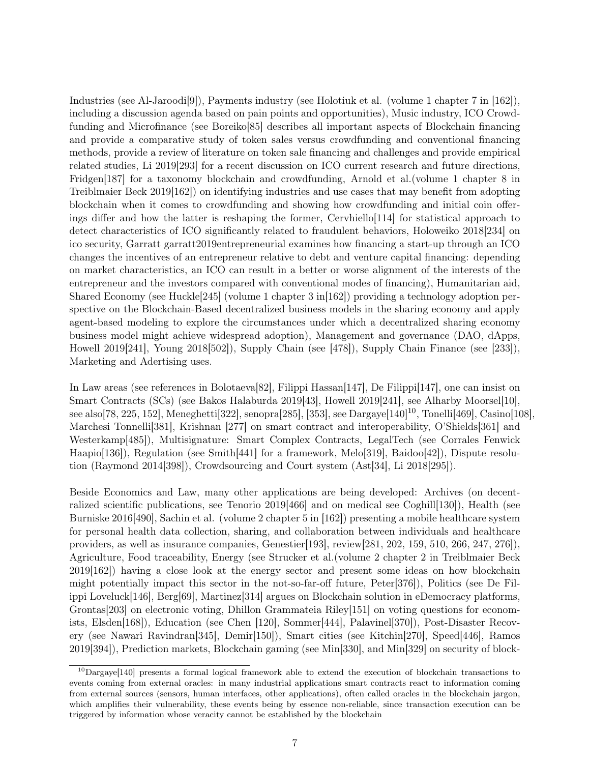Industries (see Al-Jaroodi[9]), Payments industry (see Holotiuk et al. (volume 1 chapter 7 in [162]), including a discussion agenda based on pain points and opportunities), Music industry, ICO Crowdfunding and Microfinance (see Boreiko[85] describes all important aspects of Blockchain financing and provide a comparative study of token sales versus crowdfunding and conventional financing methods, provide a review of literature on token sale financing and challenges and provide empirical related studies, Li 2019[293] for a recent discussion on ICO current research and future directions, Fridgen[187] for a taxonomy blockchain and crowdfunding, Arnold et al.(volume 1 chapter 8 in Treiblmaier Beck 2019[162]) on identifying industries and use cases that may benefit from adopting blockchain when it comes to crowdfunding and showing how crowdfunding and initial coin offerings differ and how the latter is reshaping the former, Cervhiello[114] for statistical approach to detect characteristics of ICO significantly related to fraudulent behaviors, Holoweiko 2018[234] on ico security, Garratt garratt2019entrepreneurial examines how financing a start-up through an ICO changes the incentives of an entrepreneur relative to debt and venture capital financing: depending on market characteristics, an ICO can result in a better or worse alignment of the interests of the entrepreneur and the investors compared with conventional modes of financing), Humanitarian aid, Shared Economy (see Huckle[245] (volume 1 chapter 3 in[162]) providing a technology adoption perspective on the Blockchain-Based decentralized business models in the sharing economy and apply agent-based modeling to explore the circumstances under which a decentralized sharing economy business model might achieve widespread adoption), Management and governance (DAO, dApps, Howell 2019[241], Young 2018[502]), Supply Chain (see [478]), Supply Chain Finance (see [233]), Marketing and Adertising uses.

In Law areas (see references in Bolotaeva[82], Filippi Hassan[147], De Filippi[147], one can insist on Smart Contracts (SCs) (see Bakos Halaburda 2019[43], Howell 2019[241], see Alharby Moorsel[10], see also[78, 225, 152], Meneghetti[322], senopra[285], [353], see Dargaye[140][10], Tonelli[469], Casino[108], Marchesi Tonnelli[381], Krishnan [277] on smart contract and interoperability, O'Shields[361] and Westerkamp[485]), Multisignature: Smart Complex Contracts, LegalTech (see Corrales Fenwick Haapio[136]), Regulation (see Smith[441] for a framework, Melo[319], Baidoo[42]), Dispute resolution (Raymond 2014[398]), Crowdsourcing and Court system (Ast[34], Li 2018[295]).

Beside Economics and Law, many other applications are being developed: Archives (on decentralized scientific publications, see Tenorio 2019[466] and on medical see Coghill[130]), Health (see Burniske 2016[490], Sachin et al. (volume 2 chapter 5 in [162]) presenting a mobile healthcare system for personal health data collection, sharing, and collaboration between individuals and healthcare providers, as well as insurance companies, Genestier[193], review[281, 202, 159, 510, 266, 247, 276]), Agriculture, Food traceability, Energy (see Strucker et al.(volume 2 chapter 2 in Treiblmaier Beck 2019[162]) having a close look at the energy sector and present some ideas on how blockchain might potentially impact this sector in the not-so-far-off future, Peter[376]), Politics (see De Filippi Loveluck[146], Berg[69], Martinez[314] argues on Blockchain solution in eDemocracy platforms, Grontas[203] on electronic voting, Dhillon Grammateia Riley[151] on voting questions for economists, Elsden[168]), Education (see Chen [120], Sommer[444], Palavinel[370]), Post-Disaster Recovery (see Nawari Ravindran[345], Demir[150]), Smart cities (see Kitchin[270], Speed[446], Ramos 2019[394]), Prediction markets, Blockchain gaming (see Min[330], and Min[329] on security of block-

[10]Dargaye[140] presents a formal logical framework able to extend the execution of blockchain transactions to events coming from external oracles: in many industrial applications smart contracts react to information coming from external sources (sensors, human interfaces, other applications), often called oracles in the blockchain jargon, which amplifies their vulnerability, these events being by essence non-reliable, since transaction execution can be triggered by information whose veracity cannot be established by the blockchain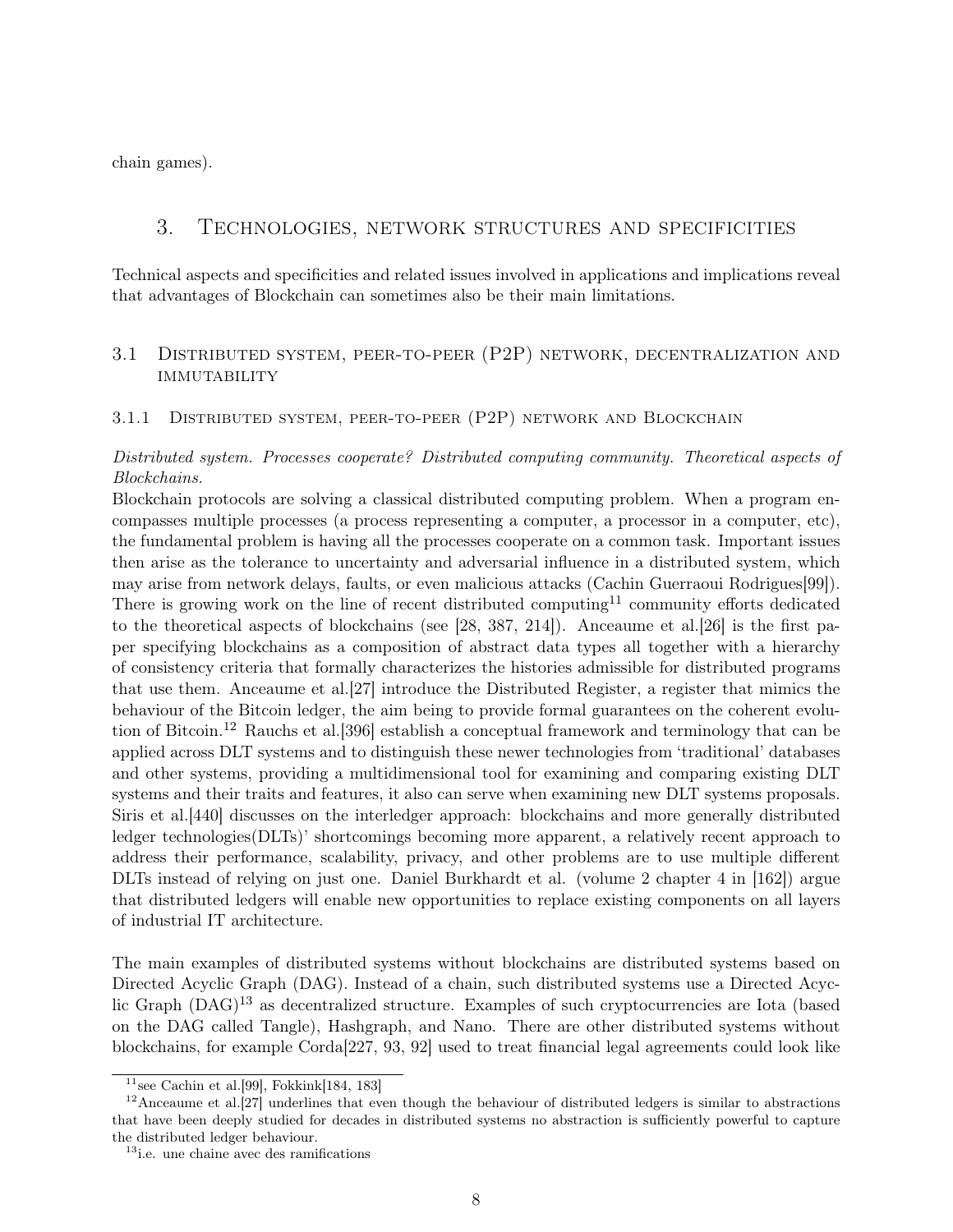chain games).

# 3. Technologies, network structures and specificities

Technical aspects and specificities and related issues involved in applications and implications reveal that advantages of Blockchain can sometimes also be their main limitations.

## 3.1 Distributed system, peer-to-peer (P2P) network, decentralization and immutability

### 3.1.1 Distributed system, peer-to-peer (P2P) network and Blockchain

*Distributed system. Processes cooperate? Distributed computing community. Theoretical aspects of Blockchains.*

Blockchain protocols are solving a classical distributed computing problem. When a program encompasses multiple processes (a process representing a computer, a processor in a computer, etc), the fundamental problem is having all the processes cooperate on a common task. Important issues then arise as the tolerance to uncertainty and adversarial influence in a distributed system, which may arise from network delays, faults, or even malicious attacks (Cachin Guerraoui Rodrigues[99]). There is growing work on the line of recent distributed computing[11] community efforts dedicated to the theoretical aspects of blockchains (see [28, 387, 214]). Anceaume et al.[26] is the first paper specifying blockchains as a composition of abstract data types all together with a hierarchy of consistency criteria that formally characterizes the histories admissible for distributed programs that use them. Anceaume et al.[27] introduce the Distributed Register, a register that mimics the behaviour of the Bitcoin ledger, the aim being to provide formal guarantees on the coherent evolution of Bitcoin.[12] Rauchs et al.[396] establish a conceptual framework and terminology that can be applied across DLT systems and to distinguish these newer technologies from 'traditional' databases and other systems, providing a multidimensional tool for examining and comparing existing DLT systems and their traits and features, it also can serve when examining new DLT systems proposals. Siris et al.[440] discusses on the interledger approach: blockchains and more generally distributed ledger technologies(DLTs)' shortcomings becoming more apparent, a relatively recent approach to address their performance, scalability, privacy, and other problems are to use multiple different DLTs instead of relying on just one. Daniel Burkhardt et al. (volume 2 chapter 4 in [162]) argue that distributed ledgers will enable new opportunities to replace existing components on all layers of industrial IT architecture.

The main examples of distributed systems without blockchains are distributed systems based on Directed Acyclic Graph (DAG). Instead of a chain, such distributed systems use a Directed Acyclic Graph (DAG)[13] as decentralized structure. Examples of such cryptocurrencies are Iota (based on the DAG called Tangle), Hashgraph, and Nano. There are other distributed systems without blockchains, for example Corda[227, 93, 92] used to treat financial legal agreements could look like

---

[11] see Cachin et al.[99], Fokkink[184, 183]

[12] Anceaume et al.[27] underlines that even though the behaviour of distributed ledgers is similar to abstractions that have been deeply studied for decades in distributed systems no abstraction is sufficiently powerful to capture the distributed ledger behaviour.

[13] i.e. une chaine avec des ramifications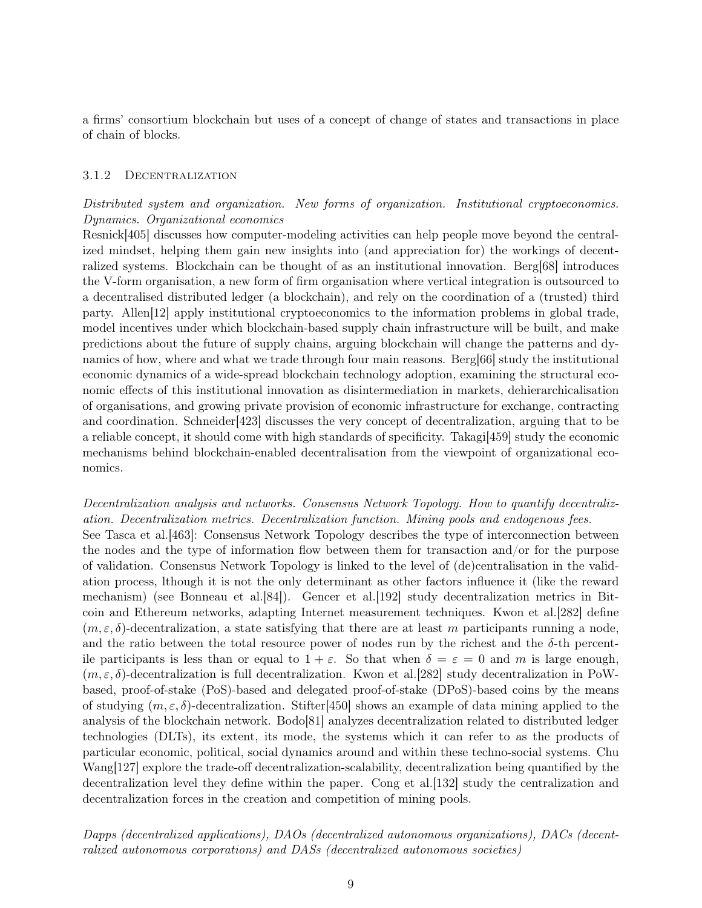a firms' consortium blockchain but uses of a concept of change of states and transactions in place of chain of blocks.

### 3.1.2 Decentralization

*Distributed system and organization. New forms of organization. Institutional cryptoeconomics. Dynamics. Organizational economics*

Resnick[405] discusses how computer-modeling activities can help people move beyond the centralized mindset, helping them gain new insights into (and appreciation for) the workings of decentralized systems. Blockchain can be thought of as an institutional innovation. Berg[68] introduces the V-form organisation, a new form of firm organisation where vertical integration is outsourced to a decentralised distributed ledger (a blockchain), and rely on the coordination of a (trusted) third party. Allen[12] apply institutional cryptoeconomics to the information problems in global trade, model incentives under which blockchain-based supply chain infrastructure will be built, and make predictions about the future of supply chains, arguing blockchain will change the patterns and dynamics of how, where and what we trade through four main reasons. Berg[66] study the institutional economic dynamics of a wide-spread blockchain technology adoption, examining the structural economic effects of this institutional innovation as disintermediation in markets, dehierarchicalisation of organisations, and growing private provision of economic infrastructure for exchange, contracting and coordination. Schneider[423] discusses the very concept of decentralization, arguing that to be a reliable concept, it should come with high standards of specificity. Takagi[459] study the economic mechanisms behind blockchain-enabled decentralisation from the viewpoint of organizational economics.

*Decentralization analysis and networks. Consensus Network Topology. How to quantify decentralization. Decentralization metrics. Decentralization function. Mining pools and endogenous fees.*

See Tasca et al.[463]: Consensus Network Topology describes the type of interconnection between the nodes and the type of information flow between them for transaction and/or for the purpose of validation. Consensus Network Topology is linked to the level of (de)centralisation in the validation process, lthough it is not the only determinant as other factors influence it (like the reward mechanism) (see Bonneau et al.[84]). Gencer et al.[192] study decentralization metrics in Bitcoin and Ethereum networks, adapting Internet measurement techniques. Kwon et al.[282] define $(m, \varepsilon, \delta)$-decentralization, a state satisfying that there are at least $m$ participants running a node, and the ratio between the total resource power of nodes run by the richest and the $\delta$-th percentile participants is less than or equal to $1 + \varepsilon$. So that when $\delta = \varepsilon = 0$ and $m$ is large enough, $(m, \varepsilon, \delta)$-decentralization is full decentralization. Kwon et al.[282] study decentralization in PoW-based, proof-of-stake (PoS)-based and delegated proof-of-stake (DPoS)-based coins by the means of studying $(m, \varepsilon, \delta)$-decentralization. Stifter[450] shows an example of data mining applied to the analysis of the blockchain network. Bodo[81] analyzes decentralization related to distributed ledger technologies (DLTs), its extent, its mode, the systems which it can refer to as the products of particular economic, political, social dynamics around and within these techno-social systems. Chu Wang[127] explore the trade-off decentralization-scalability, decentralization being quantified by the decentralization level they define within the paper. Cong et al.[132] study the centralization and decentralization forces in the creation and competition of mining pools.

*Dapps (decentralized applications), DAOs (decentralized autonomous organizations), DACs (decentralized autonomous corporations) and DASs (decentralized autonomous societies)*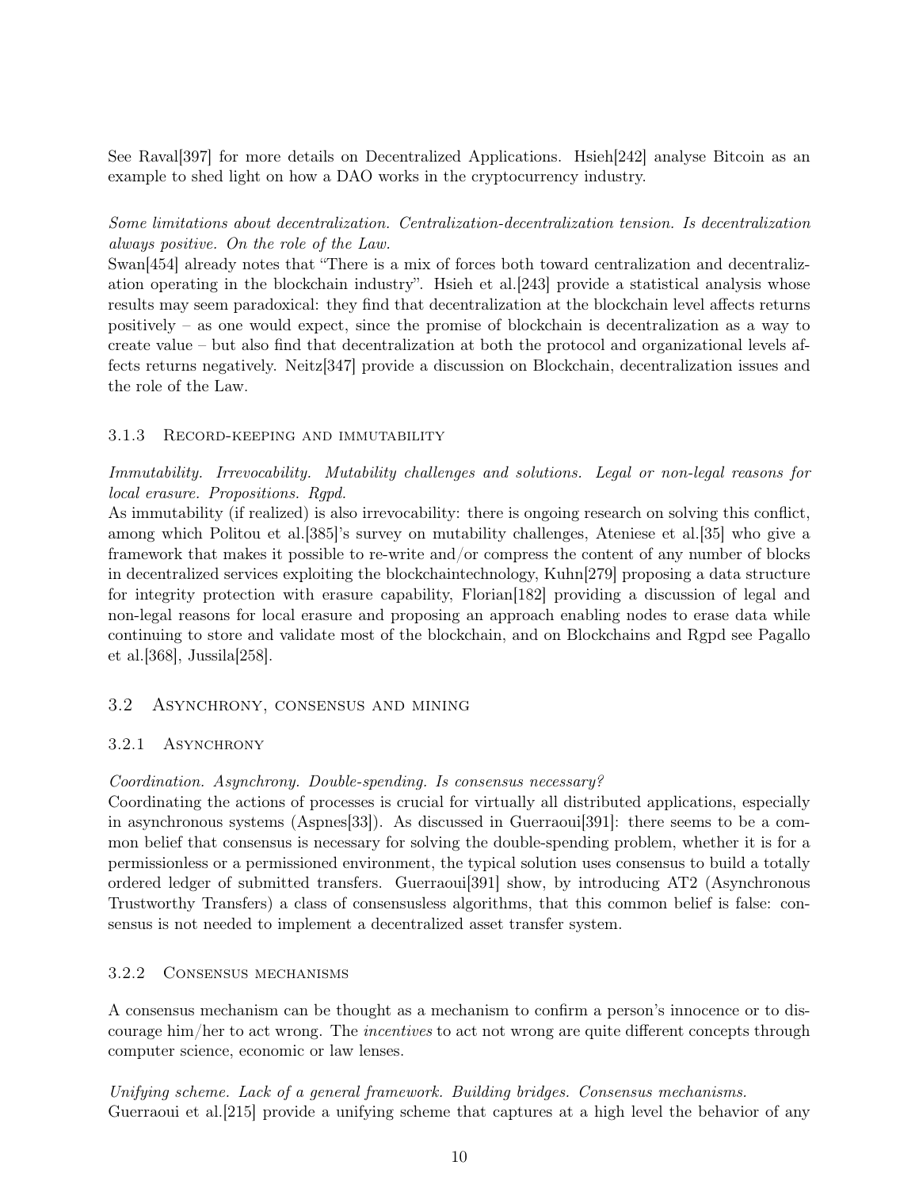See Raval[397] for more details on Decentralized Applications. Hsieh[242] analyse Bitcoin as an example to shed light on how a DAO works in the cryptocurrency industry.

*Some limitations about decentralization. Centralization-decentralization tension. Is decentralization always positive. On the role of the Law.*
Swan[454] already notes that "There is a mix of forces both toward centralization and decentralization operating in the blockchain industry". Hsieh et al.[243] provide a statistical analysis whose results may seem paradoxical: they find that decentralization at the blockchain level affects returns positively – as one would expect, since the promise of blockchain is decentralization as a way to create value – but also find that decentralization at both the protocol and organizational levels affects returns negatively. Neitz[347] provide a discussion on Blockchain, decentralization issues and the role of the Law.

### 3.1.3 Record-keeping and immutability

*Immutability. Irrevocability. Mutability challenges and solutions. Legal or non-legal reasons for local erasure. Propositions. Rgpd.*
As immutability (if realized) is also irrevocability: there is ongoing research on solving this conflict, among which Politou et al.[385]'s survey on mutability challenges, Ateniese et al.[35] who give a framework that makes it possible to re-write and/or compress the content of any number of blocks in decentralized services exploiting the blockchaintechnology, Kuhn[279] proposing a data structure for integrity protection with erasure capability, Florian[182] providing a discussion of legal and non-legal reasons for local erasure and proposing an approach enabling nodes to erase data while continuing to store and validate most of the blockchain, and on Blockchains and Rgpd see Pagallo et al.[368], Jussila[258].

## 3.2 Asynchrony, consensus and mining

### 3.2.1 Asynchrony

*Coordination. Asynchrony. Double-spending. Is consensus necessary?*
Coordinating the actions of processes is crucial for virtually all distributed applications, especially in asynchronous systems (Aspnes[33]). As discussed in Guerraoui[391]: there seems to be a common belief that consensus is necessary for solving the double-spending problem, whether it is for a permissionless or a permissioned environment, the typical solution uses consensus to build a totally ordered ledger of submitted transfers. Guerraoui[391] show, by introducing AT2 (Asynchronous Trustworthy Transfers) a class of consensusless algorithms, that this common belief is false: consensus is not needed to implement a decentralized asset transfer system.

### 3.2.2 Consensus mechanisms

A consensus mechanism can be thought as a mechanism to confirm a person's innocence or to discourage him/her to act wrong. The *incentives* to act not wrong are quite different concepts through computer science, economic or law lenses.

*Unifying scheme. Lack of a general framework. Building bridges. Consensus mechanisms.*
Guerraoui et al.[215] provide a unifying scheme that captures at a high level the behavior of any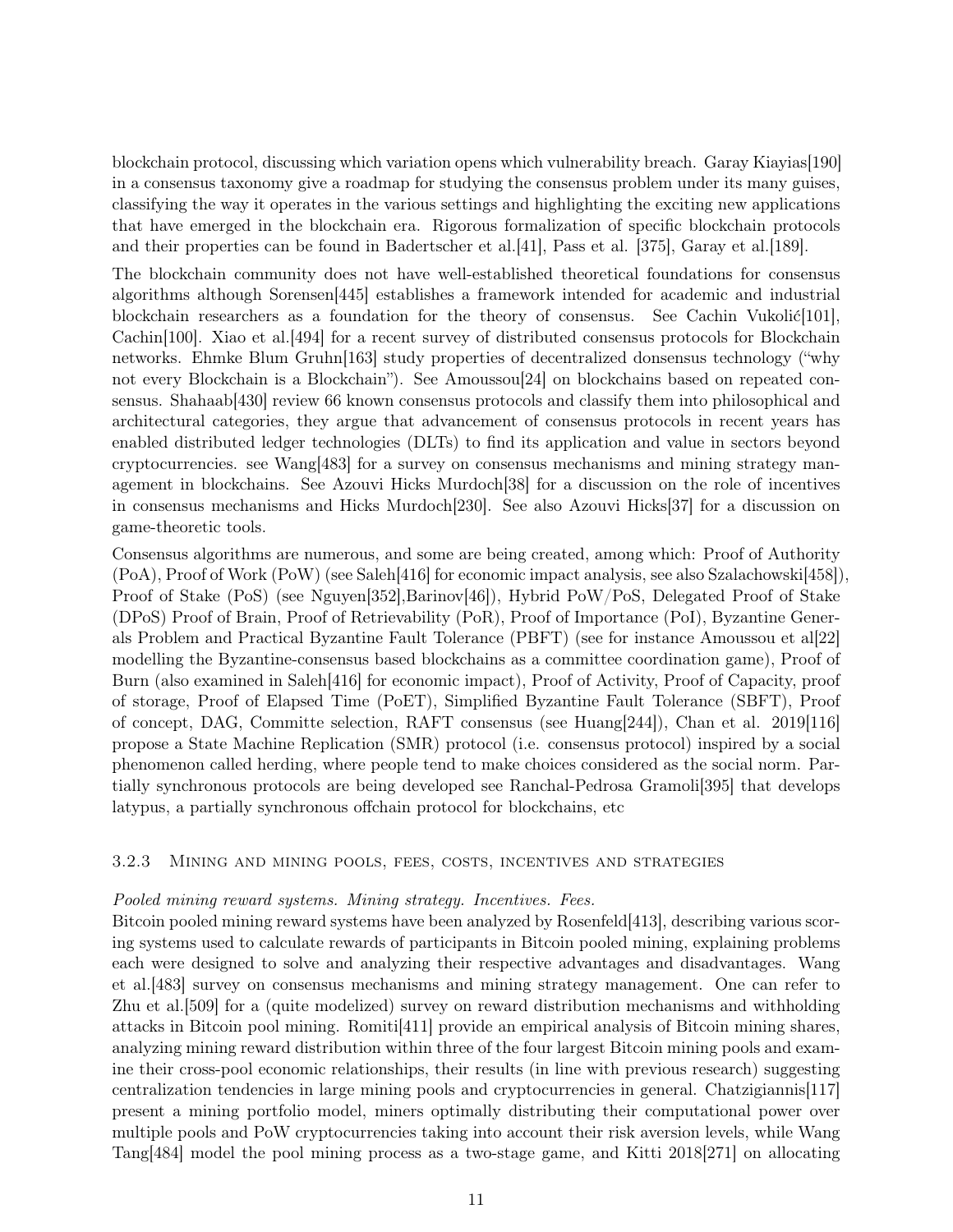blockchain protocol, discussing which variation opens which vulnerability breach. Garay Kiayias[190] in a consensus taxonomy give a roadmap for studying the consensus problem under its many guises, classifying the way it operates in the various settings and highlighting the exciting new applications that have emerged in the blockchain era. Rigorous formalization of specific blockchain protocols and their properties can be found in Badertscher et al.[41], Pass et al. [375], Garay et al.[189].

The blockchain community does not have well-established theoretical foundations for consensus algorithms although Sorensen[445] establishes a framework intended for academic and industrial blockchain researchers as a foundation for the theory of consensus. See Cachin Vukolić[101], Cachin[100]. Xiao et al.[494] for a recent survey of distributed consensus protocols for Blockchain networks. Ehmke Blum Gruhn[163] study properties of decentralized donsensus technology ("why not every Blockchain is a Blockchain"). See Amoussou[24] on blockchains based on repeated consensus. Shahaab[430] review 66 known consensus protocols and classify them into philosophical and architectural categories, they argue that advancement of consensus protocols in recent years has enabled distributed ledger technologies (DLTs) to find its application and value in sectors beyond cryptocurrencies. see Wang[483] for a survey on consensus mechanisms and mining strategy management in blockchains. See Azouvi Hicks Murdoch[38] for a discussion on the role of incentives in consensus mechanisms and Hicks Murdoch[230]. See also Azouvi Hicks[37] for a discussion on game-theoretic tools.

Consensus algorithms are numerous, and some are being created, among which: Proof of Authority (PoA), Proof of Work (PoW) (see Saleh[416] for economic impact analysis, see also Szalachowski[458]), Proof of Stake (PoS) (see Nguyen[352],Barinov[46]), Hybrid PoW/PoS, Delegated Proof of Stake (DPoS) Proof of Brain, Proof of Retrievability (PoR), Proof of Importance (PoI), Byzantine Generals Problem and Practical Byzantine Fault Tolerance (PBFT) (see for instance Amoussou et al[22] modelling the Byzantine-consensus based blockchains as a committee coordination game), Proof of Burn (also examined in Saleh[416] for economic impact), Proof of Activity, Proof of Capacity, proof of storage, Proof of Elapsed Time (PoET), Simplified Byzantine Fault Tolerance (SBFT), Proof of concept, DAG, Committe selection, RAFT consensus (see Huang[244]), Chan et al. 2019[116] propose a State Machine Replication (SMR) protocol (i.e. consensus protocol) inspired by a social phenomenon called herding, where people tend to make choices considered as the social norm. Partially synchronous protocols are being developed see Ranchal-Pedrosa Gramoli[395] that develops latypus, a partially synchronous offchain protocol for blockchains, etc

### 3.2.3 Mining and mining pools, fees, costs, incentives and strategies

*Pooled mining reward systems. Mining strategy. Incentives. Fees.*
Bitcoin pooled mining reward systems have been analyzed by Rosenfeld[413], describing various scoring systems used to calculate rewards of participants in Bitcoin pooled mining, explaining problems each were designed to solve and analyzing their respective advantages and disadvantages. Wang et al.[483] survey on consensus mechanisms and mining strategy management. One can refer to Zhu et al.[509] for a (quite modelized) survey on reward distribution mechanisms and withholding attacks in Bitcoin pool mining. Romiti[411] provide an empirical analysis of Bitcoin mining shares, analyzing mining reward distribution within three of the four largest Bitcoin mining pools and examine their cross-pool economic relationships, their results (in line with previous research) suggesting centralization tendencies in large mining pools and cryptocurrencies in general. Chatzigiannis[117] present a mining portfolio model, miners optimally distributing their computational power over multiple pools and PoW cryptocurrencies taking into account their risk aversion levels, while Wang Tang[484] model the pool mining process as a two-stage game, and Kitti 2018[271] on allocating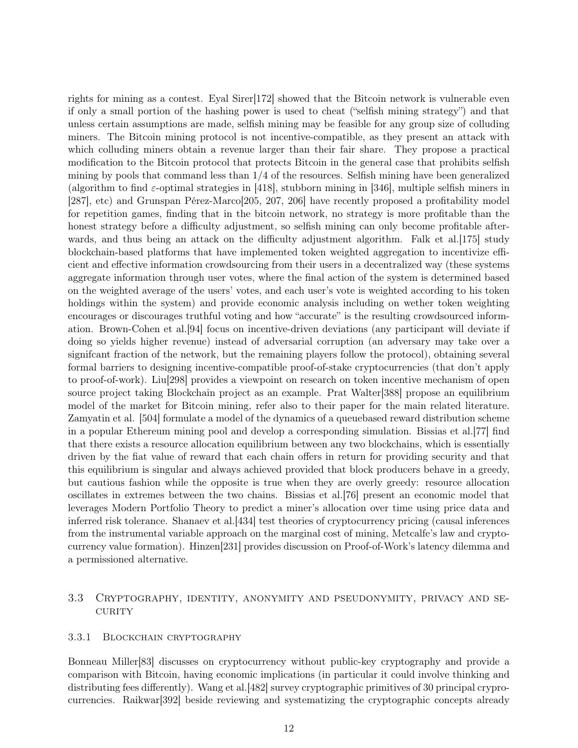rights for mining as a contest. Eyal Sirer[172] showed that the Bitcoin network is vulnerable even if only a small portion of the hashing power is used to cheat ("selfish mining strategy") and that unless certain assumptions are made, selfish mining may be feasible for any group size of colluding miners. The Bitcoin mining protocol is not incentive-compatible, as they present an attack with which colluding miners obtain a revenue larger than their fair share. They propose a practical modification to the Bitcoin protocol that protects Bitcoin in the general case that prohibits selfish mining by pools that command less than 1/4 of the resources. Selfish mining have been generalized (algorithm to find $\varepsilon$-optimal strategies in [418], stubborn mining in [346], multiple selfish miners in [287], etc) and Grunspan Pérez-Marco[205, 207, 206] have recently proposed a profitability model for repetition games, finding that in the bitcoin network, no strategy is more profitable than the honest strategy before a difficulty adjustment, so selfish mining can only become profitable afterwards, and thus being an attack on the difficulty adjustment algorithm. Falk et al.[175] study blockchain-based platforms that have implemented token weighted aggregation to incentivize efficient and effective information crowdsourcing from their users in a decentralized way (these systems aggregate information through user votes, where the final action of the system is determined based on the weighted average of the users' votes, and each user's vote is weighted according to his token holdings within the system) and provide economic analysis including on wether token weighting encourages or discourages truthful voting and how "accurate" is the resulting crowdsourced information. Brown-Cohen et al.[94] focus on incentive-driven deviations (any participant will deviate if doing so yields higher revenue) instead of adversarial corruption (an adversary may take over a signifcant fraction of the network, but the remaining players follow the protocol), obtaining several formal barriers to designing incentive-compatible proof-of-stake cryptocurrencies (that don't apply to proof-of-work). Liu[298] provides a viewpoint on research on token incentive mechanism of open source project taking Blockchain project as an example. Prat Walter[388] propose an equilibrium model of the market for Bitcoin mining, refer also to their paper for the main related literature. Zamyatin et al. [504] formulate a model of the dynamics of a queuebased reward distribution scheme in a popular Ethereum mining pool and develop a corresponding simulation. Bissias et al.[77] find that there exists a resource allocation equilibrium between any two blockchains, which is essentially driven by the fiat value of reward that each chain offers in return for providing security and that this equilibrium is singular and always achieved provided that block producers behave in a greedy, but cautious fashion while the opposite is true when they are overly greedy: resource allocation oscillates in extremes between the two chains. Bissias et al.[76] present an economic model that leverages Modern Portfolio Theory to predict a miner's allocation over time using price data and inferred risk tolerance. Shanaev et al.[434] test theories of cryptocurrency pricing (causal inferences from the instrumental variable approach on the marginal cost of mining, Metcalfe's law and cryptocurrency value formation). Hinzen[231] provides discussion on Proof-of-Work's latency dilemma and a permissioned alternative.

## 3.3 Cryptography, identity, anonymity and pseudonymity, privacy and security

### 3.3.1 Blockchain cryptography

Bonneau Miller[83] discusses on cryptocurrency without public-key cryptography and provide a comparison with Bitcoin, having economic implications (in particular it could involve thinking and distributing fees differently). Wang et al.[482] survey cryptographic primitives of 30 principal cryprocurrencies. Raikwar[392] beside reviewing and systematizing the cryptographic concepts already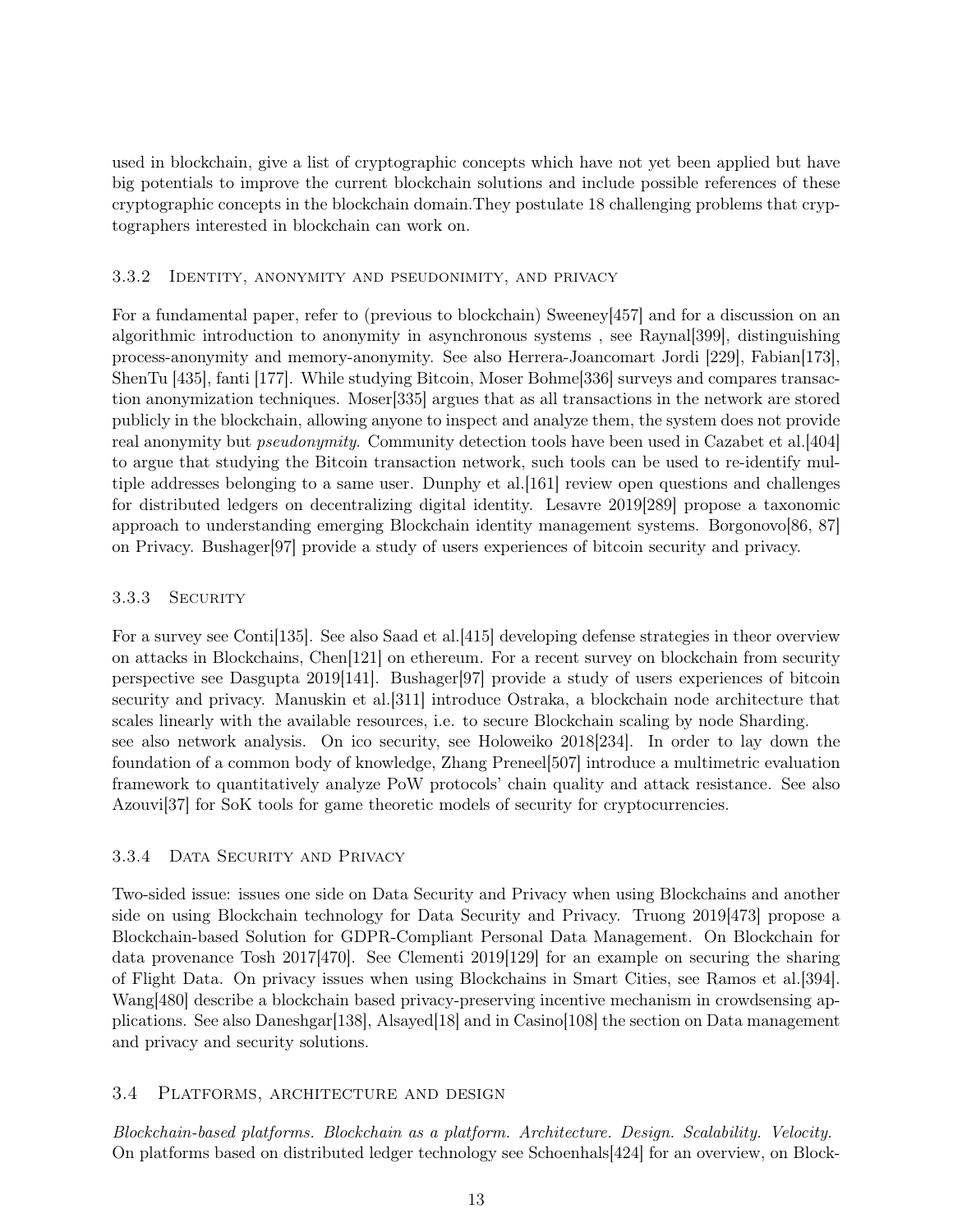used in blockchain, give a list of cryptographic concepts which have not yet been applied but have big potentials to improve the current blockchain solutions and include possible references of these cryptographic concepts in the blockchain domain.They postulate 18 challenging problems that cryptographers interested in blockchain can work on.

### 3.3.2 Identity, anonymity and pseudonimity, and privacy

For a fundamental paper, refer to (previous to blockchain) Sweeney[457] and for a discussion on an algorithmic introduction to anonymity in asynchronous systems , see Raynal[399], distinguishing process-anonymity and memory-anonymity. See also Herrera-Joancomart Jordi [229], Fabian[173], ShenTu [435], fanti [177]. While studying Bitcoin, Moser Bohme[336] surveys and compares transaction anonymization techniques. Moser[335] argues that as all transactions in the network are stored publicly in the blockchain, allowing anyone to inspect and analyze them, the system does not provide real anonymity but *pseudonymity*. Community detection tools have been used in Cazabet et al.[404] to argue that studying the Bitcoin transaction network, such tools can be used to re-identify multiple addresses belonging to a same user. Dunphy et al.[161] review open questions and challenges for distributed ledgers on decentralizing digital identity. Lesavre 2019[289] propose a taxonomic approach to understanding emerging Blockchain identity management systems. Borgonovo[86, 87] on Privacy. Bushager[97] provide a study of users experiences of bitcoin security and privacy.

### 3.3.3 Security

For a survey see Conti[135]. See also Saad et al.[415] developing defense strategies in theor overview on attacks in Blockchains, Chen[121] on ethereum. For a recent survey on blockchain from security perspective see Dasgupta 2019[141]. Bushager[97] provide a study of users experiences of bitcoin security and privacy. Manuskin et al.[311] introduce Ostraka, a blockchain node architecture that scales linearly with the available resources, i.e. to secure Blockchain scaling by node Sharding.
see also network analysis. On ico security, see Holoweiko 2018[234]. In order to lay down the foundation of a common body of knowledge, Zhang Preneel[507] introduce a multimetric evaluation framework to quantitatively analyze PoW protocols' chain quality and attack resistance. See also Azouvi[37] for SoK tools for game theoretic models of security for cryptocurrencies.

### 3.3.4 Data Security and Privacy

Two-sided issue: issues one side on Data Security and Privacy when using Blockchains and another side on using Blockchain technology for Data Security and Privacy. Truong 2019[473] propose a Blockchain-based Solution for GDPR-Compliant Personal Data Management. On Blockchain for data provenance Tosh 2017[470]. See Clementi 2019[129] for an example on securing the sharing of Flight Data. On privacy issues when using Blockchains in Smart Cities, see Ramos et al.[394]. Wang[480] describe a blockchain based privacy-preserving incentive mechanism in crowdsensing applications. See also Daneshgar[138], Alsayed[18] and in Casino[108] the section on Data management and privacy and security solutions.

## 3.4 Platforms, architecture and design

*Blockchain-based platforms. Blockchain as a platform. Architecture. Design. Scalability. Velocity.* On platforms based on distributed ledger technology see Schoenhals[424] for an overview, on Block-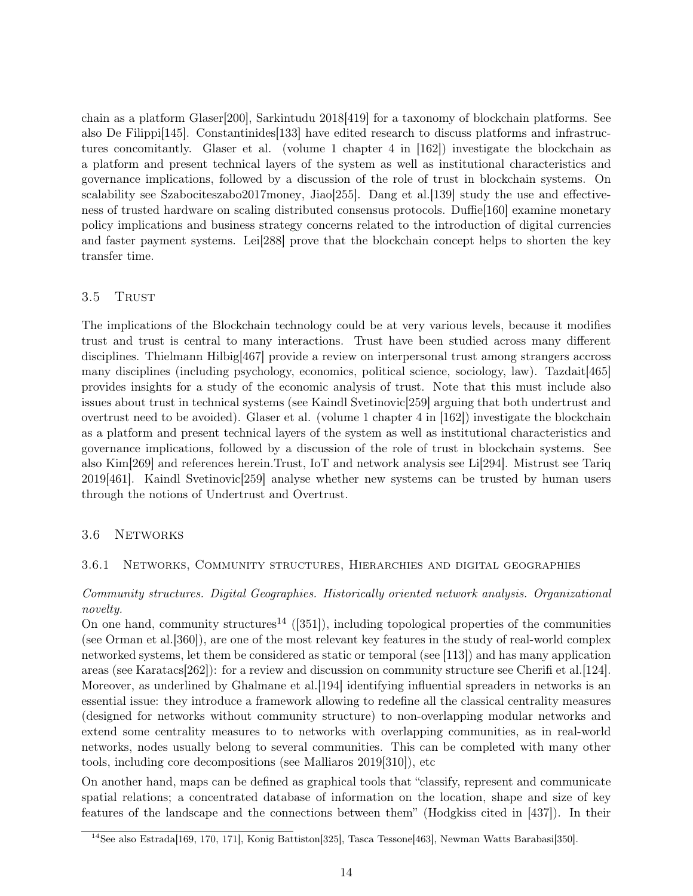chain as a platform Glaser[200], Sarkintudu 2018[419] for a taxonomy of blockchain platforms. See also De Filippi[145]. Constantinides[133] have edited research to discuss platforms and infrastructures concomitantly. Glaser et al. (volume 1 chapter 4 in [162]) investigate the blockchain as a platform and present technical layers of the system as well as institutional characteristics and governance implications, followed by a discussion of the role of trust in blockchain systems. On scalability see Szabociteszabo2017money, Jiao[255]. Dang et al.[139] study the use and effectiveness of trusted hardware on scaling distributed consensus protocols. Duffie[160] examine monetary policy implications and business strategy concerns related to the introduction of digital currencies and faster payment systems. Lei[288] prove that the blockchain concept helps to shorten the key transfer time.

## 3.5 Trust

The implications of the Blockchain technology could be at very various levels, because it modifies trust and trust is central to many interactions. Trust have been studied across many different disciplines. Thielmann Hilbig[467] provide a review on interpersonal trust among strangers accross many disciplines (including psychology, economics, political science, sociology, law). Tazdait[465] provides insights for a study of the economic analysis of trust. Note that this must include also issues about trust in technical systems (see Kaindl Svetinovic[259] arguing that both undertrust and overtrust need to be avoided). Glaser et al. (volume 1 chapter 4 in [162]) investigate the blockchain as a platform and present technical layers of the system as well as institutional characteristics and governance implications, followed by a discussion of the role of trust in blockchain systems. See also Kim[269] and references herein.Trust, IoT and network analysis see Li[294]. Mistrust see Tariq 2019[461]. Kaindl Svetinovic[259] analyse whether new systems can be trusted by human users through the notions of Undertrust and Overtrust.

## 3.6 Networks

### 3.6.1 Networks, Community structures, Hierarchies and digital geographies

*Community structures. Digital Geographies. Historically oriented network analysis. Organizational novelty.*

On one hand, community structures[14] ([351]), including topological properties of the communities (see Orman et al.[360]), are one of the most relevant key features in the study of real-world complex networked systems, let them be considered as static or temporal (see [113]) and has many application areas (see Karatacs[262]): for a review and discussion on community structure see Cherifi et al.[124]. Moreover, as underlined by Ghalmane et al.[194] identifying influential spreaders in networks is an essential issue: they introduce a framework allowing to redefine all the classical centrality measures (designed for networks without community structure) to non-overlapping modular networks and extend some centrality measures to to networks with overlapping communities, as in real-world networks, nodes usually belong to several communities. This can be completed with many other tools, including core decompositions (see Malliaros 2019[310]), etc

On another hand, maps can be defined as graphical tools that "classify, represent and communicate spatial relations; a concentrated database of information on the location, shape and size of key features of the landscape and the connections between them" (Hodgkiss cited in [437]). In their

[14] See also Estrada[169, 170, 171], Konig Battiston[325], Tasca Tessone[463], Newman Watts Barabasi[350].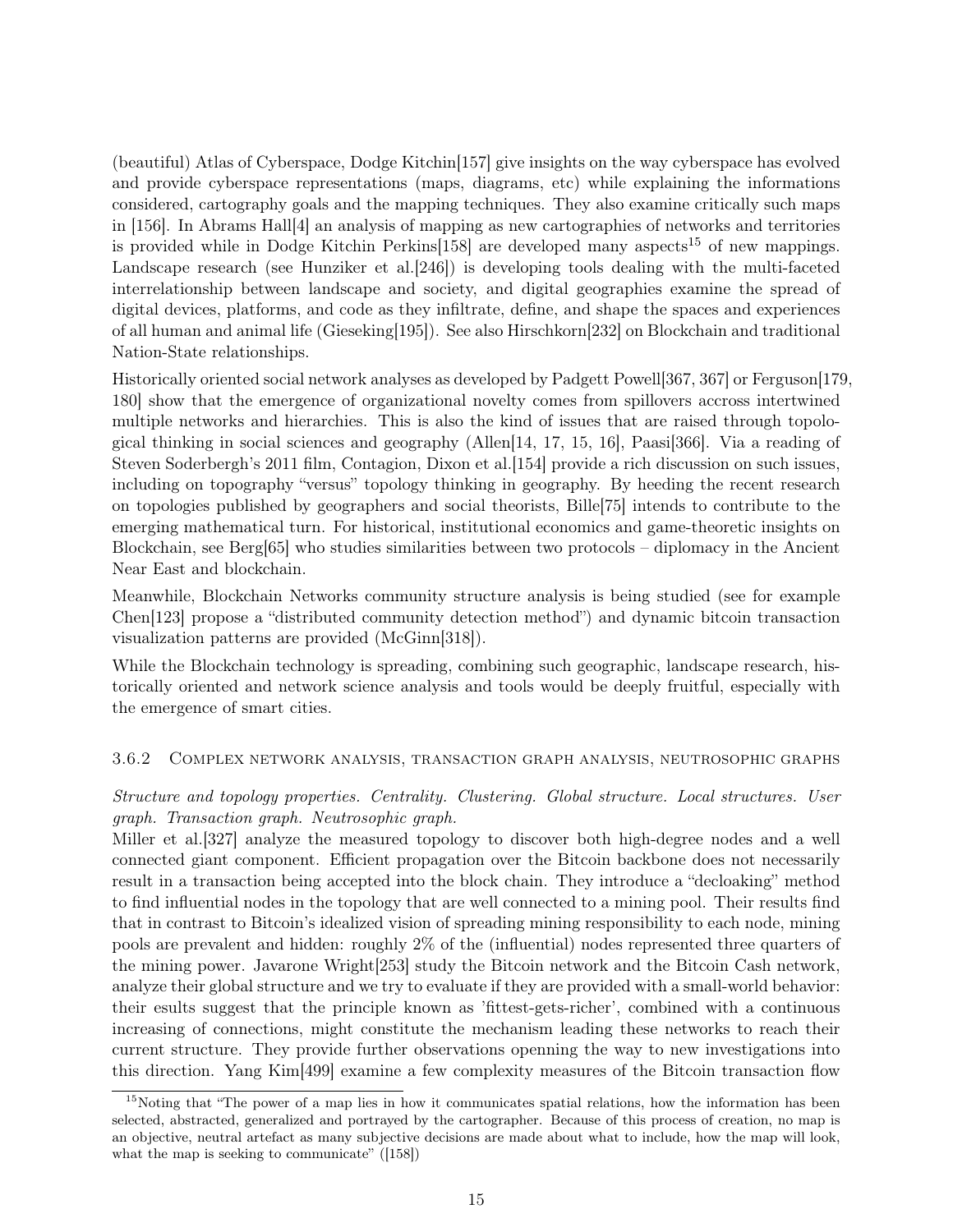(beautiful) Atlas of Cyberspace, Dodge Kitchin[157] give insights on the way cyberspace has evolved and provide cyberspace representations (maps, diagrams, etc) while explaining the informations considered, cartography goals and the mapping techniques. They also examine critically such maps in [156]. In Abrams Hall[4] an analysis of mapping as new cartographies of networks and territories is provided while in Dodge Kitchin Perkins[158] are developed many aspects[15] of new mappings. Landscape research (see Hunziker et al.[246]) is developing tools dealing with the multi-faceted interrelationship between landscape and society, and digital geographies examine the spread of digital devices, platforms, and code as they infiltrate, define, and shape the spaces and experiences of all human and animal life (Gieseking[195]). See also Hirschkorn[232] on Blockchain and traditional Nation-State relationships.

Historically oriented social network analyses as developed by Padgett Powell[367, 367] or Ferguson[179, 180] show that the emergence of organizational novelty comes from spillovers accross intertwined multiple networks and hierarchies. This is also the kind of issues that are raised through topological thinking in social sciences and geography (Allen[14, 17, 15, 16], Paasi[366]. Via a reading of Steven Soderbergh's 2011 film, Contagion, Dixon et al.[154] provide a rich discussion on such issues, including on topography "versus" topology thinking in geography. By heeding the recent research on topologies published by geographers and social theorists, Bille[75] intends to contribute to the emerging mathematical turn. For historical, institutional economics and game-theoretic insights on Blockchain, see Berg[65] who studies similarities between two protocols – diplomacy in the Ancient Near East and blockchain.

Meanwhile, Blockchain Networks community structure analysis is being studied (see for example Chen[123] propose a "distributed community detection method") and dynamic bitcoin transaction visualization patterns are provided (McGinn[318]).

While the Blockchain technology is spreading, combining such geographic, landscape research, historically oriented and network science analysis and tools would be deeply fruitful, especially with the emergence of smart cities.

### 3.6.2 Complex network analysis, transaction graph analysis, neutrosophic graphs

*Structure and topology properties. Centrality. Clustering. Global structure. Local structures. User graph. Transaction graph. Neutrosophic graph.*

Miller et al.[327] analyze the measured topology to discover both high-degree nodes and a well connected giant component. Efficient propagation over the Bitcoin backbone does not necessarily result in a transaction being accepted into the block chain. They introduce a "decloaking" method to find influential nodes in the topology that are well connected to a mining pool. Their results find that in contrast to Bitcoin's idealized vision of spreading mining responsibility to each node, mining pools are prevalent and hidden: roughly 2% of the (influential) nodes represented three quarters of the mining power. Javarone Wright[253] study the Bitcoin network and the Bitcoin Cash network, analyze their global structure and we try to evaluate if they are provided with a small-world behavior: their esults suggest that the principle known as 'fittest-gets-richer', combined with a continuous increasing of connections, might constitute the mechanism leading these networks to reach their current structure. They provide further observations openning the way to new investigations into this direction. Yang Kim[499] examine a few complexity measures of the Bitcoin transaction flow

[15] Noting that "The power of a map lies in how it communicates spatial relations, how the information has been selected, abstracted, generalized and portrayed by the cartographer. Because of this process of creation, no map is an objective, neutral artefact as many subjective decisions are made about what to include, how the map will look, what the map is seeking to communicate" ([158])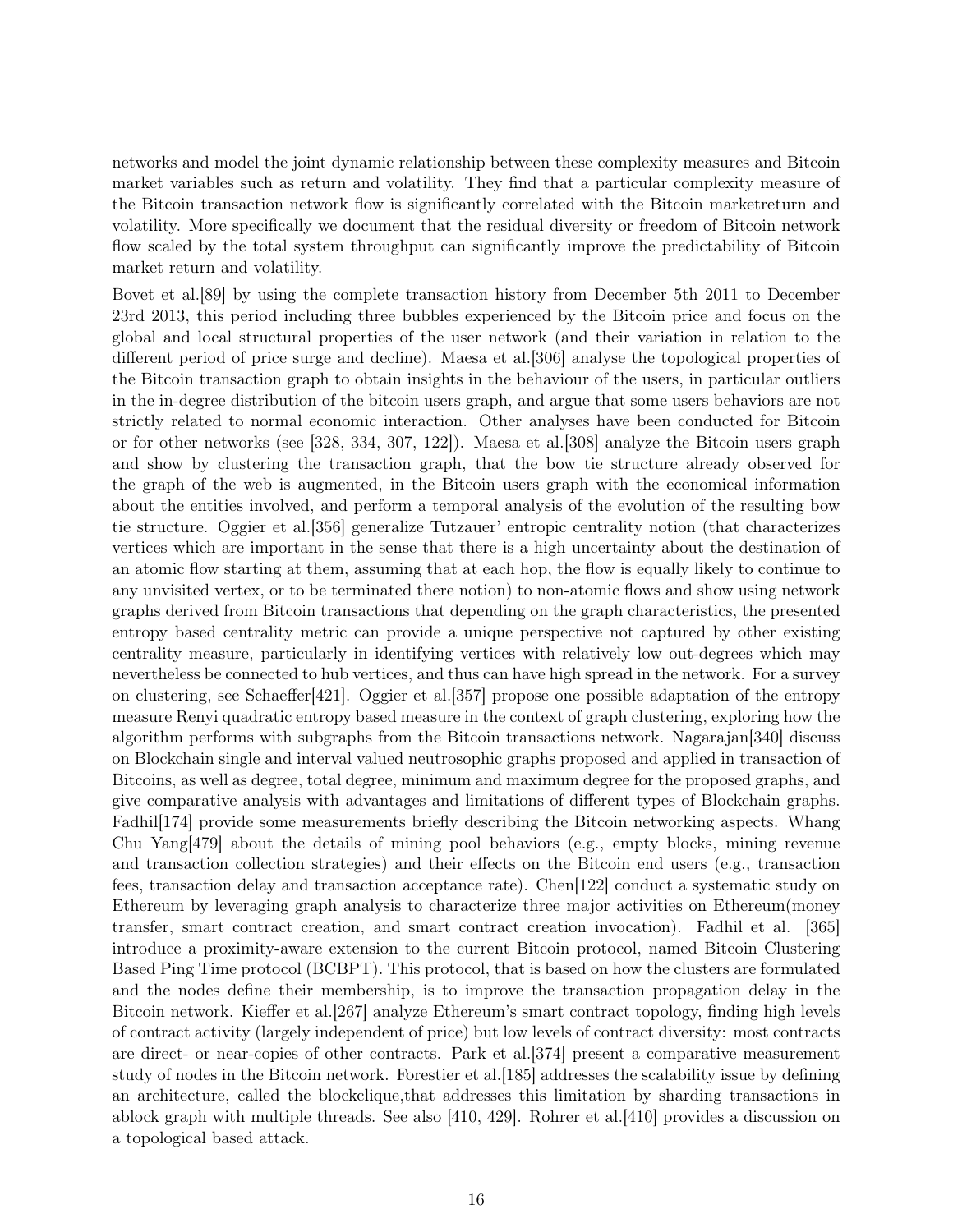networks and model the joint dynamic relationship between these complexity measures and Bitcoin market variables such as return and volatility. They find that a particular complexity measure of the Bitcoin transaction network flow is significantly correlated with the Bitcoin marketreturn and volatility. More specifically we document that the residual diversity or freedom of Bitcoin network flow scaled by the total system throughput can significantly improve the predictability of Bitcoin market return and volatility.

Bovet et al.[89] by using the complete transaction history from December 5th 2011 to December 23rd 2013, this period including three bubbles experienced by the Bitcoin price and focus on the global and local structural properties of the user network (and their variation in relation to the different period of price surge and decline). Maesa et al.[306] analyse the topological properties of the Bitcoin transaction graph to obtain insights in the behaviour of the users, in particular outliers in the in-degree distribution of the bitcoin users graph, and argue that some users behaviors are not strictly related to normal economic interaction. Other analyses have been conducted for Bitcoin or for other networks (see [328, 334, 307, 122]). Maesa et al.[308] analyze the Bitcoin users graph and show by clustering the transaction graph, that the bow tie structure already observed for the graph of the web is augmented, in the Bitcoin users graph with the economical information about the entities involved, and perform a temporal analysis of the evolution of the resulting bow tie structure. Oggier et al.[356] generalize Tutzauer' entropic centrality notion (that characterizes vertices which are important in the sense that there is a high uncertainty about the destination of an atomic flow starting at them, assuming that at each hop, the flow is equally likely to continue to any unvisited vertex, or to be terminated there notion) to non-atomic flows and show using network graphs derived from Bitcoin transactions that depending on the graph characteristics, the presented entropy based centrality metric can provide a unique perspective not captured by other existing centrality measure, particularly in identifying vertices with relatively low out-degrees which may nevertheless be connected to hub vertices, and thus can have high spread in the network. For a survey on clustering, see Schaeffer[421]. Oggier et al.[357] propose one possible adaptation of the entropy measure Renyi quadratic entropy based measure in the context of graph clustering, exploring how the algorithm performs with subgraphs from the Bitcoin transactions network. Nagarajan[340] discuss on Blockchain single and interval valued neutrosophic graphs proposed and applied in transaction of Bitcoins, as well as degree, total degree, minimum and maximum degree for the proposed graphs, and give comparative analysis with advantages and limitations of different types of Blockchain graphs. Fadhil[174] provide some measurements briefly describing the Bitcoin networking aspects. Whang Chu Yang[479] about the details of mining pool behaviors (e.g., empty blocks, mining revenue and transaction collection strategies) and their effects on the Bitcoin end users (e.g., transaction fees, transaction delay and transaction acceptance rate). Chen[122] conduct a systematic study on Ethereum by leveraging graph analysis to characterize three major activities on Ethereum(money transfer, smart contract creation, and smart contract creation invocation). Fadhil et al. [365] introduce a proximity-aware extension to the current Bitcoin protocol, named Bitcoin Clustering Based Ping Time protocol (BCBPT). This protocol, that is based on how the clusters are formulated and the nodes define their membership, is to improve the transaction propagation delay in the Bitcoin network. Kieffer et al.[267] analyze Ethereum's smart contract topology, finding high levels of contract activity (largely independent of price) but low levels of contract diversity: most contracts are direct- or near-copies of other contracts. Park et al.[374] present a comparative measurement study of nodes in the Bitcoin network. Forestier et al.[185] addresses the scalability issue by defining an architecture, called the blockclique,that addresses this limitation by sharding transactions in ablock graph with multiple threads. See also [410, 429]. Rohrer et al.[410] provides a discussion on a topological based attack.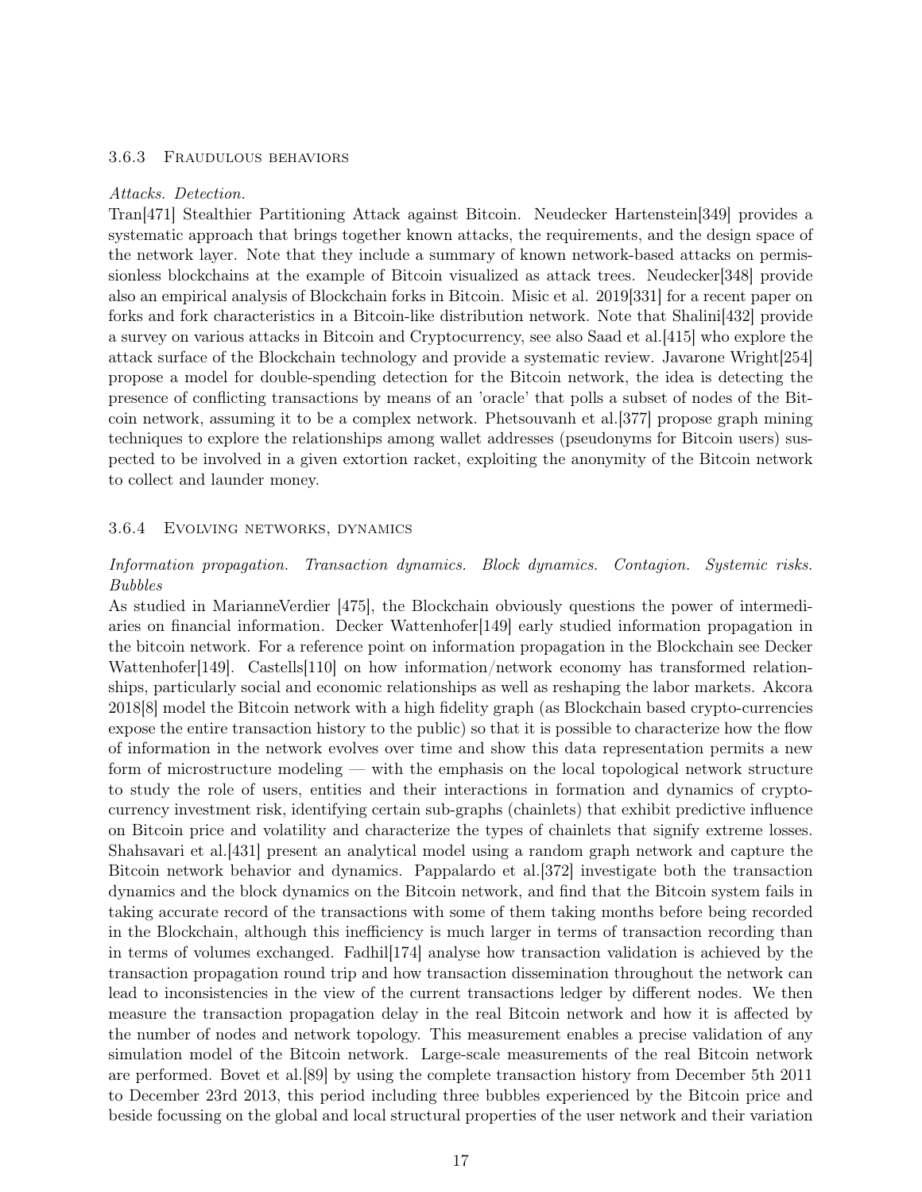#### 3.6.3 Fraudulous behaviors

*Attacks. Detection.*

Tran[471] Stealthier Partitioning Attack against Bitcoin. Neudecker Hartenstein[349] provides a systematic approach that brings together known attacks, the requirements, and the design space of the network layer. Note that they include a summary of known network-based attacks on permissionless blockchains at the example of Bitcoin visualized as attack trees. Neudecker[348] provide also an empirical analysis of Blockchain forks in Bitcoin. Misic et al. 2019[331] for a recent paper on forks and fork characteristics in a Bitcoin-like distribution network. Note that Shalini[432] provide a survey on various attacks in Bitcoin and Cryptocurrency, see also Saad et al.[415] who explore the attack surface of the Blockchain technology and provide a systematic review. Javarone Wright[254] propose a model for double-spending detection for the Bitcoin network, the idea is detecting the presence of conflicting transactions by means of an 'oracle' that polls a subset of nodes of the Bitcoin network, assuming it to be a complex network. Phetsouvanh et al.[377] propose graph mining techniques to explore the relationships among wallet addresses (pseudonyms for Bitcoin users) suspected to be involved in a given extortion racket, exploiting the anonymity of the Bitcoin network to collect and launder money.

#### 3.6.4 Evolving networks, dynamics

*Information propagation. Transaction dynamics. Block dynamics. Contagion. Systemic risks. Bubbles*

As studied in MarianneVerdier [475], the Blockchain obviously questions the power of intermediaries on financial information. Decker Wattenhofer[149] early studied information propagation in the bitcoin network. For a reference point on information propagation in the Blockchain see Decker Wattenhofer[149]. Castells[110] on how information/network economy has transformed relationships, particularly social and economic relationships as well as reshaping the labor markets. Akcora 2018[8] model the Bitcoin network with a high fidelity graph (as Blockchain based crypto-currencies expose the entire transaction history to the public) so that it is possible to characterize how the flow of information in the network evolves over time and show this data representation permits a new form of microstructure modeling — with the emphasis on the local topological network structure to study the role of users, entities and their interactions in formation and dynamics of cryptocurrency investment risk, identifying certain sub-graphs (chainlets) that exhibit predictive influence on Bitcoin price and volatility and characterize the types of chainlets that signify extreme losses. Shahsavari et al.[431] present an analytical model using a random graph network and capture the Bitcoin network behavior and dynamics. Pappalardo et al.[372] investigate both the transaction dynamics and the block dynamics on the Bitcoin network, and find that the Bitcoin system fails in taking accurate record of the transactions with some of them taking months before being recorded in the Blockchain, although this inefficiency is much larger in terms of transaction recording than in terms of volumes exchanged. Fadhil[174] analyse how transaction validation is achieved by the transaction propagation round trip and how transaction dissemination throughout the network can lead to inconsistencies in the view of the current transactions ledger by different nodes. We then measure the transaction propagation delay in the real Bitcoin network and how it is affected by the number of nodes and network topology. This measurement enables a precise validation of any simulation model of the Bitcoin network. Large-scale measurements of the real Bitcoin network are performed. Bovet et al.[89] by using the complete transaction history from December 5th 2011 to December 23rd 2013, this period including three bubbles experienced by the Bitcoin price and beside focussing on the global and local structural properties of the user network and their variation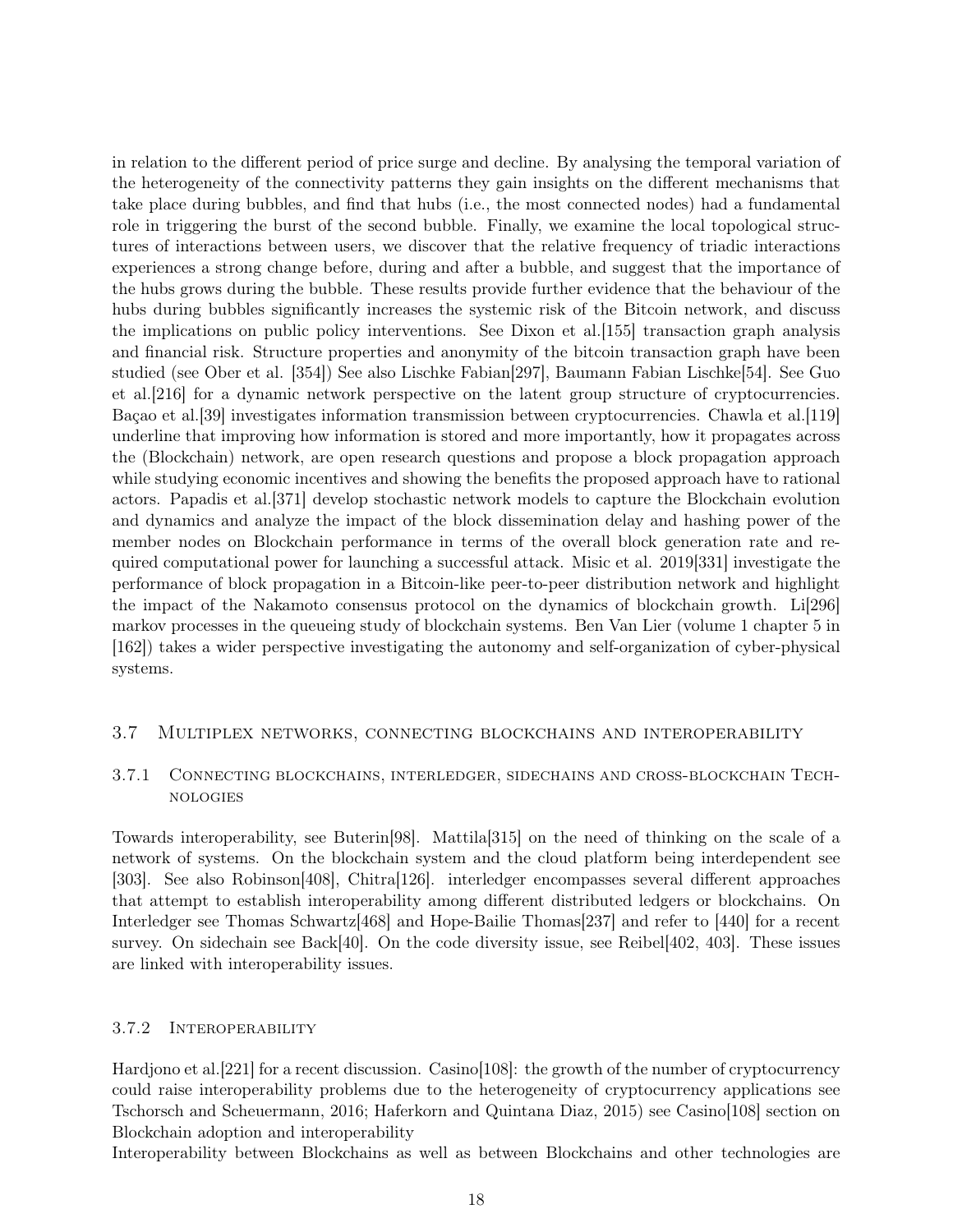in relation to the different period of price surge and decline. By analysing the temporal variation of the heterogeneity of the connectivity patterns they gain insights on the different mechanisms that take place during bubbles, and find that hubs (i.e., the most connected nodes) had a fundamental role in triggering the burst of the second bubble. Finally, we examine the local topological structures of interactions between users, we discover that the relative frequency of triadic interactions experiences a strong change before, during and after a bubble, and suggest that the importance of the hubs grows during the bubble. These results provide further evidence that the behaviour of the hubs during bubbles significantly increases the systemic risk of the Bitcoin network, and discuss the implications on public policy interventions. See Dixon et al.[155] transaction graph analysis and financial risk. Structure properties and anonymity of the bitcoin transaction graph have been studied (see Ober et al. [354]) See also Lischke Fabian[297], Baumann Fabian Lischke[54]. See Guo et al.[216] for a dynamic network perspective on the latent group structure of cryptocurrencies. Baçao et al.[39] investigates information transmission between cryptocurrencies. Chawla et al.[119] underline that improving how information is stored and more importantly, how it propagates across the (Blockchain) network, are open research questions and propose a block propagation approach while studying economic incentives and showing the benefits the proposed approach have to rational actors. Papadis et al.[371] develop stochastic network models to capture the Blockchain evolution and dynamics and analyze the impact of the block dissemination delay and hashing power of the member nodes on Blockchain performance in terms of the overall block generation rate and required computational power for launching a successful attack. Misic et al. 2019[331] investigate the performance of block propagation in a Bitcoin-like peer-to-peer distribution network and highlight the impact of the Nakamoto consensus protocol on the dynamics of blockchain growth. Li[296] markov processes in the queueing study of blockchain systems. Ben Van Lier (volume 1 chapter 5 in [162]) takes a wider perspective investigating the autonomy and self-organization of cyber-physical systems.

## 3.7 Multiplex networks, connecting blockchains and interoperability

### 3.7.1 Connecting blockchains, interledger, sidechains and cross-blockchain Technologies

Towards interoperability, see Buterin[98]. Mattila[315] on the need of thinking on the scale of a network of systems. On the blockchain system and the cloud platform being interdependent see [303]. See also Robinson[408], Chitra[126]. interledger encompasses several different approaches that attempt to establish interoperability among different distributed ledgers or blockchains. On Interledger see Thomas Schwartz[468] and Hope-Bailie Thomas[237] and refer to [440] for a recent survey. On sidechain see Back[40]. On the code diversity issue, see Reibel[402, 403]. These issues are linked with interoperability issues.

### 3.7.2 Interoperability

Hardjono et al.[221] for a recent discussion. Casino[108]: the growth of the number of cryptocurrency could raise interoperability problems due to the heterogeneity of cryptocurrency applications see Tschorsch and Scheuermann, 2016; Haferkorn and Quintana Diaz, 2015) see Casino[108] section on Blockchain adoption and interoperability

Interoperability between Blockchains as well as between Blockchains and other technologies are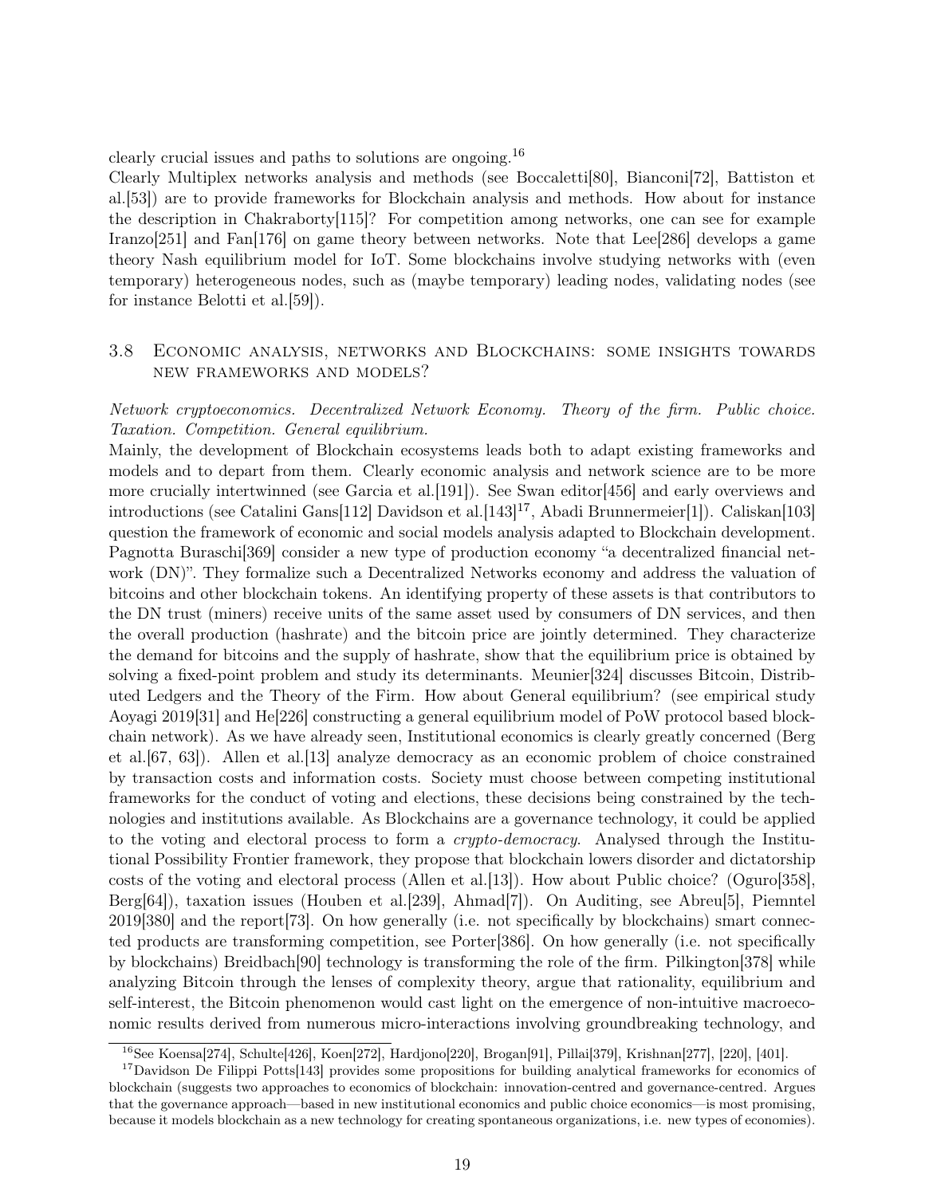clearly crucial issues and paths to solutions are ongoing.[16]

Clearly Multiplex networks analysis and methods (see Boccaletti[80], Bianconi[72], Battiston et al.[53]) are to provide frameworks for Blockchain analysis and methods. How about for instance the description in Chakraborty[115]? For competition among networks, one can see for example Iranzo[251] and Fan[176] on game theory between networks. Note that Lee[286] develops a game theory Nash equilibrium model for IoT. Some blockchains involve studying networks with (even temporary) heterogeneous nodes, such as (maybe temporary) leading nodes, validating nodes (see for instance Belotti et al.[59]).

### 3.8 Economic analysis, networks and Blockchains: some insights towards new frameworks and models?

*Network cryptoeconomics. Decentralized Network Economy. Theory of the firm. Public choice. Taxation. Competition. General equilibrium.*

Mainly, the development of Blockchain ecosystems leads both to adapt existing frameworks and models and to depart from them. Clearly economic analysis and network science are to be more more crucially intertwinned (see Garcia et al.[191]). See Swan editor[456] and early overviews and introductions (see Catalini Gans[112] Davidson et al.[143][17], Abadi Brunnermeier[1]). Caliskan[103] question the framework of economic and social models analysis adapted to Blockchain development. Pagnotta Buraschi[369] consider a new type of production economy "a decentralized financial network (DN)". They formalize such a Decentralized Networks economy and address the valuation of bitcoins and other blockchain tokens. An identifying property of these assets is that contributors to the DN trust (miners) receive units of the same asset used by consumers of DN services, and then the overall production (hashrate) and the bitcoin price are jointly determined. They characterize the demand for bitcoins and the supply of hashrate, show that the equilibrium price is obtained by solving a fixed-point problem and study its determinants. Meunier[324] discusses Bitcoin, Distributed Ledgers and the Theory of the Firm. How about General equilibrium? (see empirical study Aoyagi 2019[31] and He[226] constructing a general equilibrium model of PoW protocol based blockchain network). As we have already seen, Institutional economics is clearly greatly concerned (Berg et al.[67, 63]). Allen et al.[13] analyze democracy as an economic problem of choice constrained by transaction costs and information costs. Society must choose between competing institutional frameworks for the conduct of voting and elections, these decisions being constrained by the technologies and institutions available. As Blockchains are a governance technology, it could be applied to the voting and electoral process to form a *crypto-democracy*. Analysed through the Institutional Possibility Frontier framework, they propose that blockchain lowers disorder and dictatorship costs of the voting and electoral process (Allen et al.[13]). How about Public choice? (Oguro[358], Berg[64]), taxation issues (Houben et al.[239], Ahmad[7]). On Auditing, see Abreu[5], Piemntel 2019[380] and the report[73]. On how generally (i.e. not specifically by blockchains) smart connected products are transforming competition, see Porter[386]. On how generally (i.e. not specifically by blockchains) Breidbach[90] technology is transforming the role of the firm. Pilkington[378] while analyzing Bitcoin through the lenses of complexity theory, argue that rationality, equilibrium and self-interest, the Bitcoin phenomenon would cast light on the emergence of non-intuitive macroeconomic results derived from numerous micro-interactions involving groundbreaking technology, and

---

[16] See Koensa[274], Schulte[426], Koen[272], Hardjono[220], Brogan[91], Pillai[379], Krishnan[277], [220], [401].

[17] Davidson De Filippi Potts[143] provides some propositions for building analytical frameworks for economics of blockchain (suggests two approaches to economics of blockchain: innovation-centred and governance-centred. Argues that the governance approach—based in new institutional economics and public choice economics—is most promising, because it models blockchain as a new technology for creating spontaneous organizations, i.e. new types of economies).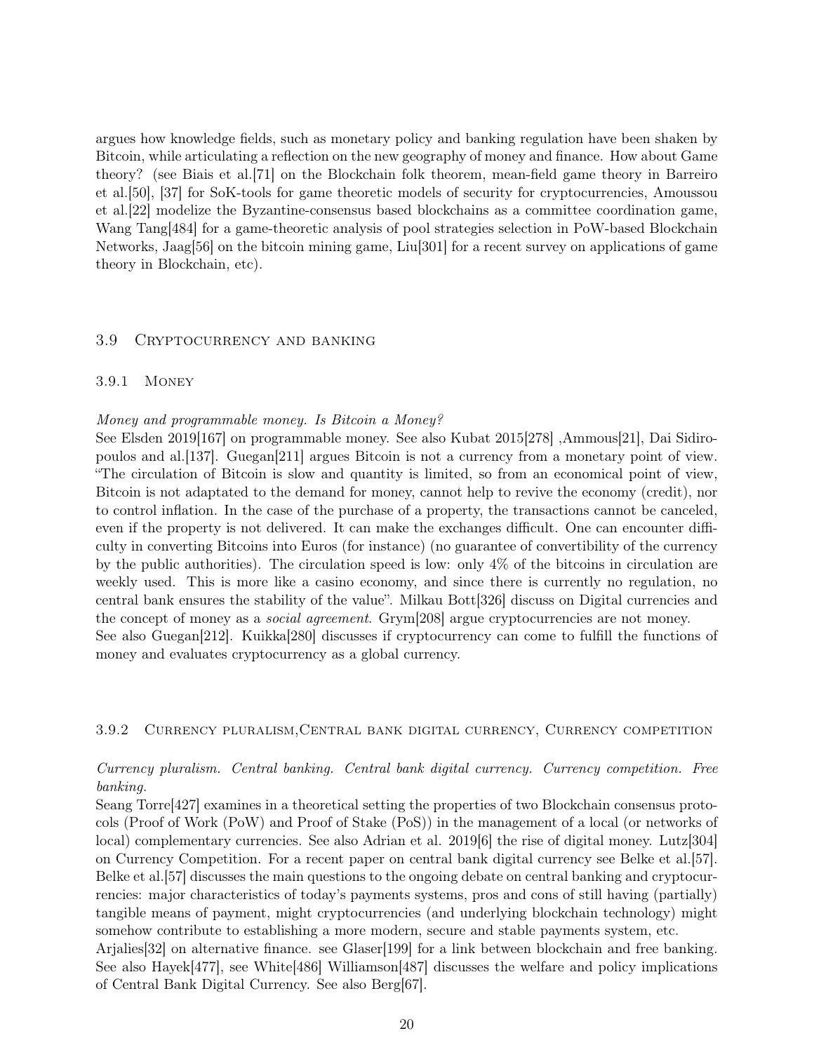argues how knowledge fields, such as monetary policy and banking regulation have been shaken by Bitcoin, while articulating a reflection on the new geography of money and finance. How about Game theory? (see Biais et al.[71] on the Blockchain folk theorem, mean-field game theory in Barreiro et al.[50], [37] for SoK-tools for game theoretic models of security for cryptocurrencies, Amoussou et al.[22] modelize the Byzantine-consensus based blockchains as a committee coordination game, Wang Tang[484] for a game-theoretic analysis of pool strategies selection in PoW-based Blockchain Networks, Jaag[56] on the bitcoin mining game, Liu[301] for a recent survey on applications of game theory in Blockchain, etc).

### 3.9 Cryptocurrency and banking

#### 3.9.1 Money

*Money and programmable money. Is Bitcoin a Money?*

See Elsden 2019[167] on programmable money. See also Kubat 2015[278] ,Ammous[21], Dai Sidiropoulos and al.[137]. Guegan[211] argues Bitcoin is not a currency from a monetary point of view. "The circulation of Bitcoin is slow and quantity is limited, so from an economical point of view, Bitcoin is not adaptated to the demand for money, cannot help to revive the economy (credit), nor to control inflation. In the case of the purchase of a property, the transactions cannot be canceled, even if the property is not delivered. It can make the exchanges difficult. One can encounter difficulty in converting Bitcoins into Euros (for instance) (no guarantee of convertibility of the currency by the public authorities). The circulation speed is low: only 4% of the bitcoins in circulation are weekly used. This is more like a casino economy, and since there is currently no regulation, no central bank ensures the stability of the value". Milkau Bott[326] discuss on Digital currencies and the concept of money as a *social agreement*. Grym[208] argue cryptocurrencies are not money.
See also Guegan[212]. Kuikka[280] discusses if cryptocurrency can come to fulfill the functions of money and evaluates cryptocurrency as a global currency.

#### 3.9.2 Currency pluralism,Central bank digital currency, Currency competition

*Currency pluralism. Central banking. Central bank digital currency. Currency competition. Free banking.*

Seang Torre[427] examines in a theoretical setting the properties of two Blockchain consensus protocols (Proof of Work (PoW) and Proof of Stake (PoS)) in the management of a local (or networks of local) complementary currencies. See also Adrian et al. 2019[6] the rise of digital money. Lutz[304] on Currency Competition. For a recent paper on central bank digital currency see Belke et al.[57]. Belke et al.[57] discusses the main questions to the ongoing debate on central banking and cryptocurrencies: major characteristics of today's payments systems, pros and cons of still having (partially) tangible means of payment, might cryptocurrencies (and underlying blockchain technology) might somehow contribute to establishing a more modern, secure and stable payments system, etc.
Arjalies[32] on alternative finance. see Glaser[199] for a link between blockchain and free banking. See also Hayek[477], see White[486] Williamson[487] discusses the welfare and policy implications of Central Bank Digital Currency. See also Berg[67].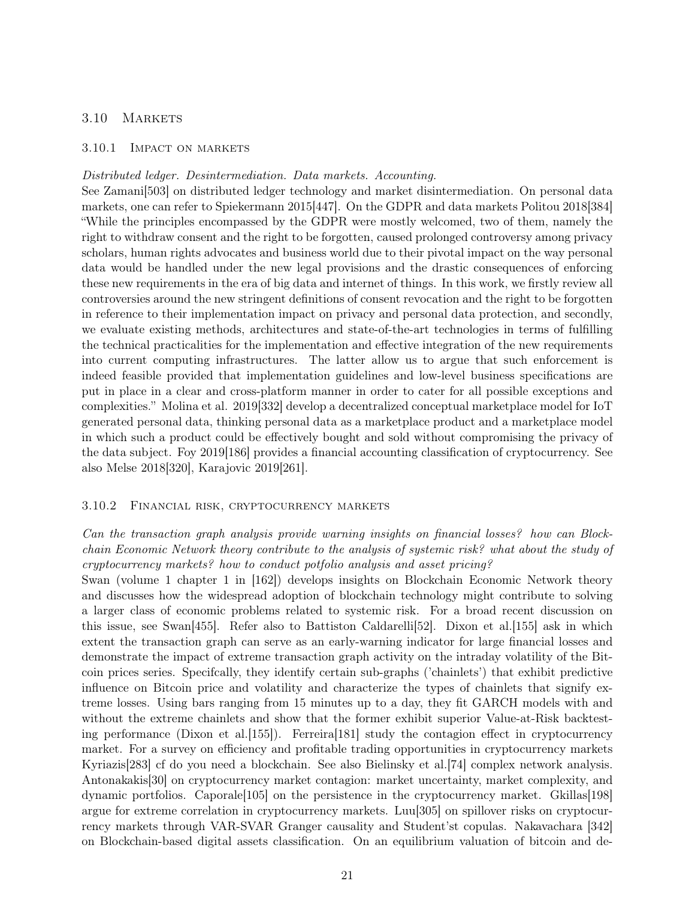## 3.10 Markets

### 3.10.1 Impact on markets

*Distributed ledger. Desintermediation. Data markets. Accounting.*

See Zamani[503] on distributed ledger technology and market disintermediation. On personal data markets, one can refer to Spiekermann 2015[447]. On the GDPR and data markets Politou 2018[384] "While the principles encompassed by the GDPR were mostly welcomed, two of them, namely the right to withdraw consent and the right to be forgotten, caused prolonged controversy among privacy scholars, human rights advocates and business world due to their pivotal impact on the way personal data would be handled under the new legal provisions and the drastic consequences of enforcing these new requirements in the era of big data and internet of things. In this work, we firstly review all controversies around the new stringent definitions of consent revocation and the right to be forgotten in reference to their implementation impact on privacy and personal data protection, and secondly, we evaluate existing methods, architectures and state-of-the-art technologies in terms of fulfilling the technical practicalities for the implementation and effective integration of the new requirements into current computing infrastructures. The latter allow us to argue that such enforcement is indeed feasible provided that implementation guidelines and low-level business specifications are put in place in a clear and cross-platform manner in order to cater for all possible exceptions and complexities." Molina et al. 2019[332] develop a decentralized conceptual marketplace model for IoT generated personal data, thinking personal data as a marketplace product and a marketplace model in which such a product could be effectively bought and sold without compromising the privacy of the data subject. Foy 2019[186] provides a financial accounting classification of cryptocurrency. See also Melse 2018[320], Karajovic 2019[261].

### 3.10.2 Financial risk, cryptocurrency markets

*Can the transaction graph analysis provide warning insights on financial losses? how can Blockchain Economic Network theory contribute to the analysis of systemic risk? what about the study of cryptocurrency markets? how to conduct potfolio analysis and asset pricing?*

Swan (volume 1 chapter 1 in [162]) develops insights on Blockchain Economic Network theory and discusses how the widespread adoption of blockchain technology might contribute to solving a larger class of economic problems related to systemic risk. For a broad recent discussion on this issue, see Swan[455]. Refer also to Battiston Caldarelli[52]. Dixon et al.[155] ask in which extent the transaction graph can serve as an early-warning indicator for large financial losses and demonstrate the impact of extreme transaction graph activity on the intraday volatility of the Bitcoin prices series. Specifcally, they identify certain sub-graphs ('chainlets') that exhibit predictive influence on Bitcoin price and volatility and characterize the types of chainlets that signify extreme losses. Using bars ranging from 15 minutes up to a day, they fit GARCH models with and without the extreme chainlets and show that the former exhibit superior Value-at-Risk backtesting performance (Dixon et al.[155]). Ferreira[181] study the contagion effect in cryptocurrency market. For a survey on efficiency and profitable trading opportunities in cryptocurrency markets Kyriazis[283] cf do you need a blockchain. See also Bielinsky et al.[74] complex network analysis. Antonakakis[30] on cryptocurrency market contagion: market uncertainty, market complexity, and dynamic portfolios. Caporale[105] on the persistence in the cryptocurrency market. Gkillas[198] argue for extreme correlation in cryptocurrency markets. Luu[305] on spillover risks on cryptocurrency markets through VAR-SVAR Granger causality and Student'st copulas. Nakavachara [342] on Blockchain-based digital assets classification. On an equilibrium valuation of bitcoin and de-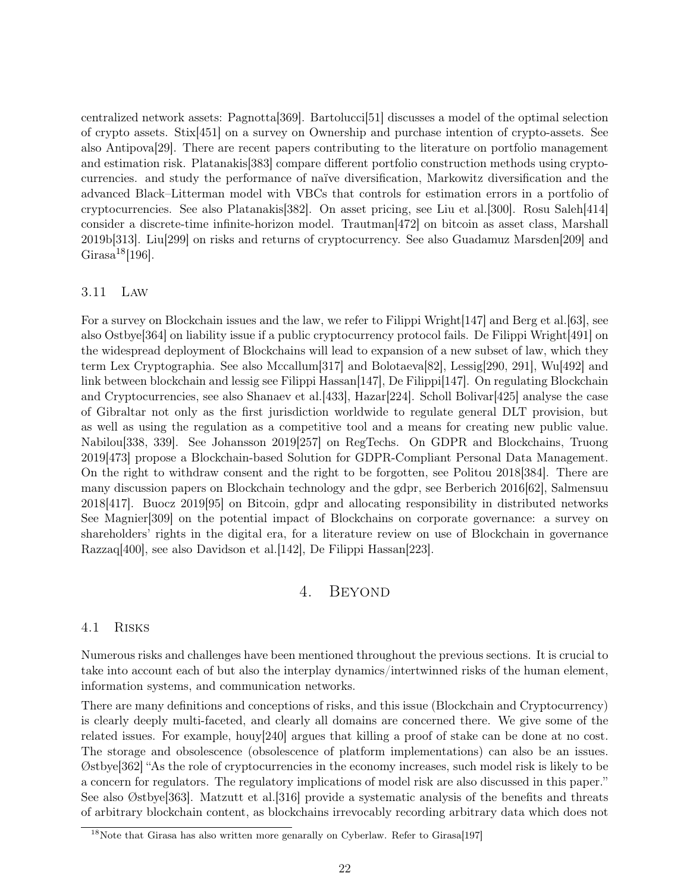centralized network assets: Pagnotta[369]. Bartolucci[51] discusses a model of the optimal selection of crypto assets. Stix[451] on a survey on Ownership and purchase intention of crypto-assets. See also Antipova[29]. There are recent papers contributing to the literature on portfolio management and estimation risk. Platanakis[383] compare different portfolio construction methods using cryptocurrencies. and study the performance of naïve diversification, Markowitz diversification and the advanced Black–Litterman model with VBCs that controls for estimation errors in a portfolio of cryptocurrencies. See also Platanakis[382]. On asset pricing, see Liu et al.[300]. Rosu Saleh[414] consider a discrete-time infinite-horizon model. Trautman[472] on bitcoin as asset class, Marshall 2019b[313]. Liu[299] on risks and returns of cryptocurrency. See also Guadamuz Marsden[209] and Girasa[18][196].

### 3.11 Law

For a survey on Blockchain issues and the law, we refer to Filippi Wright[147] and Berg et al.[63], see also Ostbye[364] on liability issue if a public cryptocurrency protocol fails. De Filippi Wright[491] on the widespread deployment of Blockchains will lead to expansion of a new subset of law, which they term Lex Cryptographia. See also Mccallum[317] and Bolotaeva[82], Lessig[290, 291], Wu[492] and link between blockchain and lessig see Filippi Hassan[147], De Filippi[147]. On regulating Blockchain and Cryptocurrencies, see also Shanaev et al.[433], Hazar[224]. Scholl Bolivar[425] analyse the case of Gibraltar not only as the first jurisdiction worldwide to regulate general DLT provision, but as well as using the regulation as a competitive tool and a means for creating new public value. Nabilou[338, 339]. See Johansson 2019[257] on RegTechs. On GDPR and Blockchains, Truong 2019[473] propose a Blockchain-based Solution for GDPR-Compliant Personal Data Management. On the right to withdraw consent and the right to be forgotten, see Politou 2018[384]. There are many discussion papers on Blockchain technology and the gdpr, see Berberich 2016[62], Salmensuu 2018[417]. Buocz 2019[95] on Bitcoin, gdpr and allocating responsibility in distributed networks See Magnier[309] on the potential impact of Blockchains on corporate governance: a survey on shareholders' rights in the digital era, for a literature review on use of Blockchain in governance Razzaq[400], see also Davidson et al.[142], De Filippi Hassan[223].

## 4. Beyond

### 4.1 Risks

Numerous risks and challenges have been mentioned throughout the previous sections. It is crucial to take into account each of but also the interplay dynamics/intertwinned risks of the human element, information systems, and communication networks.

There are many definitions and conceptions of risks, and this issue (Blockchain and Cryptocurrency) is clearly deeply multi-faceted, and clearly all domains are concerned there. We give some of the related issues. For example, houy[240] argues that killing a proof of stake can be done at no cost. The storage and obsolescence (obsolescence of platform implementations) can also be an issues. Østbye[362] "As the role of cryptocurrencies in the economy increases, such model risk is likely to be a concern for regulators. The regulatory implications of model risk are also discussed in this paper." See also Østbye[363]. Matzutt et al.[316] provide a systematic analysis of the benefits and threats of arbitrary blockchain content, as blockchains irrevocably recording arbitrary data which does not

[18] Note that Girasa has also written more genarally on Cyberlaw. Refer to Girasa[197]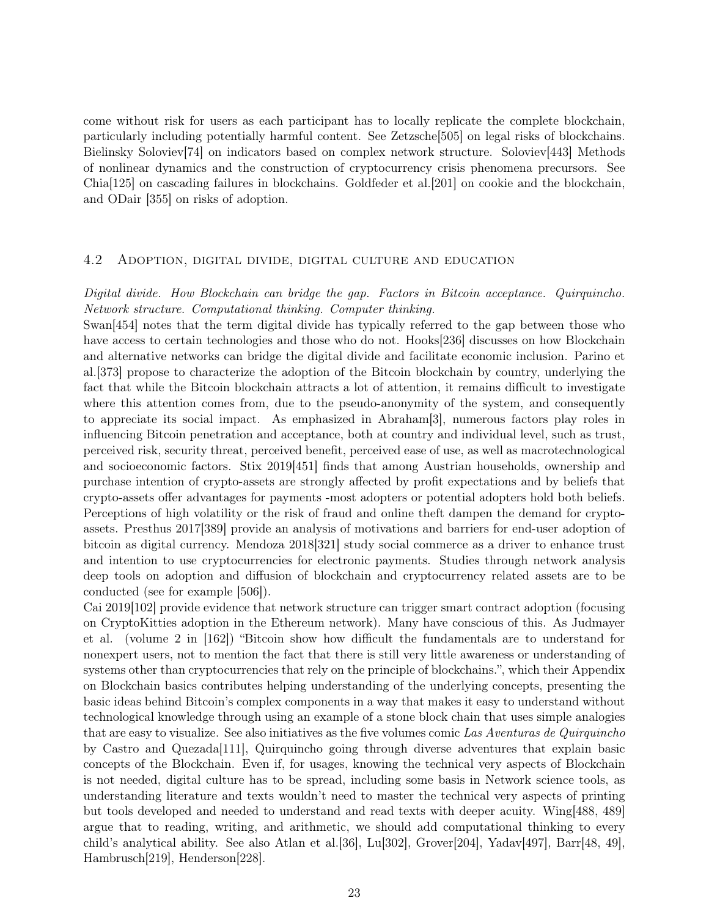come without risk for users as each participant has to locally replicate the complete blockchain, particularly including potentially harmful content. See Zetzsche[505] on legal risks of blockchains. Bielinsky Soloviev[74] on indicators based on complex network structure. Soloviev[443] Methods of nonlinear dynamics and the construction of cryptocurrency crisis phenomena precursors. See Chia[125] on cascading failures in blockchains. Goldfeder et al.[201] on cookie and the blockchain, and ODair [355] on risks of adoption.

## 4.2 Adoption, digital divide, digital culture and education

*Digital divide. How Blockchain can bridge the gap. Factors in Bitcoin acceptance. Quirquincho. Network structure. Computational thinking. Computer thinking.*

Swan[454] notes that the term digital divide has typically referred to the gap between those who have access to certain technologies and those who do not. Hooks[236] discusses on how Blockchain and alternative networks can bridge the digital divide and facilitate economic inclusion. Parino et al.[373] propose to characterize the adoption of the Bitcoin blockchain by country, underlying the fact that while the Bitcoin blockchain attracts a lot of attention, it remains difficult to investigate where this attention comes from, due to the pseudo-anonymity of the system, and consequently to appreciate its social impact. As emphasized in Abraham[3], numerous factors play roles in influencing Bitcoin penetration and acceptance, both at country and individual level, such as trust, perceived risk, security threat, perceived benefit, perceived ease of use, as well as macrotechnological and socioeconomic factors. Stix 2019[451] finds that among Austrian households, ownership and purchase intention of crypto-assets are strongly affected by profit expectations and by beliefs that crypto-assets offer advantages for payments -most adopters or potential adopters hold both beliefs. Perceptions of high volatility or the risk of fraud and online theft dampen the demand for crypto-assets. Presthus 2017[389] provide an analysis of motivations and barriers for end-user adoption of bitcoin as digital currency. Mendoza 2018[321] study social commerce as a driver to enhance trust and intention to use cryptocurrencies for electronic payments. Studies through network analysis deep tools on adoption and diffusion of blockchain and cryptocurrency related assets are to be conducted (see for example [506]).

Cai 2019[102] provide evidence that network structure can trigger smart contract adoption (focusing on CryptoKitties adoption in the Ethereum network). Many have conscious of this. As Judmayer et al. (volume 2 in [162]) "Bitcoin show how difficult the fundamentals are to understand for nonexpert users, not to mention the fact that there is still very little awareness or understanding of systems other than cryptocurrencies that rely on the principle of blockchains.", which their Appendix on Blockchain basics contributes helping understanding of the underlying concepts, presenting the basic ideas behind Bitcoin's complex components in a way that makes it easy to understand without technological knowledge through using an example of a stone block chain that uses simple analogies that are easy to visualize. See also initiatives as the five volumes comic *Las Aventuras de Quirquincho* by Castro and Quezada[111], Quirquincho going through diverse adventures that explain basic concepts of the Blockchain. Even if, for usages, knowing the technical very aspects of Blockchain is not needed, digital culture has to be spread, including some basis in Network science tools, as understanding literature and texts wouldn't need to master the technical very aspects of printing but tools developed and needed to understand and read texts with deeper acuity. Wing[488, 489] argue that to reading, writing, and arithmetic, we should add computational thinking to every child's analytical ability. See also Atlan et al.[36], Lu[302], Grover[204], Yadav[497], Barr[48, 49], Hambrusch[219], Henderson[228].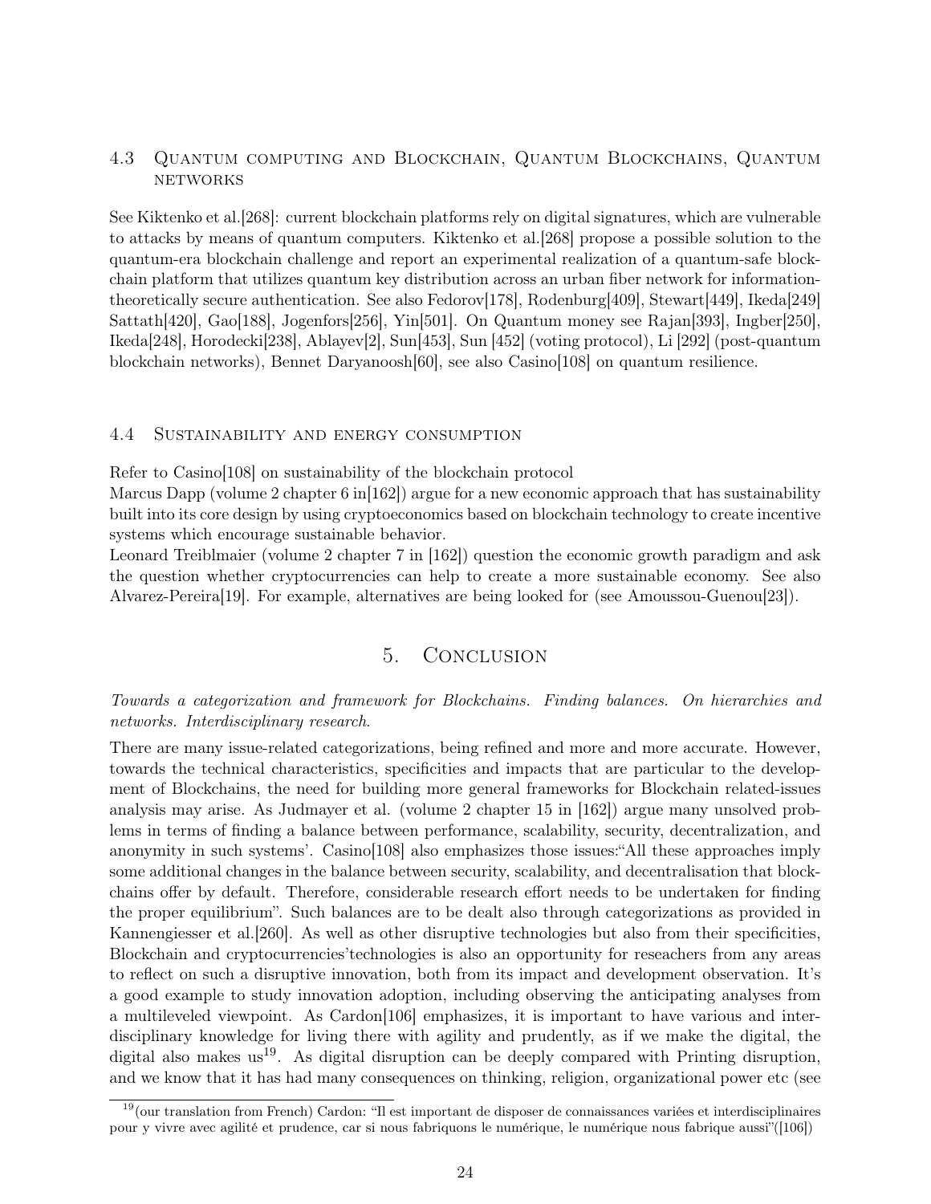### 4.3 Quantum computing and Blockchain, Quantum Blockchains, Quantum networks

See Kiktenko et al.[268]: current blockchain platforms rely on digital signatures, which are vulnerable to attacks by means of quantum computers. Kiktenko et al.[268] propose a possible solution to the quantum-era blockchain challenge and report an experimental realization of a quantum-safe blockchain platform that utilizes quantum key distribution across an urban fiber network for information-theoretically secure authentication. See also Fedorov[178], Rodenburg[409], Stewart[449], Ikeda[249] Sattath[420], Gao[188], Jogenfors[256], Yin[501]. On Quantum money see Rajan[393], Ingber[250], Ikeda[248], Horodecki[238], Ablayev[2], Sun[453], Sun [452] (voting protocol), Li [292] (post-quantum blockchain networks), Bennet Daryanoosh[60], see also Casino[108] on quantum resilience.

### 4.4 Sustainability and energy consumption

Refer to Casino[108] on sustainability of the blockchain protocol

Marcus Dapp (volume 2 chapter 6 in[162]) argue for a new economic approach that has sustainability built into its core design by using cryptoeconomics based on blockchain technology to create incentive systems which encourage sustainable behavior.

Leonard Treiblmaier (volume 2 chapter 7 in [162]) question the economic growth paradigm and ask the question whether cryptocurrencies can help to create a more sustainable economy. See also Alvarez-Pereira[19]. For example, alternatives are being looked for (see Amoussou-Guenou[23]).

## 5. Conclusion

*Towards a categorization and framework for Blockchains. Finding balances. On hierarchies and networks. Interdisciplinary research.*

There are many issue-related categorizations, being refined and more and more accurate. However, towards the technical characteristics, specificities and impacts that are particular to the development of Blockchains, the need for building more general frameworks for Blockchain related-issues analysis may arise. As Judmayer et al. (volume 2 chapter 15 in [162]) argue many unsolved problems in terms of finding a balance between performance, scalability, security, decentralization, and anonymity in such systems'. Casino[108] also emphasizes those issues:"All these approaches imply some additional changes in the balance between security, scalability, and decentralisation that blockchains offer by default. Therefore, considerable research effort needs to be undertaken for finding the proper equilibrium". Such balances are to be dealt also through categorizations as provided in Kannengiesser et al.[260]. As well as other disruptive technologies but also from their specificities, Blockchain and cryptocurrencies'technologies is also an opportunity for reseachers from any areas to reflect on such a disruptive innovation, both from its impact and development observation. It's a good example to study innovation adoption, including observing the anticipating analyses from a multileveled viewpoint. As Cardon[106] emphasizes, it is important to have various and interdisciplinary knowledge for living there with agility and prudently, as if we make the digital, the digital also makes us[19]. As digital disruption can be deeply compared with Printing disruption, and we know that it has had many consequences on thinking, religion, organizational power etc (see

[19](our translation from French) Cardon: "Il est important de disposer de connaissances variées et interdisciplinaires pour y vivre avec agilité et prudence, car si nous fabriquons le numérique, le numérique nous fabrique aussi"([106])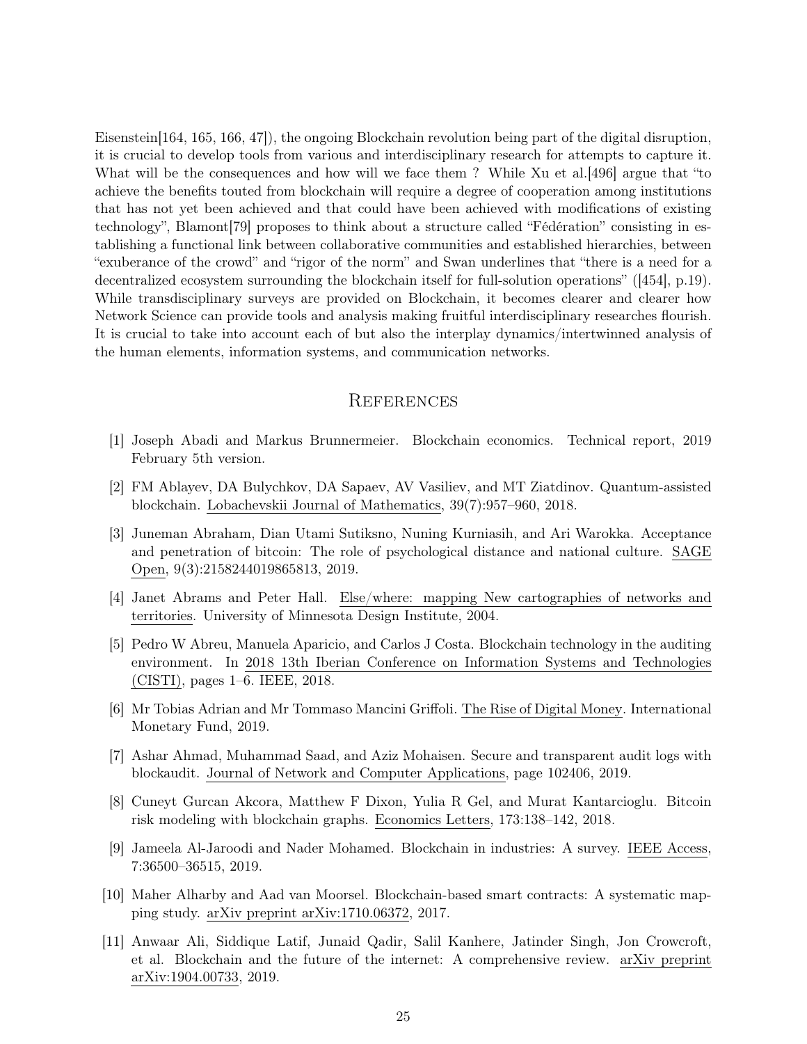Eisenstein[164, 165, 166, 47]), the ongoing Blockchain revolution being part of the digital disruption, it is crucial to develop tools from various and interdisciplinary research for attempts to capture it. What will be the consequences and how will we face them ? While Xu et al.[496] argue that "to achieve the benefits touted from blockchain will require a degree of cooperation among institutions that has not yet been achieved and that could have been achieved with modifications of existing technology", Blamont[79] proposes to think about a structure called "Fédération" consisting in establishing a functional link between collaborative communities and established hierarchies, between "exuberance of the crowd" and "rigor of the norm" and Swan underlines that "there is a need for a decentralized ecosystem surrounding the blockchain itself for full-solution operations" ([454], p.19). While transdisciplinary surveys are provided on Blockchain, it becomes clearer and clearer how Network Science can provide tools and analysis making fruitful interdisciplinary researches flourish. It is crucial to take into account each of but also the interplay dynamics/intertwinned analysis of the human elements, information systems, and communication networks.

# References

[1] Joseph Abadi and Markus Brunnermeier. Blockchain economics. Technical report, 2019 February 5th version.

[2] FM Ablayev, DA Bulychkov, DA Sapaev, AV Vasiliev, and MT Ziatdinov. Quantum-assisted blockchain. Lobachevskii Journal of Mathematics, 39(7):957–960, 2018.

[3] Juneman Abraham, Dian Utami Sutiksno, Nuning Kurniasih, and Ari Warokka. Acceptance and penetration of bitcoin: The role of psychological distance and national culture. SAGE Open, 9(3):2158244019865813, 2019.

[4] Janet Abrams and Peter Hall. Else/where: mapping New cartographies of networks and territories. University of Minnesota Design Institute, 2004.

[5] Pedro W Abreu, Manuela Aparicio, and Carlos J Costa. Blockchain technology in the auditing environment. In 2018 13th Iberian Conference on Information Systems and Technologies (CISTI), pages 1–6. IEEE, 2018.

[6] Mr Tobias Adrian and Mr Tommaso Mancini Griffoli. The Rise of Digital Money. International Monetary Fund, 2019.

[7] Ashar Ahmad, Muhammad Saad, and Aziz Mohaisen. Secure and transparent audit logs with blockaudit. Journal of Network and Computer Applications, page 102406, 2019.

[8] Cuneyt Gurcan Akcora, Matthew F Dixon, Yulia R Gel, and Murat Kantarcioglu. Bitcoin risk modeling with blockchain graphs. Economics Letters, 173:138–142, 2018.

[9] Jameela Al-Jaroodi and Nader Mohamed. Blockchain in industries: A survey. IEEE Access, 7:36500–36515, 2019.

[10] Maher Alharby and Aad van Moorsel. Blockchain-based smart contracts: A systematic mapping study. arXiv preprint arXiv:1710.06372, 2017.

[11] Anwaar Ali, Siddique Latif, Junaid Qadir, Salil Kanhere, Jatinder Singh, Jon Crowcroft, et al. Blockchain and the future of the internet: A comprehensive review. arXiv preprint arXiv:1904.00733, 2019.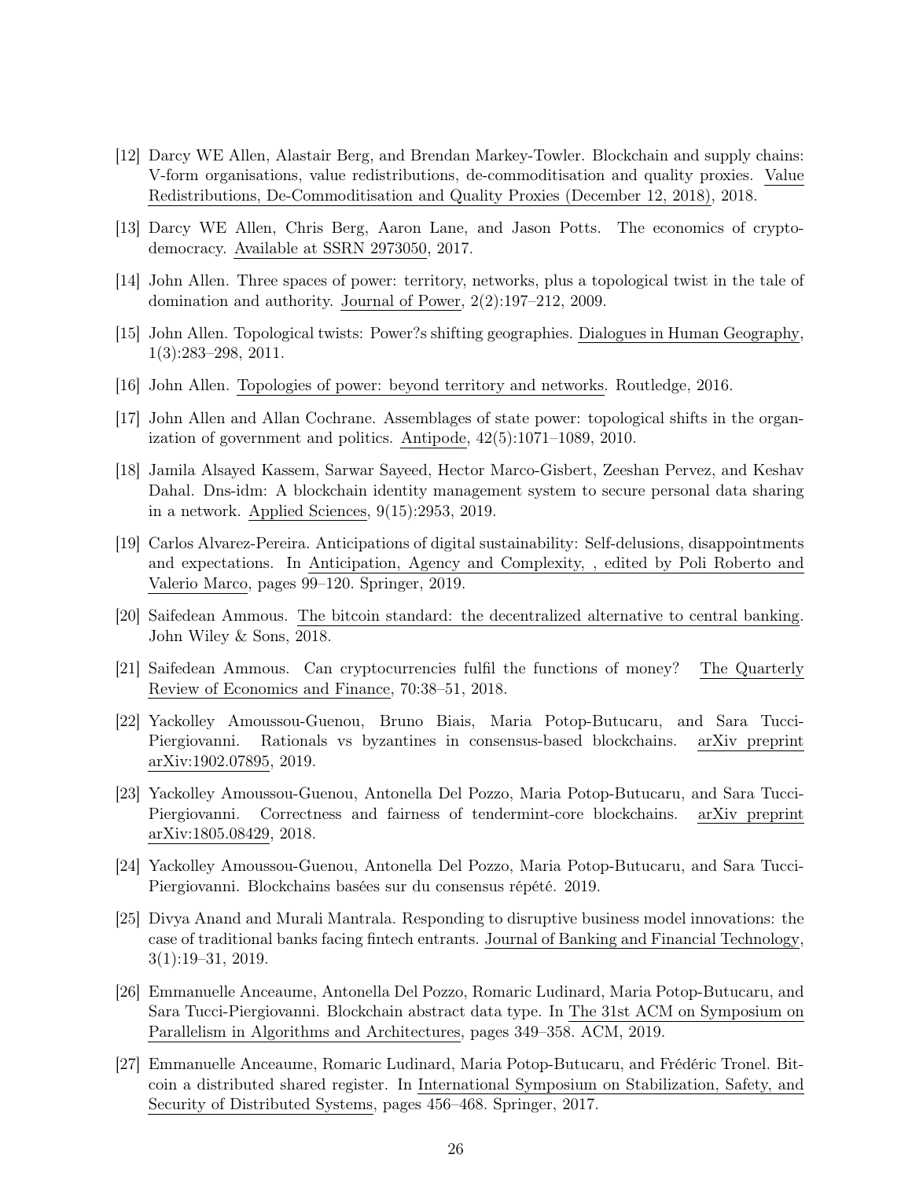[12] Darcy WE Allen, Alastair Berg, and Brendan Markey-Towler. Blockchain and supply chains: V-form organisations, value redistributions, de-commoditisation and quality proxies. Value Redistributions, De-Commoditisation and Quality Proxies (December 12, 2018), 2018.

[13] Darcy WE Allen, Chris Berg, Aaron Lane, and Jason Potts. The economics of crypto-democracy. Available at SSRN 2973050, 2017.

[14] John Allen. Three spaces of power: territory, networks, plus a topological twist in the tale of domination and authority. Journal of Power, 2(2):197–212, 2009.

[15] John Allen. Topological twists: Power?s shifting geographies. Dialogues in Human Geography, 1(3):283–298, 2011.

[16] John Allen. Topologies of power: beyond territory and networks. Routledge, 2016.

[17] John Allen and Allan Cochrane. Assemblages of state power: topological shifts in the organization of government and politics. Antipode, 42(5):1071–1089, 2010.

[18] Jamila Alsayed Kassem, Sarwar Sayeed, Hector Marco-Gisbert, Zeeshan Pervez, and Keshav Dahal. Dns-idm: A blockchain identity management system to secure personal data sharing in a network. Applied Sciences, 9(15):2953, 2019.

[19] Carlos Alvarez-Pereira. Anticipations of digital sustainability: Self-delusions, disappointments and expectations. In Anticipation, Agency and Complexity, , edited by Poli Roberto and Valerio Marco, pages 99–120. Springer, 2019.

[20] Saifedean Ammous. The bitcoin standard: the decentralized alternative to central banking. John Wiley & Sons, 2018.

[21] Saifedean Ammous. Can cryptocurrencies fulfil the functions of money? The Quarterly Review of Economics and Finance, 70:38–51, 2018.

[22] Yackolley Amoussou-Guenou, Bruno Biais, Maria Potop-Butucaru, and Sara Tucci-Piergiovanni. Rationals vs byzantines in consensus-based blockchains. arXiv preprint arXiv:1902.07895, 2019.

[23] Yackolley Amoussou-Guenou, Antonella Del Pozzo, Maria Potop-Butucaru, and Sara Tucci-Piergiovanni. Correctness and fairness of tendermint-core blockchains. arXiv preprint arXiv:1805.08429, 2018.

[24] Yackolley Amoussou-Guenou, Antonella Del Pozzo, Maria Potop-Butucaru, and Sara Tucci-Piergiovanni. Blockchains basées sur du consensus répété. 2019.

[25] Divya Anand and Murali Mantrala. Responding to disruptive business model innovations: the case of traditional banks facing fintech entrants. Journal of Banking and Financial Technology, 3(1):19–31, 2019.

[26] Emmanuelle Anceaume, Antonella Del Pozzo, Romaric Ludinard, Maria Potop-Butucaru, and Sara Tucci-Piergiovanni. Blockchain abstract data type. In The 31st ACM on Symposium on Parallelism in Algorithms and Architectures, pages 349–358. ACM, 2019.

[27] Emmanuelle Anceaume, Romaric Ludinard, Maria Potop-Butucaru, and Frédéric Tronel. Bitcoin a distributed shared register. In International Symposium on Stabilization, Safety, and Security of Distributed Systems, pages 456–468. Springer, 2017.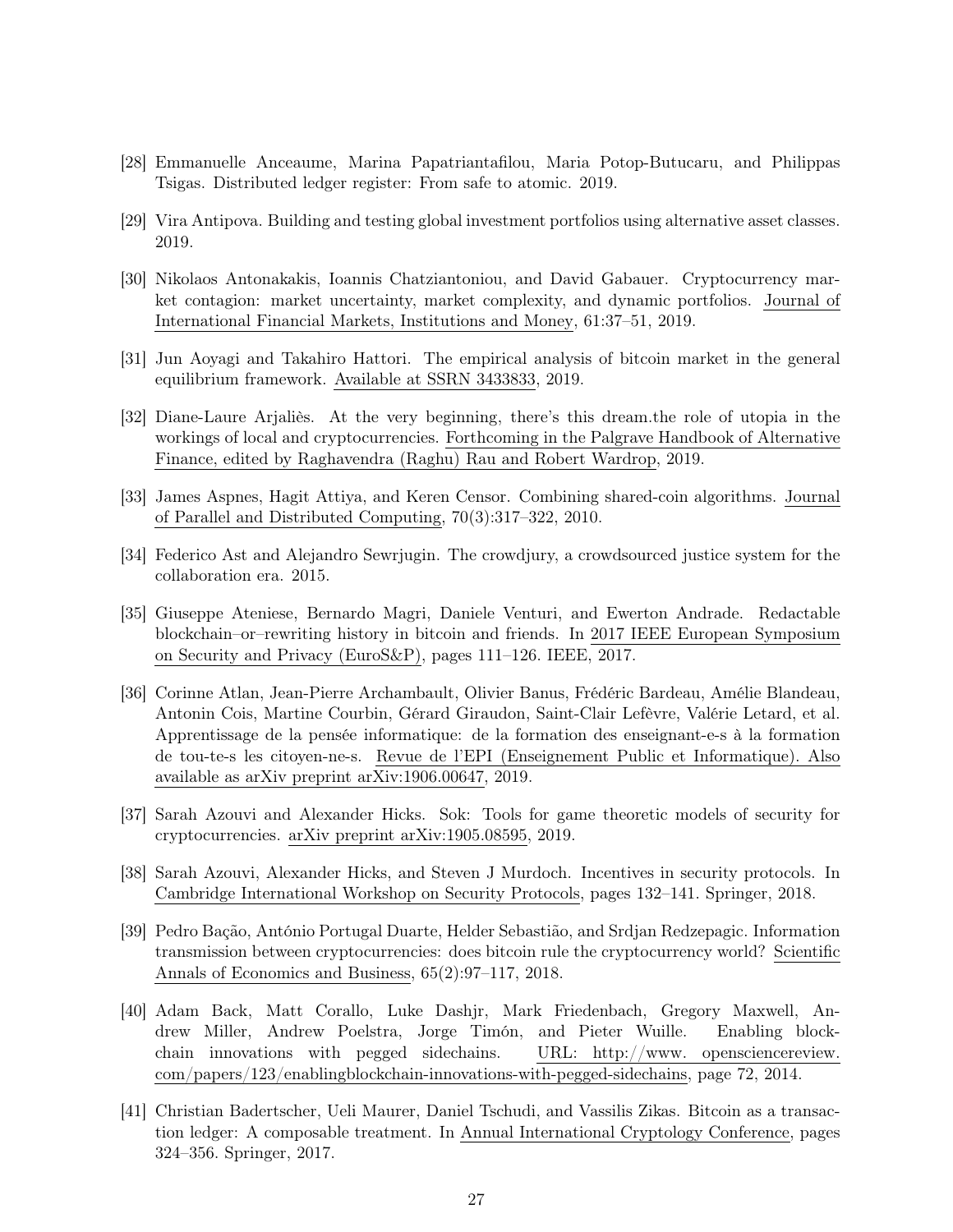[28] Emmanuelle Anceaume, Marina Papatriantafilou, Maria Potop-Butucaru, and Philippas Tsigas. Distributed ledger register: From safe to atomic. 2019.

[29] Vira Antipova. Building and testing global investment portfolios using alternative asset classes. 2019.

[30] Nikolaos Antonakakis, Ioannis Chatziantoniou, and David Gabauer. Cryptocurrency market contagion: market uncertainty, market complexity, and dynamic portfolios. Journal of International Financial Markets, Institutions and Money, 61:37–51, 2019.

[31] Jun Aoyagi and Takahiro Hattori. The empirical analysis of bitcoin market in the general equilibrium framework. Available at SSRN 3433833, 2019.

[32] Diane-Laure Arjaliès. At the very beginning, there's this dream.the role of utopia in the workings of local and cryptocurrencies. Forthcoming in the Palgrave Handbook of Alternative Finance, edited by Raghavendra (Raghu) Rau and Robert Wardrop, 2019.

[33] James Aspnes, Hagit Attiya, and Keren Censor. Combining shared-coin algorithms. Journal of Parallel and Distributed Computing, 70(3):317–322, 2010.

[34] Federico Ast and Alejandro Sewrjugin. The crowdjury, a crowdsourced justice system for the collaboration era. 2015.

[35] Giuseppe Ateniese, Bernardo Magri, Daniele Venturi, and Ewerton Andrade. Redactable blockchain–or–rewriting history in bitcoin and friends. In 2017 IEEE European Symposium on Security and Privacy (EuroS&P), pages 111–126. IEEE, 2017.

[36] Corinne Atlan, Jean-Pierre Archambault, Olivier Banus, Frédéric Bardeau, Amélie Blandeau, Antonin Cois, Martine Courbin, Gérard Giraudon, Saint-Clair Lefèvre, Valérie Letard, et al. Apprentissage de la pensée informatique: de la formation des enseignant-e-s à la formation de tou-te-s les citoyen-ne-s. Revue de l'EPI (Enseignement Public et Informatique). Also available as arXiv preprint arXiv:1906.00647, 2019.

[37] Sarah Azouvi and Alexander Hicks. Sok: Tools for game theoretic models of security for cryptocurrencies. arXiv preprint arXiv:1905.08595, 2019.

[38] Sarah Azouvi, Alexander Hicks, and Steven J Murdoch. Incentives in security protocols. In Cambridge International Workshop on Security Protocols, pages 132–141. Springer, 2018.

[39] Pedro Bação, António Portugal Duarte, Helder Sebastião, and Srdjan Redzepagic. Information transmission between cryptocurrencies: does bitcoin rule the cryptocurrency world? Scientific Annals of Economics and Business, 65(2):97–117, 2018.

[40] Adam Back, Matt Corallo, Luke Dashjr, Mark Friedenbach, Gregory Maxwell, Andrew Miller, Andrew Poelstra, Jorge Timón, and Pieter Wuille. Enabling blockchain innovations with pegged sidechains. URL: http://www. opensciencereview. com/papers/123/enablingblockchain-innovations-with-pegged-sidechains, page 72, 2014.

[41] Christian Badertscher, Ueli Maurer, Daniel Tschudi, and Vassilis Zikas. Bitcoin as a transaction ledger: A composable treatment. In Annual International Cryptology Conference, pages 324–356. Springer, 2017.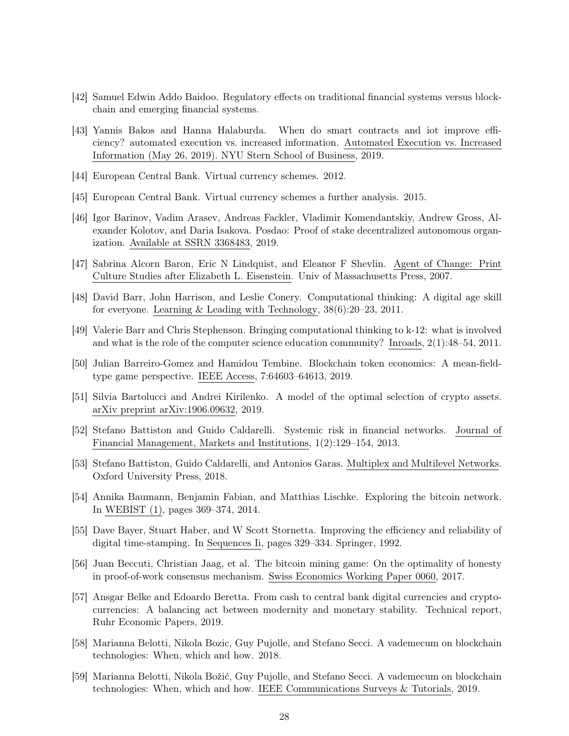[42] Samuel Edwin Addo Baidoo. Regulatory effects on traditional financial systems versus blockchain and emerging financial systems.

[43] Yannis Bakos and Hanna Halaburda. When do smart contracts and iot improve efficiency? automated execution vs. increased information. Automated Execution vs. Increased Information (May 26, 2019). NYU Stern School of Business, 2019.

[44] European Central Bank. Virtual currency schemes. 2012.

[45] European Central Bank. Virtual currency schemes a further analysis. 2015.

[46] Igor Barinov, Vadim Arasev, Andreas Fackler, Vladimir Komendantskiy, Andrew Gross, Alexander Kolotov, and Daria Isakova. Posdao: Proof of stake decentralized autonomous organization. Available at SSRN 3368483, 2019.

[47] Sabrina Alcorn Baron, Eric N Lindquist, and Eleanor F Shevlin. Agent of Change: Print Culture Studies after Elizabeth L. Eisenstein. Univ of Massachusetts Press, 2007.

[48] David Barr, John Harrison, and Leslie Conery. Computational thinking: A digital age skill for everyone. Learning & Leading with Technology, 38(6):20–23, 2011.

[49] Valerie Barr and Chris Stephenson. Bringing computational thinking to k-12: what is involved and what is the role of the computer science education community? Inroads, 2(1):48–54, 2011.

[50] Julian Barreiro-Gomez and Hamidou Tembine. Blockchain token economics: A mean-field-type game perspective. IEEE Access, 7:64603–64613, 2019.

[51] Silvia Bartolucci and Andrei Kirilenko. A model of the optimal selection of crypto assets. arXiv preprint arXiv:1906.09632, 2019.

[52] Stefano Battiston and Guido Caldarelli. Systemic risk in financial networks. Journal of Financial Management, Markets and Institutions, 1(2):129–154, 2013.

[53] Stefano Battiston, Guido Caldarelli, and Antonios Garas. Multiplex and Multilevel Networks. Oxford University Press, 2018.

[54] Annika Baumann, Benjamin Fabian, and Matthias Lischke. Exploring the bitcoin network. In WEBIST (1), pages 369–374, 2014.

[55] Dave Bayer, Stuart Haber, and W Scott Stornetta. Improving the efficiency and reliability of digital time-stamping. In Sequences Ii, pages 329–334. Springer, 1992.

[56] Juan Beccuti, Christian Jaag, et al. The bitcoin mining game: On the optimality of honesty in proof-of-work consensus mechanism. Swiss Economics Working Paper 0060, 2017.

[57] Ansgar Belke and Edoardo Beretta. From cash to central bank digital currencies and cryptocurrencies: A balancing act between modernity and monetary stability. Technical report, Ruhr Economic Papers, 2019.

[58] Marianna Belotti, Nikola Bozic, Guy Pujolle, and Stefano Secci. A vademecum on blockchain technologies: When, which and how. 2018.

[59] Marianna Belotti, Nikola Božić, Guy Pujolle, and Stefano Secci. A vademecum on blockchain technologies: When, which and how. IEEE Communications Surveys & Tutorials, 2019.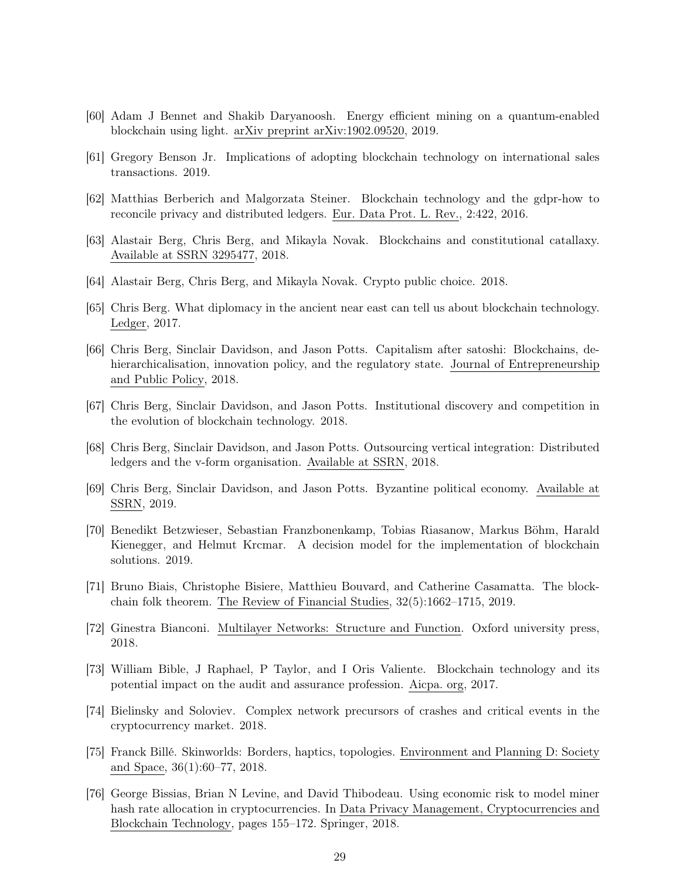[60] Adam J Bennet and Shakib Daryanoosh. Energy efficient mining on a quantum-enabled blockchain using light. arXiv preprint arXiv:1902.09520, 2019.

[61] Gregory Benson Jr. Implications of adopting blockchain technology on international sales transactions. 2019.

[62] Matthias Berberich and Malgorzata Steiner. Blockchain technology and the gdpr-how to reconcile privacy and distributed ledgers. Eur. Data Prot. L. Rev., 2:422, 2016.

[63] Alastair Berg, Chris Berg, and Mikayla Novak. Blockchains and constitutional catallaxy. Available at SSRN 3295477, 2018.

[64] Alastair Berg, Chris Berg, and Mikayla Novak. Crypto public choice. 2018.

[65] Chris Berg. What diplomacy in the ancient near east can tell us about blockchain technology. Ledger, 2017.

[66] Chris Berg, Sinclair Davidson, and Jason Potts. Capitalism after satoshi: Blockchains, dehierarchicalisation, innovation policy, and the regulatory state. Journal of Entrepreneurship and Public Policy, 2018.

[67] Chris Berg, Sinclair Davidson, and Jason Potts. Institutional discovery and competition in the evolution of blockchain technology. 2018.

[68] Chris Berg, Sinclair Davidson, and Jason Potts. Outsourcing vertical integration: Distributed ledgers and the v-form organisation. Available at SSRN, 2018.

[69] Chris Berg, Sinclair Davidson, and Jason Potts. Byzantine political economy. Available at SSRN, 2019.

[70] Benedikt Betzwieser, Sebastian Franzbonenkamp, Tobias Riasanow, Markus Böhm, Harald Kienegger, and Helmut Krcmar. A decision model for the implementation of blockchain solutions. 2019.

[71] Bruno Biais, Christophe Bisiere, Matthieu Bouvard, and Catherine Casamatta. The blockchain folk theorem. The Review of Financial Studies, 32(5):1662–1715, 2019.

[72] Ginestra Bianconi. Multilayer Networks: Structure and Function. Oxford university press, 2018.

[73] William Bible, J Raphael, P Taylor, and I Oris Valiente. Blockchain technology and its potential impact on the audit and assurance profession. Aicpa. org, 2017.

[74] Bielinsky and Soloviev. Complex network precursors of crashes and critical events in the cryptocurrency market. 2018.

[75] Franck Billé. Skinworlds: Borders, haptics, topologies. Environment and Planning D: Society and Space, 36(1):60–77, 2018.

[76] George Bissias, Brian N Levine, and David Thibodeau. Using economic risk to model miner hash rate allocation in cryptocurrencies. In Data Privacy Management, Cryptocurrencies and Blockchain Technology, pages 155–172. Springer, 2018.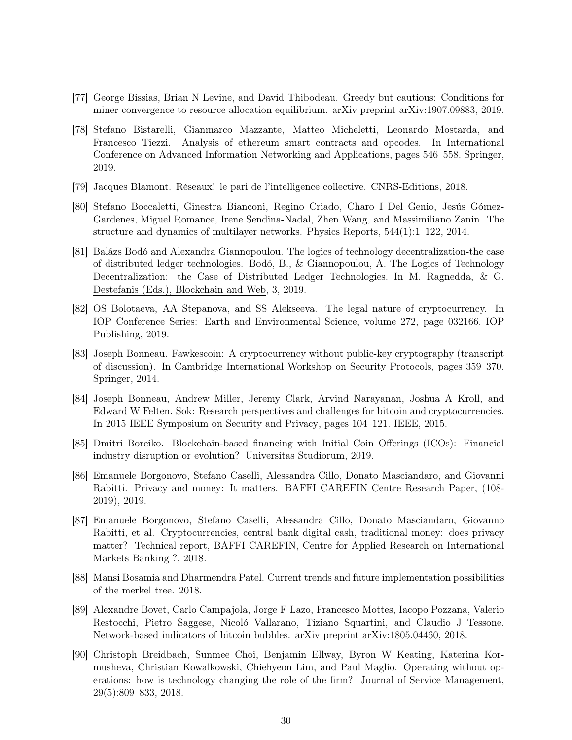[77] George Bissias, Brian N Levine, and David Thibodeau. Greedy but cautious: Conditions for miner convergence to resource allocation equilibrium. arXiv preprint arXiv:1907.09883, 2019.

[78] Stefano Bistarelli, Gianmarco Mazzante, Matteo Micheletti, Leonardo Mostarda, and Francesco Tiezzi. Analysis of ethereum smart contracts and opcodes. In International Conference on Advanced Information Networking and Applications, pages 546–558. Springer, 2019.

[79] Jacques Blamont. Réseaux! le pari de l'intelligence collective. CNRS-Editions, 2018.

[80] Stefano Boccaletti, Ginestra Bianconi, Regino Criado, Charo I Del Genio, Jesús Gómez-Gardenes, Miguel Romance, Irene Sendina-Nadal, Zhen Wang, and Massimiliano Zanin. The structure and dynamics of multilayer networks. Physics Reports, 544(1):1–122, 2014.

[81] Balázs Bodó and Alexandra Giannopoulou. The logics of technology decentralization-the case of distributed ledger technologies. Bodó, B., & Giannopoulou, A. The Logics of Technology Decentralization: the Case of Distributed Ledger Technologies. In M. Ragnedda, & G. Destefanis (Eds.), Blockchain and Web, 3, 2019.

[82] OS Bolotaeva, AA Stepanova, and SS Alekseeva. The legal nature of cryptocurrency. In IOP Conference Series: Earth and Environmental Science, volume 272, page 032166. IOP Publishing, 2019.

[83] Joseph Bonneau. Fawkescoin: A cryptocurrency without public-key cryptography (transcript of discussion). In Cambridge International Workshop on Security Protocols, pages 359–370. Springer, 2014.

[84] Joseph Bonneau, Andrew Miller, Jeremy Clark, Arvind Narayanan, Joshua A Kroll, and Edward W Felten. Sok: Research perspectives and challenges for bitcoin and cryptocurrencies. In 2015 IEEE Symposium on Security and Privacy, pages 104–121. IEEE, 2015.

[85] Dmitri Boreiko. Blockchain-based financing with Initial Coin Offerings (ICOs): Financial industry disruption or evolution? Universitas Studiorum, 2019.

[86] Emanuele Borgonovo, Stefano Caselli, Alessandra Cillo, Donato Masciandaro, and Giovanni Rabitti. Privacy and money: It matters. BAFFI CAREFIN Centre Research Paper, (108-2019), 2019.

[87] Emanuele Borgonovo, Stefano Caselli, Alessandra Cillo, Donato Masciandaro, Giovanno Rabitti, et al. Cryptocurrencies, central bank digital cash, traditional money: does privacy matter? Technical report, BAFFI CAREFIN, Centre for Applied Research on International Markets Banking ?, 2018.

[88] Mansi Bosamia and Dharmendra Patel. Current trends and future implementation possibilities of the merkel tree. 2018.

[89] Alexandre Bovet, Carlo Campajola, Jorge F Lazo, Francesco Mottes, Iacopo Pozzana, Valerio Restocchi, Pietro Saggese, Nicoló Vallarano, Tiziano Squartini, and Claudio J Tessone. Network-based indicators of bitcoin bubbles. arXiv preprint arXiv:1805.04460, 2018.

[90] Christoph Breidbach, Sunmee Choi, Benjamin Ellway, Byron W Keating, Katerina Kormusheva, Christian Kowalkowski, Chiehyeon Lim, and Paul Maglio. Operating without operations: how is technology changing the role of the firm? Journal of Service Management, 29(5):809–833, 2018.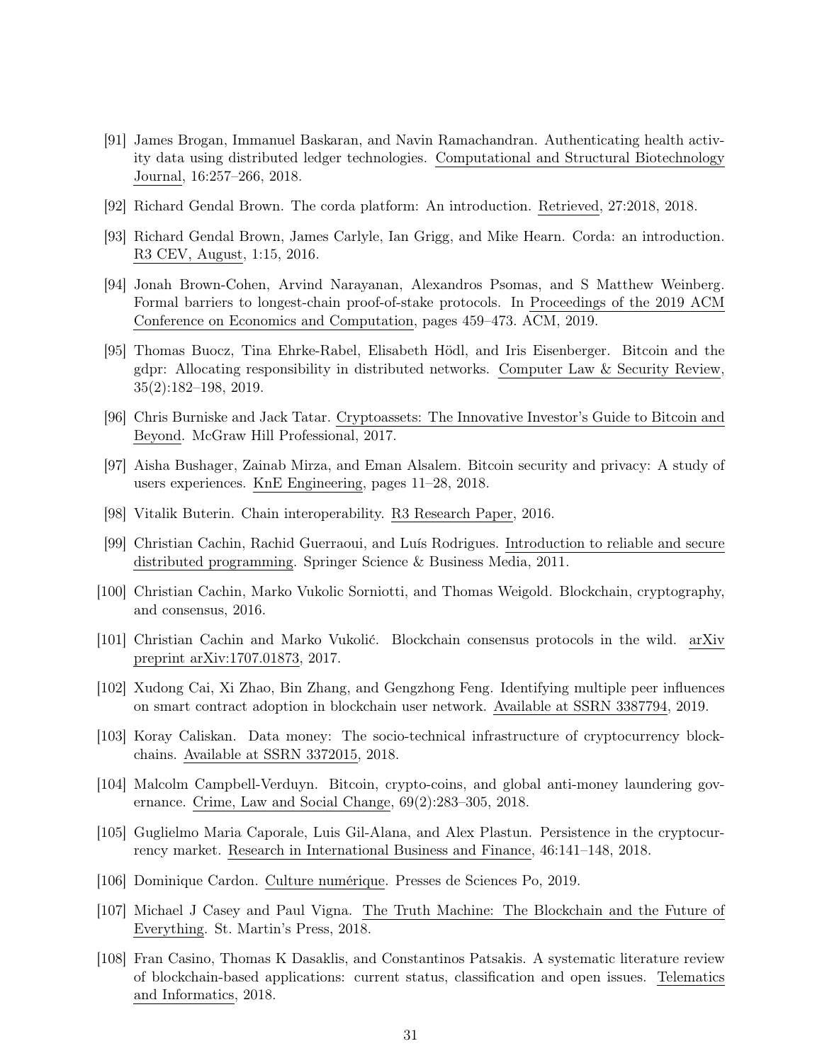[91] James Brogan, Immanuel Baskaran, and Navin Ramachandran. Authenticating health activity data using distributed ledger technologies. Computational and Structural Biotechnology Journal, 16:257–266, 2018.

[92] Richard Gendal Brown. The corda platform: An introduction. Retrieved, 27:2018, 2018.

[93] Richard Gendal Brown, James Carlyle, Ian Grigg, and Mike Hearn. Corda: an introduction. R3 CEV, August, 1:15, 2016.

[94] Jonah Brown-Cohen, Arvind Narayanan, Alexandros Psomas, and S Matthew Weinberg. Formal barriers to longest-chain proof-of-stake protocols. In Proceedings of the 2019 ACM Conference on Economics and Computation, pages 459–473. ACM, 2019.

[95] Thomas Buocz, Tina Ehrke-Rabel, Elisabeth Hödl, and Iris Eisenberger. Bitcoin and the gdpr: Allocating responsibility in distributed networks. Computer Law & Security Review, 35(2):182–198, 2019.

[96] Chris Burniske and Jack Tatar. Cryptoassets: The Innovative Investor's Guide to Bitcoin and Beyond. McGraw Hill Professional, 2017.

[97] Aisha Bushager, Zainab Mirza, and Eman Alsalem. Bitcoin security and privacy: A study of users experiences. KnE Engineering, pages 11–28, 2018.

[98] Vitalik Buterin. Chain interoperability. R3 Research Paper, 2016.

[99] Christian Cachin, Rachid Guerraoui, and Luís Rodrigues. Introduction to reliable and secure distributed programming. Springer Science & Business Media, 2011.

[100] Christian Cachin, Marko Vukolic Sorniotti, and Thomas Weigold. Blockchain, cryptography, and consensus, 2016.

[101] Christian Cachin and Marko Vukolić. Blockchain consensus protocols in the wild. arXiv preprint arXiv:1707.01873, 2017.

[102] Xudong Cai, Xi Zhao, Bin Zhang, and Gengzhong Feng. Identifying multiple peer influences on smart contract adoption in blockchain user network. Available at SSRN 3387794, 2019.

[103] Koray Caliskan. Data money: The socio-technical infrastructure of cryptocurrency blockchains. Available at SSRN 3372015, 2018.

[104] Malcolm Campbell-Verduyn. Bitcoin, crypto-coins, and global anti-money laundering governance. Crime, Law and Social Change, 69(2):283–305, 2018.

[105] Guglielmo Maria Caporale, Luis Gil-Alana, and Alex Plastun. Persistence in the cryptocurrency market. Research in International Business and Finance, 46:141–148, 2018.

[106] Dominique Cardon. Culture numérique. Presses de Sciences Po, 2019.

[107] Michael J Casey and Paul Vigna. The Truth Machine: The Blockchain and the Future of Everything. St. Martin's Press, 2018.

[108] Fran Casino, Thomas K Dasaklis, and Constantinos Patsakis. A systematic literature review of blockchain-based applications: current status, classification and open issues. Telematics and Informatics, 2018.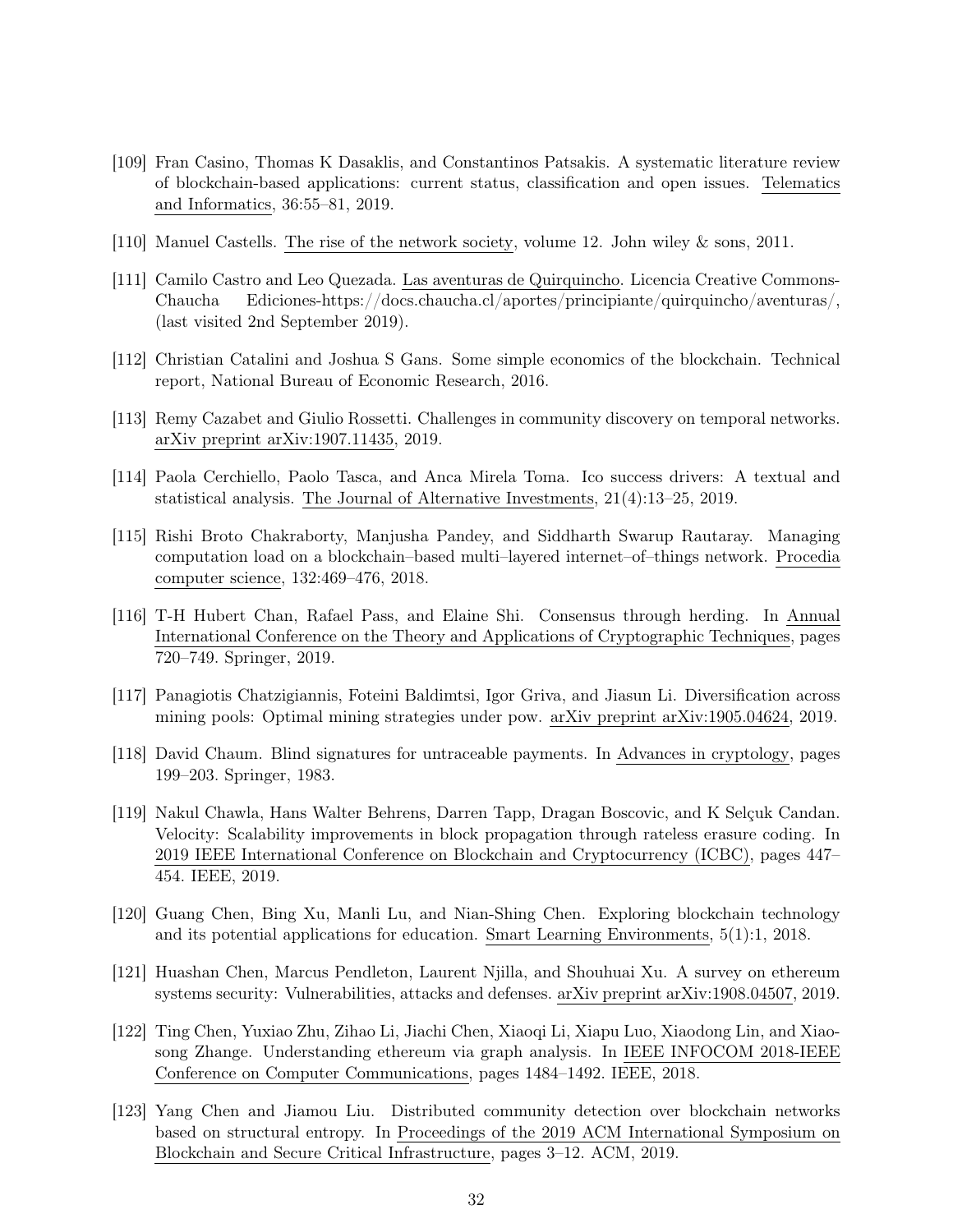[109] Fran Casino, Thomas K Dasaklis, and Constantinos Patsakis. A systematic literature review of blockchain-based applications: current status, classification and open issues. Telematics and Informatics, 36:55–81, 2019.

[110] Manuel Castells. The rise of the network society, volume 12. John wiley & sons, 2011.

[111] Camilo Castro and Leo Quezada. Las aventuras de Quirquincho. Licencia Creative Commons-Chaucha Ediciones-https://docs.chaucha.cl/aportes/principiante/quirquincho/aventuras/, (last visited 2nd September 2019).

[112] Christian Catalini and Joshua S Gans. Some simple economics of the blockchain. Technical report, National Bureau of Economic Research, 2016.

[113] Remy Cazabet and Giulio Rossetti. Challenges in community discovery on temporal networks. arXiv preprint arXiv:1907.11435, 2019.

[114] Paola Cerchiello, Paolo Tasca, and Anca Mirela Toma. Ico success drivers: A textual and statistical analysis. The Journal of Alternative Investments, 21(4):13–25, 2019.

[115] Rishi Broto Chakraborty, Manjusha Pandey, and Siddharth Swarup Rautaray. Managing computation load on a blockchain–based multi–layered internet–of–things network. Procedia computer science, 132:469–476, 2018.

[116] T-H Hubert Chan, Rafael Pass, and Elaine Shi. Consensus through herding. In Annual International Conference on the Theory and Applications of Cryptographic Techniques, pages 720–749. Springer, 2019.

[117] Panagiotis Chatzigiannis, Foteini Baldimtsi, Igor Griva, and Jiasun Li. Diversification across mining pools: Optimal mining strategies under pow. arXiv preprint arXiv:1905.04624, 2019.

[118] David Chaum. Blind signatures for untraceable payments. In Advances in cryptology, pages 199–203. Springer, 1983.

[119] Nakul Chawla, Hans Walter Behrens, Darren Tapp, Dragan Boscovic, and K Selçuk Candan. Velocity: Scalability improvements in block propagation through rateless erasure coding. In 2019 IEEE International Conference on Blockchain and Cryptocurrency (ICBC), pages 447–454. IEEE, 2019.

[120] Guang Chen, Bing Xu, Manli Lu, and Nian-Shing Chen. Exploring blockchain technology and its potential applications for education. Smart Learning Environments, 5(1):1, 2018.

[121] Huashan Chen, Marcus Pendleton, Laurent Njilla, and Shouhuai Xu. A survey on ethereum systems security: Vulnerabilities, attacks and defenses. arXiv preprint arXiv:1908.04507, 2019.

[122] Ting Chen, Yuxiao Zhu, Zihao Li, Jiachi Chen, Xiaoqi Li, Xiapu Luo, Xiaodong Lin, and Xiaosong Zhange. Understanding ethereum via graph analysis. In IEEE INFOCOM 2018-IEEE Conference on Computer Communications, pages 1484–1492. IEEE, 2018.

[123] Yang Chen and Jiamou Liu. Distributed community detection over blockchain networks based on structural entropy. In Proceedings of the 2019 ACM International Symposium on Blockchain and Secure Critical Infrastructure, pages 3–12. ACM, 2019.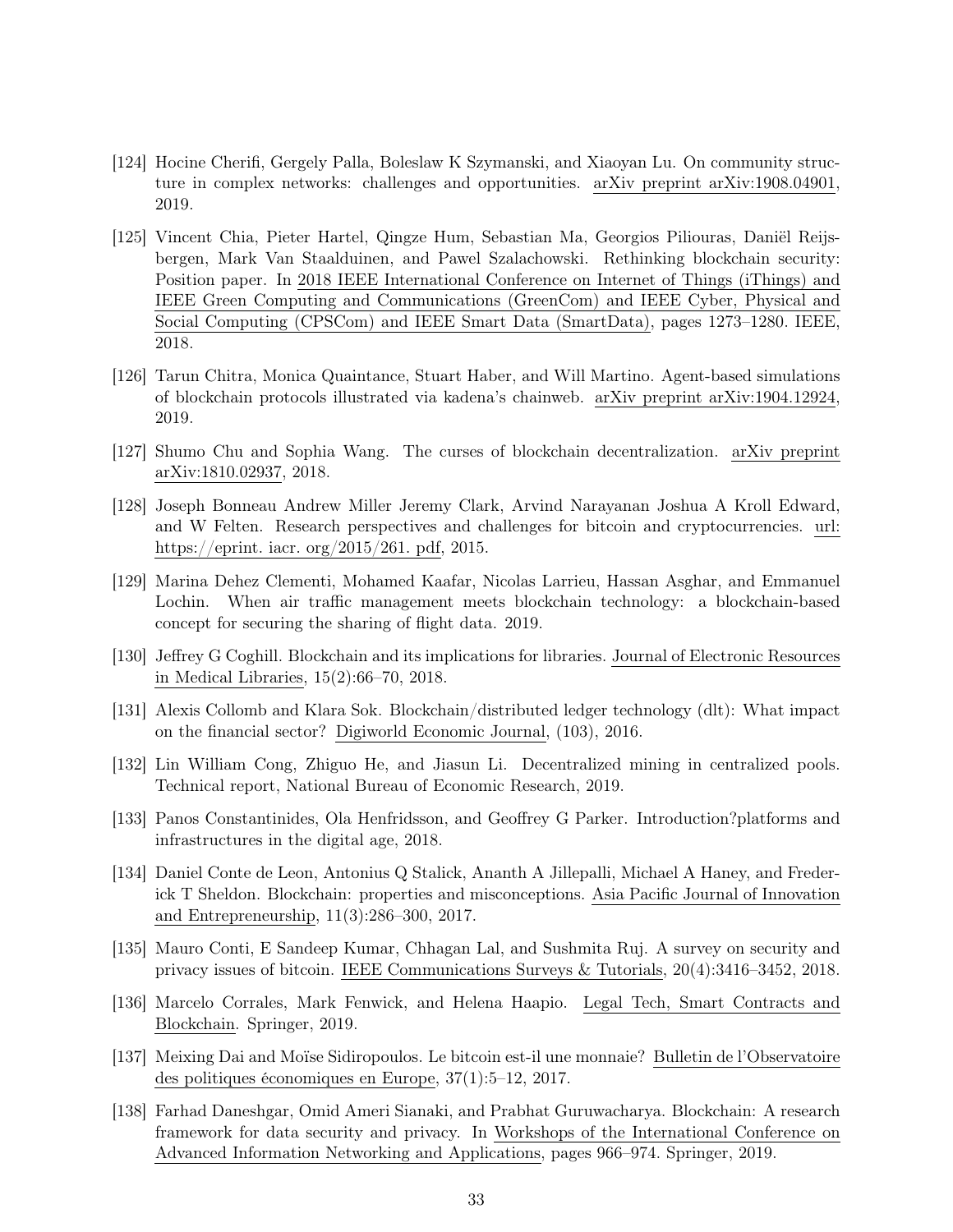[124] Hocine Cherifi, Gergely Palla, Boleslaw K Szymanski, and Xiaoyan Lu. On community structure in complex networks: challenges and opportunities. arXiv preprint arXiv:1908.04901, 2019.

[125] Vincent Chia, Pieter Hartel, Qingze Hum, Sebastian Ma, Georgios Piliouras, Daniël Reijsbergen, Mark Van Staalduinen, and Pawel Szalachowski. Rethinking blockchain security: Position paper. In 2018 IEEE International Conference on Internet of Things (iThings) and IEEE Green Computing and Communications (GreenCom) and IEEE Cyber, Physical and Social Computing (CPSCom) and IEEE Smart Data (SmartData), pages 1273–1280. IEEE, 2018.

[126] Tarun Chitra, Monica Quaintance, Stuart Haber, and Will Martino. Agent-based simulations of blockchain protocols illustrated via kadena's chainweb. arXiv preprint arXiv:1904.12924, 2019.

[127] Shumo Chu and Sophia Wang. The curses of blockchain decentralization. arXiv preprint arXiv:1810.02937, 2018.

[128] Joseph Bonneau Andrew Miller Jeremy Clark, Arvind Narayanan Joshua A Kroll Edward, and W Felten. Research perspectives and challenges for bitcoin and cryptocurrencies. url: https://eprint. iacr. org/2015/261. pdf, 2015.

[129] Marina Dehez Clementi, Mohamed Kaafar, Nicolas Larrieu, Hassan Asghar, and Emmanuel Lochin. When air traffic management meets blockchain technology: a blockchain-based concept for securing the sharing of flight data. 2019.

[130] Jeffrey G Coghill. Blockchain and its implications for libraries. Journal of Electronic Resources in Medical Libraries, 15(2):66–70, 2018.

[131] Alexis Collomb and Klara Sok. Blockchain/distributed ledger technology (dlt): What impact on the financial sector? Digiworld Economic Journal, (103), 2016.

[132] Lin William Cong, Zhiguo He, and Jiasun Li. Decentralized mining in centralized pools. Technical report, National Bureau of Economic Research, 2019.

[133] Panos Constantinides, Ola Henfridsson, and Geoffrey G Parker. Introduction?platforms and infrastructures in the digital age, 2018.

[134] Daniel Conte de Leon, Antonius Q Stalick, Ananth A Jillepalli, Michael A Haney, and Frederick T Sheldon. Blockchain: properties and misconceptions. Asia Pacific Journal of Innovation and Entrepreneurship, 11(3):286–300, 2017.

[135] Mauro Conti, E Sandeep Kumar, Chhagan Lal, and Sushmita Ruj. A survey on security and privacy issues of bitcoin. IEEE Communications Surveys & Tutorials, 20(4):3416–3452, 2018.

[136] Marcelo Corrales, Mark Fenwick, and Helena Haapio. Legal Tech, Smart Contracts and Blockchain. Springer, 2019.

[137] Meixing Dai and Moïse Sidiropoulos. Le bitcoin est-il une monnaie? Bulletin de l'Observatoire des politiques économiques en Europe, 37(1):5–12, 2017.

[138] Farhad Daneshgar, Omid Ameri Sianaki, and Prabhat Guruwacharya. Blockchain: A research framework for data security and privacy. In Workshops of the International Conference on Advanced Information Networking and Applications, pages 966–974. Springer, 2019.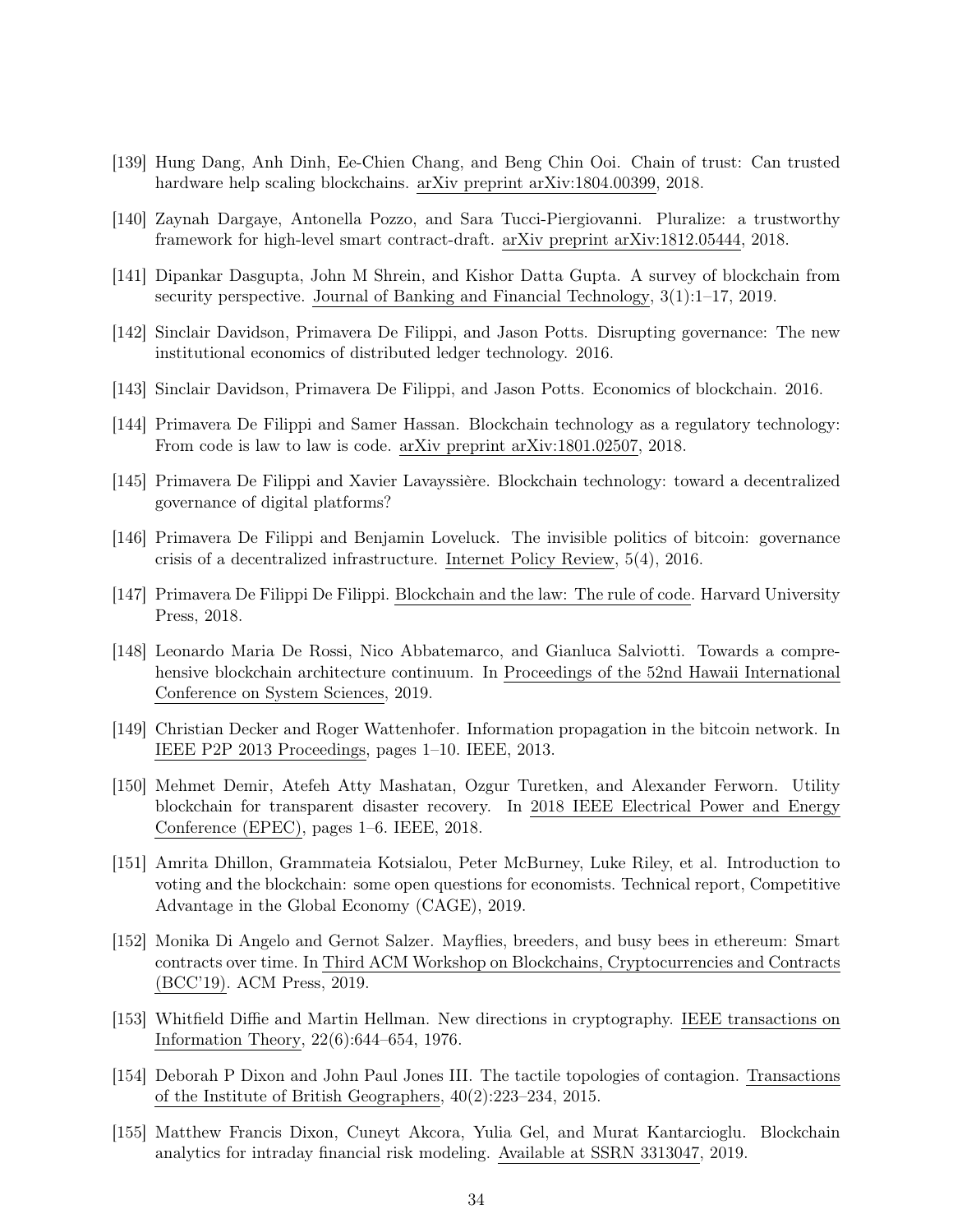[139] Hung Dang, Anh Dinh, Ee-Chien Chang, and Beng Chin Ooi. Chain of trust: Can trusted hardware help scaling blockchains. arXiv preprint arXiv:1804.00399, 2018.

[140] Zaynah Dargaye, Antonella Pozzo, and Sara Tucci-Piergiovanni. Pluralize: a trustworthy framework for high-level smart contract-draft. arXiv preprint arXiv:1812.05444, 2018.

[141] Dipankar Dasgupta, John M Shrein, and Kishor Datta Gupta. A survey of blockchain from security perspective. Journal of Banking and Financial Technology, 3(1):1–17, 2019.

[142] Sinclair Davidson, Primavera De Filippi, and Jason Potts. Disrupting governance: The new institutional economics of distributed ledger technology. 2016.

[143] Sinclair Davidson, Primavera De Filippi, and Jason Potts. Economics of blockchain. 2016.

[144] Primavera De Filippi and Samer Hassan. Blockchain technology as a regulatory technology: From code is law to law is code. arXiv preprint arXiv:1801.02507, 2018.

[145] Primavera De Filippi and Xavier Lavayssière. Blockchain technology: toward a decentralized governance of digital platforms?

[146] Primavera De Filippi and Benjamin Loveluck. The invisible politics of bitcoin: governance crisis of a decentralized infrastructure. Internet Policy Review, 5(4), 2016.

[147] Primavera De Filippi De Filippi. Blockchain and the law: The rule of code. Harvard University Press, 2018.

[148] Leonardo Maria De Rossi, Nico Abbatemarco, and Gianluca Salviotti. Towards a comprehensive blockchain architecture continuum. In Proceedings of the 52nd Hawaii International Conference on System Sciences, 2019.

[149] Christian Decker and Roger Wattenhofer. Information propagation in the bitcoin network. In IEEE P2P 2013 Proceedings, pages 1–10. IEEE, 2013.

[150] Mehmet Demir, Atefeh Atty Mashatan, Ozgur Turetken, and Alexander Ferworn. Utility blockchain for transparent disaster recovery. In 2018 IEEE Electrical Power and Energy Conference (EPEC), pages 1–6. IEEE, 2018.

[151] Amrita Dhillon, Grammateia Kotsialou, Peter McBurney, Luke Riley, et al. Introduction to voting and the blockchain: some open questions for economists. Technical report, Competitive Advantage in the Global Economy (CAGE), 2019.

[152] Monika Di Angelo and Gernot Salzer. Mayflies, breeders, and busy bees in ethereum: Smart contracts over time. In Third ACM Workshop on Blockchains, Cryptocurrencies and Contracts (BCC'19). ACM Press, 2019.

[153] Whitfield Diffie and Martin Hellman. New directions in cryptography. IEEE transactions on Information Theory, 22(6):644–654, 1976.

[154] Deborah P Dixon and John Paul Jones III. The tactile topologies of contagion. Transactions of the Institute of British Geographers, 40(2):223–234, 2015.

[155] Matthew Francis Dixon, Cuneyt Akcora, Yulia Gel, and Murat Kantarcioglu. Blockchain analytics for intraday financial risk modeling. Available at SSRN 3313047, 2019.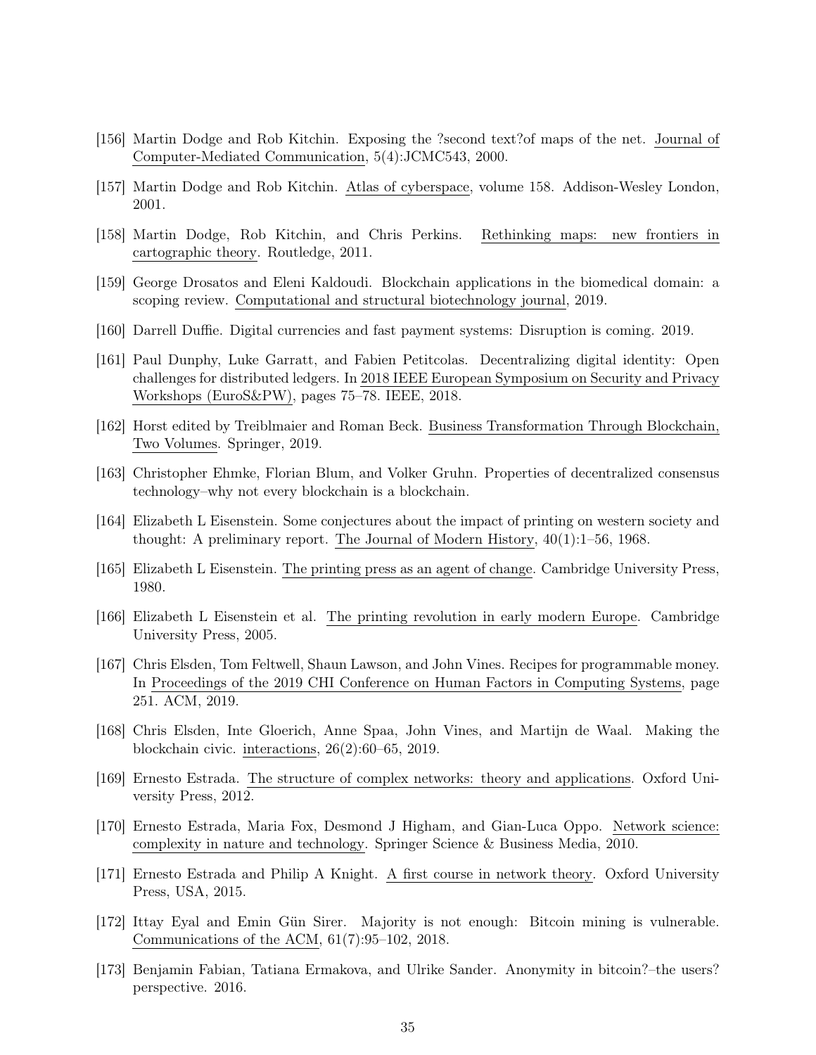[156] Martin Dodge and Rob Kitchin. Exposing the ?second text?of maps of the net. Journal of Computer-Mediated Communication, 5(4):JCMC543, 2000.

[157] Martin Dodge and Rob Kitchin. Atlas of cyberspace, volume 158. Addison-Wesley London, 2001.

[158] Martin Dodge, Rob Kitchin, and Chris Perkins. Rethinking maps: new frontiers in cartographic theory. Routledge, 2011.

[159] George Drosatos and Eleni Kaldoudi. Blockchain applications in the biomedical domain: a scoping review. Computational and structural biotechnology journal, 2019.

[160] Darrell Duffie. Digital currencies and fast payment systems: Disruption is coming. 2019.

[161] Paul Dunphy, Luke Garratt, and Fabien Petitcolas. Decentralizing digital identity: Open challenges for distributed ledgers. In 2018 IEEE European Symposium on Security and Privacy Workshops (EuroS&PW), pages 75–78. IEEE, 2018.

[162] Horst edited by Treiblmaier and Roman Beck. Business Transformation Through Blockchain, Two Volumes. Springer, 2019.

[163] Christopher Ehmke, Florian Blum, and Volker Gruhn. Properties of decentralized consensus technology–why not every blockchain is a blockchain.

[164] Elizabeth L Eisenstein. Some conjectures about the impact of printing on western society and thought: A preliminary report. The Journal of Modern History, 40(1):1–56, 1968.

[165] Elizabeth L Eisenstein. The printing press as an agent of change. Cambridge University Press, 1980.

[166] Elizabeth L Eisenstein et al. The printing revolution in early modern Europe. Cambridge University Press, 2005.

[167] Chris Elsden, Tom Feltwell, Shaun Lawson, and John Vines. Recipes for programmable money. In Proceedings of the 2019 CHI Conference on Human Factors in Computing Systems, page 251. ACM, 2019.

[168] Chris Elsden, Inte Gloerich, Anne Spaa, John Vines, and Martijn de Waal. Making the blockchain civic. interactions, 26(2):60–65, 2019.

[169] Ernesto Estrada. The structure of complex networks: theory and applications. Oxford University Press, 2012.

[170] Ernesto Estrada, Maria Fox, Desmond J Higham, and Gian-Luca Oppo. Network science: complexity in nature and technology. Springer Science & Business Media, 2010.

[171] Ernesto Estrada and Philip A Knight. A first course in network theory. Oxford University Press, USA, 2015.

[172] Ittay Eyal and Emin Gün Sirer. Majority is not enough: Bitcoin mining is vulnerable. Communications of the ACM, 61(7):95–102, 2018.

[173] Benjamin Fabian, Tatiana Ermakova, and Ulrike Sander. Anonymity in bitcoin?–the users? perspective. 2016.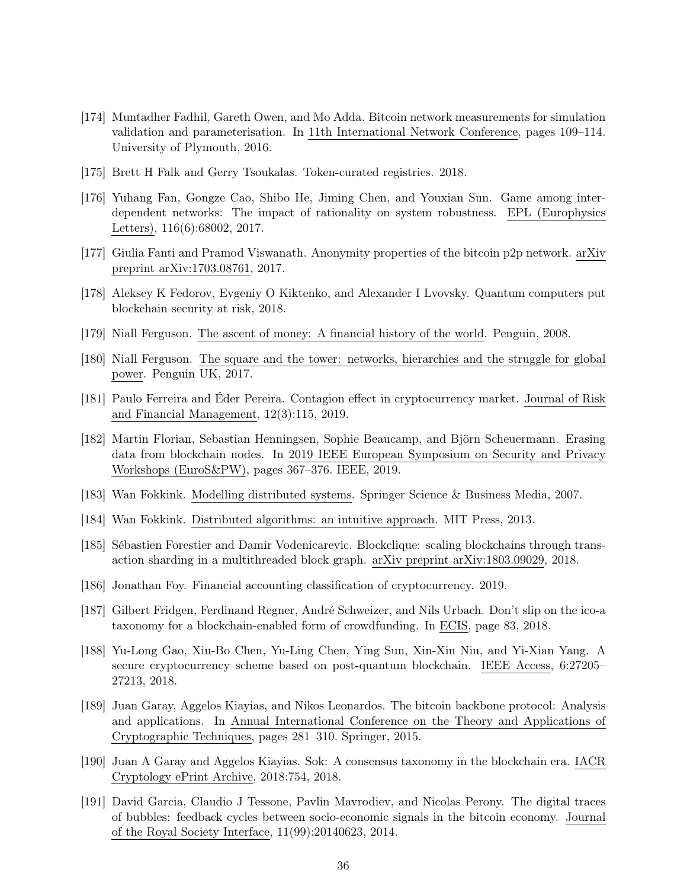[174] Muntadher Fadhil, Gareth Owen, and Mo Adda. Bitcoin network measurements for simulation validation and parameterisation. In 11th International Network Conference, pages 109–114. University of Plymouth, 2016.

[175] Brett H Falk and Gerry Tsoukalas. Token-curated registries. 2018.

[176] Yuhang Fan, Gongze Cao, Shibo He, Jiming Chen, and Youxian Sun. Game among interdependent networks: The impact of rationality on system robustness. EPL (Europhysics Letters), 116(6):68002, 2017.

[177] Giulia Fanti and Pramod Viswanath. Anonymity properties of the bitcoin p2p network. arXiv preprint arXiv:1703.08761, 2017.

[178] Aleksey K Fedorov, Evgeniy O Kiktenko, and Alexander I Lvovsky. Quantum computers put blockchain security at risk, 2018.

[179] Niall Ferguson. The ascent of money: A financial history of the world. Penguin, 2008.

[180] Niall Ferguson. The square and the tower: networks, hierarchies and the struggle for global power. Penguin UK, 2017.

[181] Paulo Ferreira and Éder Pereira. Contagion effect in cryptocurrency market. Journal of Risk and Financial Management, 12(3):115, 2019.

[182] Martin Florian, Sebastian Henningsen, Sophie Beaucamp, and Björn Scheuermann. Erasing data from blockchain nodes. In 2019 IEEE European Symposium on Security and Privacy Workshops (EuroS&PW), pages 367–376. IEEE, 2019.

[183] Wan Fokkink. Modelling distributed systems. Springer Science & Business Media, 2007.

[184] Wan Fokkink. Distributed algorithms: an intuitive approach. MIT Press, 2013.

[185] Sébastien Forestier and Damir Vodenicarevic. Blockclique: scaling blockchains through transaction sharding in a multithreaded block graph. arXiv preprint arXiv:1803.09029, 2018.

[186] Jonathan Foy. Financial accounting classification of cryptocurrency. 2019.

[187] Gilbert Fridgen, Ferdinand Regner, André Schweizer, and Nils Urbach. Don't slip on the ico-a taxonomy for a blockchain-enabled form of crowdfunding. In ECIS, page 83, 2018.

[188] Yu-Long Gao, Xiu-Bo Chen, Yu-Ling Chen, Ying Sun, Xin-Xin Niu, and Yi-Xian Yang. A secure cryptocurrency scheme based on post-quantum blockchain. IEEE Access, 6:27205–27213, 2018.

[189] Juan Garay, Aggelos Kiayias, and Nikos Leonardos. The bitcoin backbone protocol: Analysis and applications. In Annual International Conference on the Theory and Applications of Cryptographic Techniques, pages 281–310. Springer, 2015.

[190] Juan A Garay and Aggelos Kiayias. Sok: A consensus taxonomy in the blockchain era. IACR Cryptology ePrint Archive, 2018:754, 2018.

[191] David Garcia, Claudio J Tessone, Pavlin Mavrodiev, and Nicolas Perony. The digital traces of bubbles: feedback cycles between socio-economic signals in the bitcoin economy. Journal of the Royal Society Interface, 11(99):20140623, 2014.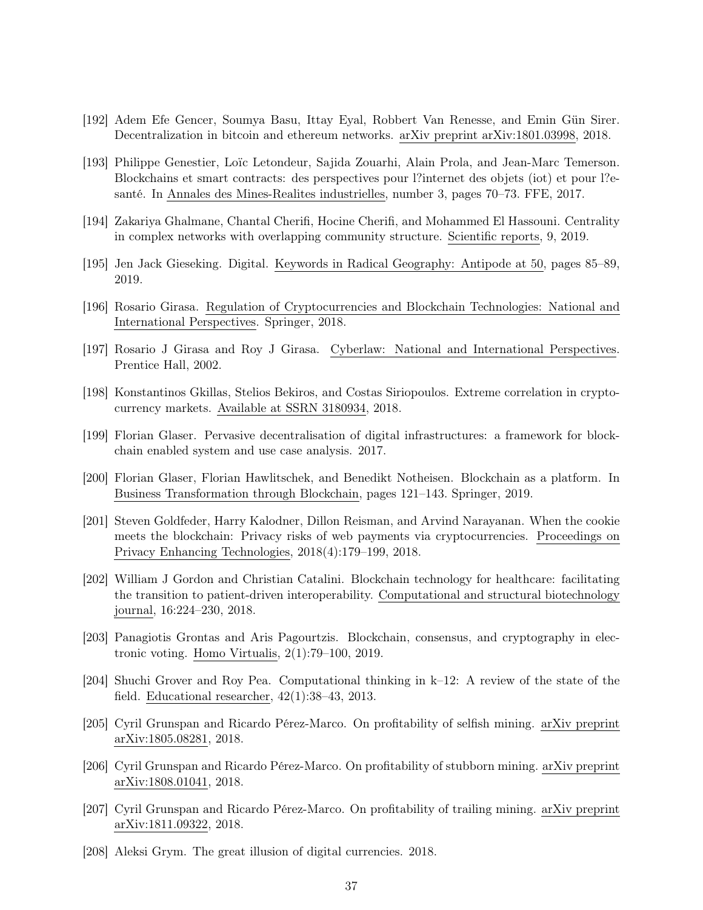[192] Adem Efe Gencer, Soumya Basu, Ittay Eyal, Robbert Van Renesse, and Emin Gün Sirer. Decentralization in bitcoin and ethereum networks. arXiv preprint arXiv:1801.03998, 2018.

[193] Philippe Genestier, Loïc Letondeur, Sajida Zouarhi, Alain Prola, and Jean-Marc Temerson. Blockchains et smart contracts: des perspectives pour l?internet des objets (iot) et pour l?e-santé. In Annales des Mines-Realites industrielles, number 3, pages 70–73. FFE, 2017.

[194] Zakariya Ghalmane, Chantal Cherifi, Hocine Cherifi, and Mohammed El Hassouni. Centrality in complex networks with overlapping community structure. Scientific reports, 9, 2019.

[195] Jen Jack Gieseking. Digital. Keywords in Radical Geography: Antipode at 50, pages 85–89, 2019.

[196] Rosario Girasa. Regulation of Cryptocurrencies and Blockchain Technologies: National and International Perspectives. Springer, 2018.

[197] Rosario J Girasa and Roy J Girasa. Cyberlaw: National and International Perspectives. Prentice Hall, 2002.

[198] Konstantinos Gkillas, Stelios Bekiros, and Costas Siriopoulos. Extreme correlation in cryptocurrency markets. Available at SSRN 3180934, 2018.

[199] Florian Glaser. Pervasive decentralisation of digital infrastructures: a framework for blockchain enabled system and use case analysis. 2017.

[200] Florian Glaser, Florian Hawlitschek, and Benedikt Notheisen. Blockchain as a platform. In Business Transformation through Blockchain, pages 121–143. Springer, 2019.

[201] Steven Goldfeder, Harry Kalodner, Dillon Reisman, and Arvind Narayanan. When the cookie meets the blockchain: Privacy risks of web payments via cryptocurrencies. Proceedings on Privacy Enhancing Technologies, 2018(4):179–199, 2018.

[202] William J Gordon and Christian Catalini. Blockchain technology for healthcare: facilitating the transition to patient-driven interoperability. Computational and structural biotechnology journal, 16:224–230, 2018.

[203] Panagiotis Grontas and Aris Pagourtzis. Blockchain, consensus, and cryptography in electronic voting. Homo Virtualis, 2(1):79–100, 2019.

[204] Shuchi Grover and Roy Pea. Computational thinking in k–12: A review of the state of the field. Educational researcher, 42(1):38–43, 2013.

[205] Cyril Grunspan and Ricardo Pérez-Marco. On profitability of selfish mining. arXiv preprint arXiv:1805.08281, 2018.

[206] Cyril Grunspan and Ricardo Pérez-Marco. On profitability of stubborn mining. arXiv preprint arXiv:1808.01041, 2018.

[207] Cyril Grunspan and Ricardo Pérez-Marco. On profitability of trailing mining. arXiv preprint arXiv:1811.09322, 2018.

[208] Aleksi Grym. The great illusion of digital currencies. 2018.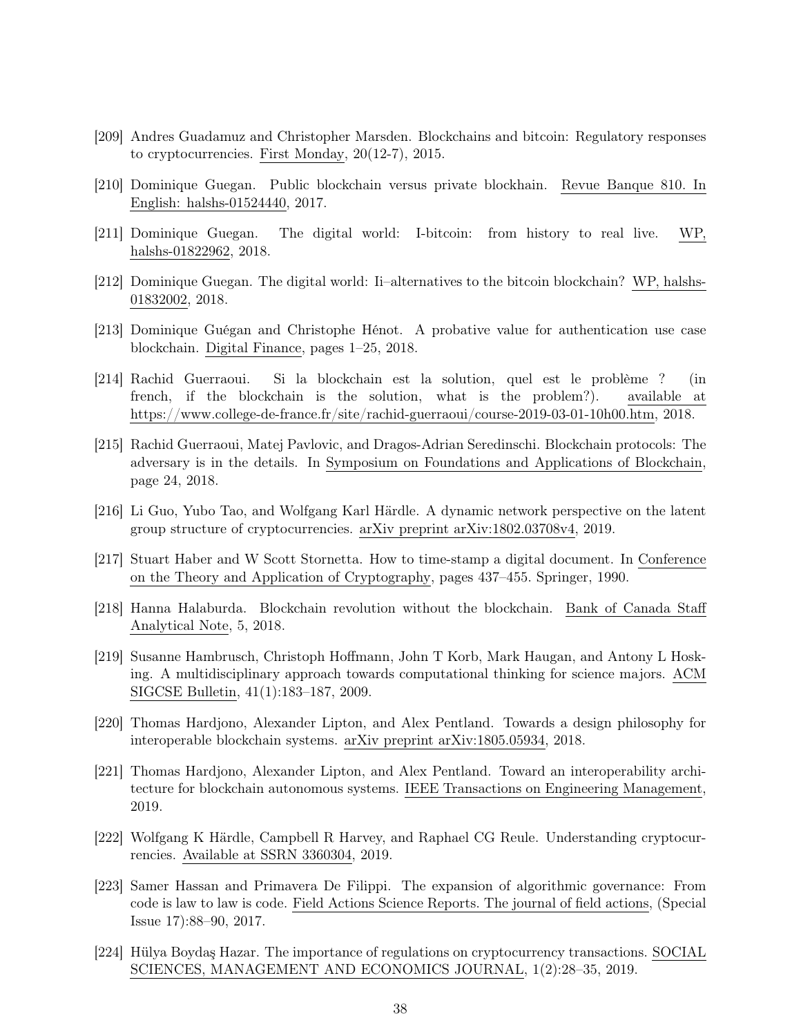[209] Andres Guadamuz and Christopher Marsden. Blockchains and bitcoin: Regulatory responses to cryptocurrencies. First Monday, 20(12-7), 2015.

[210] Dominique Guegan. Public blockchain versus private blockhain. Revue Banque 810. In English: halshs-01524440, 2017.

[211] Dominique Guegan. The digital world: I-bitcoin: from history to real live. WP, halshs-01822962, 2018.

[212] Dominique Guegan. The digital world: Ii–alternatives to the bitcoin blockchain? WP, halshs-01832002, 2018.

[213] Dominique Guégan and Christophe Hénot. A probative value for authentication use case blockchain. Digital Finance, pages 1–25, 2018.

[214] Rachid Guerraoui. Si la blockchain est la solution, quel est le problème ? (in french, if the blockchain is the solution, what is the problem?). available at https://www.college-de-france.fr/site/rachid-guerraoui/course-2019-03-01-10h00.htm, 2018.

[215] Rachid Guerraoui, Matej Pavlovic, and Dragos-Adrian Seredinschi. Blockchain protocols: The adversary is in the details. In Symposium on Foundations and Applications of Blockchain, page 24, 2018.

[216] Li Guo, Yubo Tao, and Wolfgang Karl Härdle. A dynamic network perspective on the latent group structure of cryptocurrencies. arXiv preprint arXiv:1802.03708v4, 2019.

[217] Stuart Haber and W Scott Stornetta. How to time-stamp a digital document. In Conference on the Theory and Application of Cryptography, pages 437–455. Springer, 1990.

[218] Hanna Halaburda. Blockchain revolution without the blockchain. Bank of Canada Staff Analytical Note, 5, 2018.

[219] Susanne Hambrusch, Christoph Hoffmann, John T Korb, Mark Haugan, and Antony L Hosking. A multidisciplinary approach towards computational thinking for science majors. ACM SIGCSE Bulletin, 41(1):183–187, 2009.

[220] Thomas Hardjono, Alexander Lipton, and Alex Pentland. Towards a design philosophy for interoperable blockchain systems. arXiv preprint arXiv:1805.05934, 2018.

[221] Thomas Hardjono, Alexander Lipton, and Alex Pentland. Toward an interoperability architecture for blockchain autonomous systems. IEEE Transactions on Engineering Management, 2019.

[222] Wolfgang K Härdle, Campbell R Harvey, and Raphael CG Reule. Understanding cryptocurrencies. Available at SSRN 3360304, 2019.

[223] Samer Hassan and Primavera De Filippi. The expansion of algorithmic governance: From code is law to law is code. Field Actions Science Reports. The journal of field actions, (Special Issue 17):88–90, 2017.

[224] Hülya Boydaş Hazar. The importance of regulations on cryptocurrency transactions. SOCIAL SCIENCES, MANAGEMENT AND ECONOMICS JOURNAL, 1(2):28–35, 2019.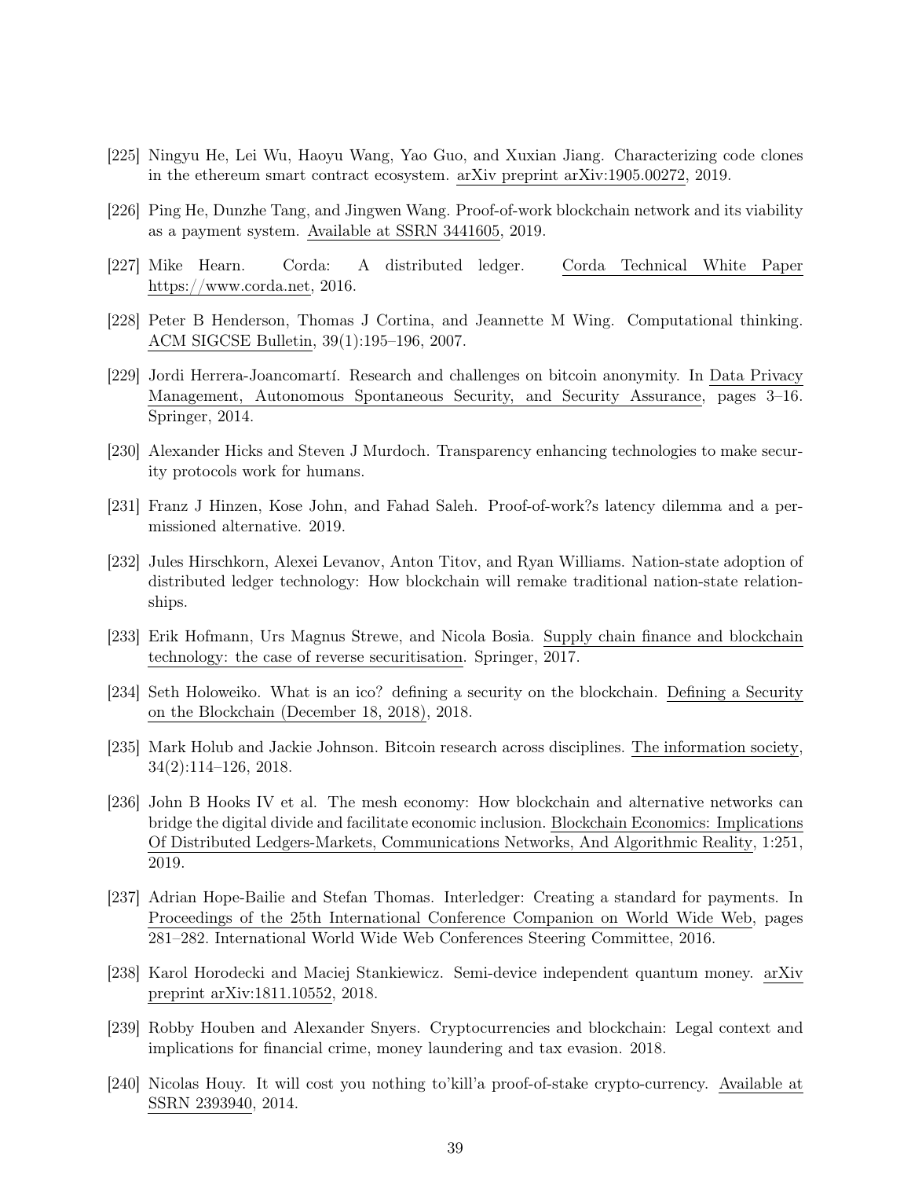[225] Ningyu He, Lei Wu, Haoyu Wang, Yao Guo, and Xuxian Jiang. Characterizing code clones in the ethereum smart contract ecosystem. arXiv preprint arXiv:1905.00272, 2019.

[226] Ping He, Dunzhe Tang, and Jingwen Wang. Proof-of-work blockchain network and its viability as a payment system. Available at SSRN 3441605, 2019.

[227] Mike Hearn. Corda: A distributed ledger. Corda Technical White Paper https://www.corda.net, 2016.

[228] Peter B Henderson, Thomas J Cortina, and Jeannette M Wing. Computational thinking. ACM SIGCSE Bulletin, 39(1):195–196, 2007.

[229] Jordi Herrera-Joancomartí. Research and challenges on bitcoin anonymity. In Data Privacy Management, Autonomous Spontaneous Security, and Security Assurance, pages 3–16. Springer, 2014.

[230] Alexander Hicks and Steven J Murdoch. Transparency enhancing technologies to make security protocols work for humans.

[231] Franz J Hinzen, Kose John, and Fahad Saleh. Proof-of-work?s latency dilemma and a permissioned alternative. 2019.

[232] Jules Hirschkorn, Alexei Levanov, Anton Titov, and Ryan Williams. Nation-state adoption of distributed ledger technology: How blockchain will remake traditional nation-state relationships.

[233] Erik Hofmann, Urs Magnus Strewe, and Nicola Bosia. Supply chain finance and blockchain technology: the case of reverse securitisation. Springer, 2017.

[234] Seth Holoweiko. What is an ico? defining a security on the blockchain. Defining a Security on the Blockchain (December 18, 2018), 2018.

[235] Mark Holub and Jackie Johnson. Bitcoin research across disciplines. The information society, 34(2):114–126, 2018.

[236] John B Hooks IV et al. The mesh economy: How blockchain and alternative networks can bridge the digital divide and facilitate economic inclusion. Blockchain Economics: Implications Of Distributed Ledgers-Markets, Communications Networks, And Algorithmic Reality, 1:251, 2019.

[237] Adrian Hope-Bailie and Stefan Thomas. Interledger: Creating a standard for payments. In Proceedings of the 25th International Conference Companion on World Wide Web, pages 281–282. International World Wide Web Conferences Steering Committee, 2016.

[238] Karol Horodecki and Maciej Stankiewicz. Semi-device independent quantum money. arXiv preprint arXiv:1811.10552, 2018.

[239] Robby Houben and Alexander Snyers. Cryptocurrencies and blockchain: Legal context and implications for financial crime, money laundering and tax evasion. 2018.

[240] Nicolas Houy. It will cost you nothing to'kill'a proof-of-stake crypto-currency. Available at SSRN 2393940, 2014.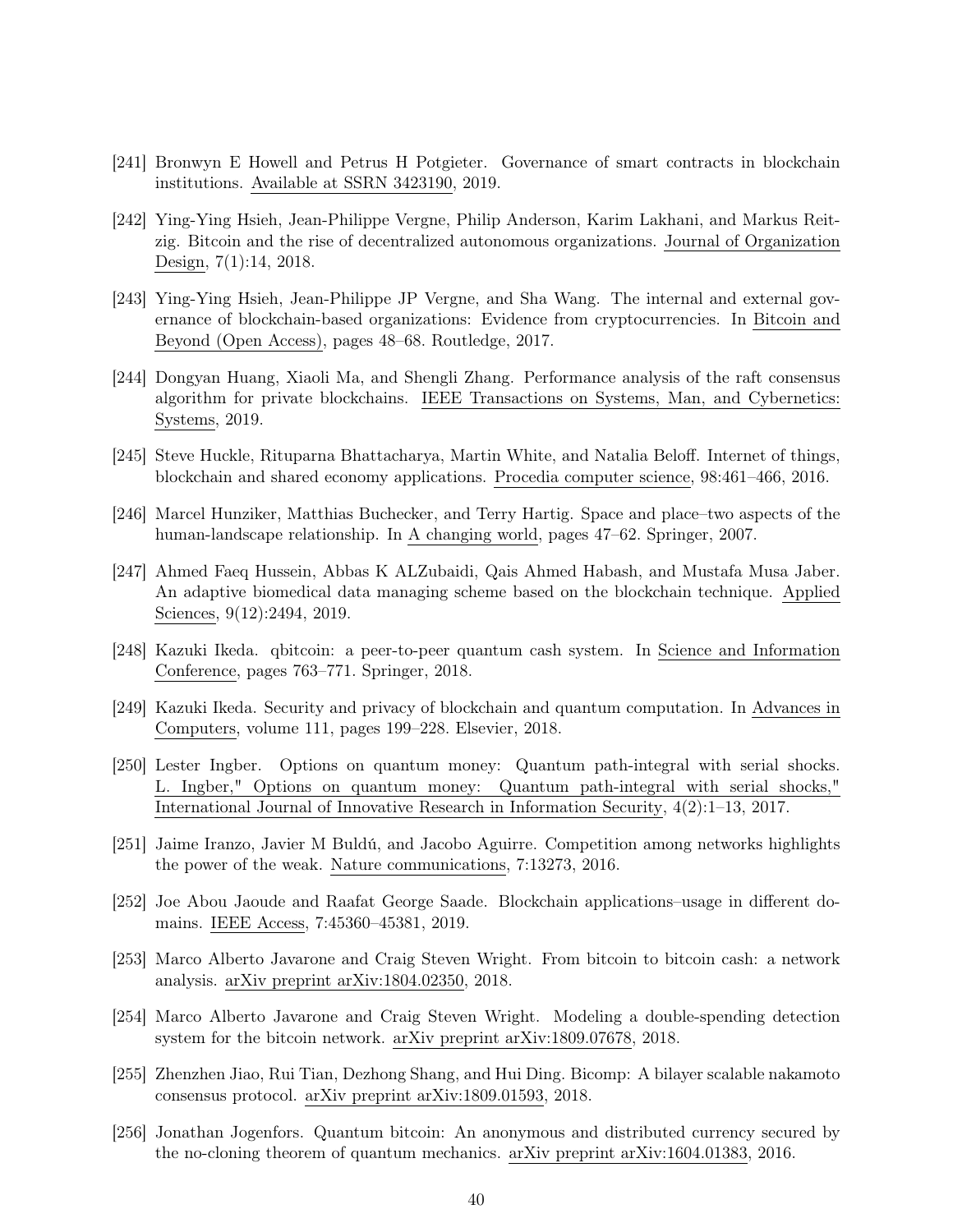[241] Bronwyn E Howell and Petrus H Potgieter. Governance of smart contracts in blockchain institutions. Available at SSRN 3423190, 2019.

[242] Ying-Ying Hsieh, Jean-Philippe Vergne, Philip Anderson, Karim Lakhani, and Markus Reitzig. Bitcoin and the rise of decentralized autonomous organizations. Journal of Organization Design, 7(1):14, 2018.

[243] Ying-Ying Hsieh, Jean-Philippe JP Vergne, and Sha Wang. The internal and external governance of blockchain-based organizations: Evidence from cryptocurrencies. In Bitcoin and Beyond (Open Access), pages 48–68. Routledge, 2017.

[244] Dongyan Huang, Xiaoli Ma, and Shengli Zhang. Performance analysis of the raft consensus algorithm for private blockchains. IEEE Transactions on Systems, Man, and Cybernetics: Systems, 2019.

[245] Steve Huckle, Rituparna Bhattacharya, Martin White, and Natalia Beloff. Internet of things, blockchain and shared economy applications. Procedia computer science, 98:461–466, 2016.

[246] Marcel Hunziker, Matthias Buchecker, and Terry Hartig. Space and place–two aspects of the human-landscape relationship. In A changing world, pages 47–62. Springer, 2007.

[247] Ahmed Faeq Hussein, Abbas K ALZubaidi, Qais Ahmed Habash, and Mustafa Musa Jaber. An adaptive biomedical data managing scheme based on the blockchain technique. Applied Sciences, 9(12):2494, 2019.

[248] Kazuki Ikeda. qbitcoin: a peer-to-peer quantum cash system. In Science and Information Conference, pages 763–771. Springer, 2018.

[249] Kazuki Ikeda. Security and privacy of blockchain and quantum computation. In Advances in Computers, volume 111, pages 199–228. Elsevier, 2018.

[250] Lester Ingber. Options on quantum money: Quantum path-integral with serial shocks. L. Ingber," Options on quantum money: Quantum path-integral with serial shocks," International Journal of Innovative Research in Information Security, 4(2):1–13, 2017.

[251] Jaime Iranzo, Javier M Buldú, and Jacobo Aguirre. Competition among networks highlights the power of the weak. Nature communications, 7:13273, 2016.

[252] Joe Abou Jaoude and Raafat George Saade. Blockchain applications–usage in different domains. IEEE Access, 7:45360–45381, 2019.

[253] Marco Alberto Javarone and Craig Steven Wright. From bitcoin to bitcoin cash: a network analysis. arXiv preprint arXiv:1804.02350, 2018.

[254] Marco Alberto Javarone and Craig Steven Wright. Modeling a double-spending detection system for the bitcoin network. arXiv preprint arXiv:1809.07678, 2018.

[255] Zhenzhen Jiao, Rui Tian, Dezhong Shang, and Hui Ding. Bicomp: A bilayer scalable nakamoto consensus protocol. arXiv preprint arXiv:1809.01593, 2018.

[256] Jonathan Jogenfors. Quantum bitcoin: An anonymous and distributed currency secured by the no-cloning theorem of quantum mechanics. arXiv preprint arXiv:1604.01383, 2016.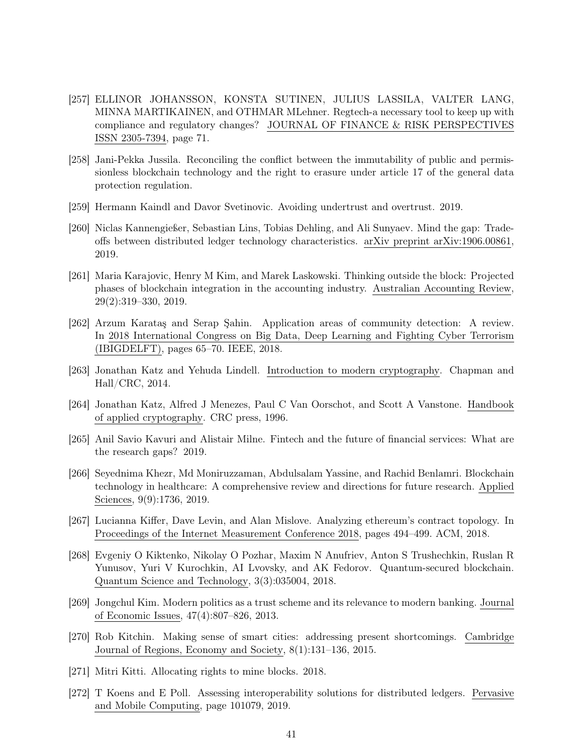[257] ELLINOR JOHANSSON, KONSTA SUTINEN, JULIUS LASSILA, VALTER LANG, MINNA MARTIKAINEN, and OTHMAR MLehner. Regtech-a necessary tool to keep up with compliance and regulatory changes? JOURNAL OF FINANCE & RISK PERSPECTIVES ISSN 2305-7394, page 71.

[258] Jani-Pekka Jussila. Reconciling the conflict between the immutability of public and permissionless blockchain technology and the right to erasure under article 17 of the general data protection regulation.

[259] Hermann Kaindl and Davor Svetinovic. Avoiding undertrust and overtrust. 2019.

[260] Niclas Kannengießer, Sebastian Lins, Tobias Dehling, and Ali Sunyaev. Mind the gap: Trade-offs between distributed ledger technology characteristics. arXiv preprint arXiv:1906.00861, 2019.

[261] Maria Karajovic, Henry M Kim, and Marek Laskowski. Thinking outside the block: Projected phases of blockchain integration in the accounting industry. Australian Accounting Review, 29(2):319–330, 2019.

[262] Arzum Karataş and Serap Şahin. Application areas of community detection: A review. In 2018 International Congress on Big Data, Deep Learning and Fighting Cyber Terrorism (IBIGDELFT), pages 65–70. IEEE, 2018.

[263] Jonathan Katz and Yehuda Lindell. Introduction to modern cryptography. Chapman and Hall/CRC, 2014.

[264] Jonathan Katz, Alfred J Menezes, Paul C Van Oorschot, and Scott A Vanstone. Handbook of applied cryptography. CRC press, 1996.

[265] Anil Savio Kavuri and Alistair Milne. Fintech and the future of financial services: What are the research gaps? 2019.

[266] Seyednima Khezr, Md Moniruzzaman, Abdulsalam Yassine, and Rachid Benlamri. Blockchain technology in healthcare: A comprehensive review and directions for future research. Applied Sciences, 9(9):1736, 2019.

[267] Lucianna Kiffer, Dave Levin, and Alan Mislove. Analyzing ethereum's contract topology. In Proceedings of the Internet Measurement Conference 2018, pages 494–499. ACM, 2018.

[268] Evgeniy O Kiktenko, Nikolay O Pozhar, Maxim N Anufriev, Anton S Trushechkin, Ruslan R Yunusov, Yuri V Kurochkin, AI Lvovsky, and AK Fedorov. Quantum-secured blockchain. Quantum Science and Technology, 3(3):035004, 2018.

[269] Jongchul Kim. Modern politics as a trust scheme and its relevance to modern banking. Journal of Economic Issues, 47(4):807–826, 2013.

[270] Rob Kitchin. Making sense of smart cities: addressing present shortcomings. Cambridge Journal of Regions, Economy and Society, 8(1):131–136, 2015.

[271] Mitri Kitti. Allocating rights to mine blocks. 2018.

[272] T Koens and E Poll. Assessing interoperability solutions for distributed ledgers. Pervasive and Mobile Computing, page 101079, 2019.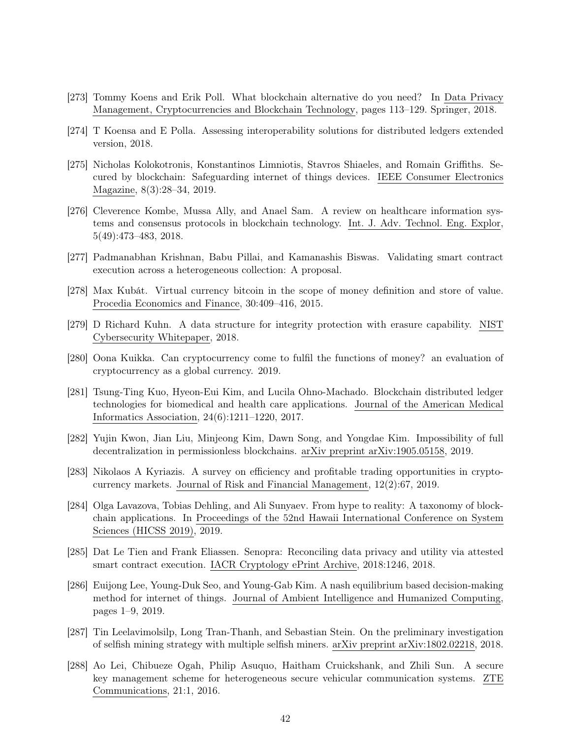[273] Tommy Koens and Erik Poll. What blockchain alternative do you need? In Data Privacy Management, Cryptocurrencies and Blockchain Technology, pages 113–129. Springer, 2018.

[274] T Koensa and E Polla. Assessing interoperability solutions for distributed ledgers extended version, 2018.

[275] Nicholas Kolokotronis, Konstantinos Limniotis, Stavros Shiaeles, and Romain Griffiths. Secured by blockchain: Safeguarding internet of things devices. IEEE Consumer Electronics Magazine, 8(3):28–34, 2019.

[276] Cleverence Kombe, Mussa Ally, and Anael Sam. A review on healthcare information systems and consensus protocols in blockchain technology. Int. J. Adv. Technol. Eng. Explor, 5(49):473–483, 2018.

[277] Padmanabhan Krishnan, Babu Pillai, and Kamanashis Biswas. Validating smart contract execution across a heterogeneous collection: A proposal.

[278] Max Kubát. Virtual currency bitcoin in the scope of money definition and store of value. Procedia Economics and Finance, 30:409–416, 2015.

[279] D Richard Kuhn. A data structure for integrity protection with erasure capability. NIST Cybersecurity Whitepaper, 2018.

[280] Oona Kuikka. Can cryptocurrency come to fulfil the functions of money? an evaluation of cryptocurrency as a global currency. 2019.

[281] Tsung-Ting Kuo, Hyeon-Eui Kim, and Lucila Ohno-Machado. Blockchain distributed ledger technologies for biomedical and health care applications. Journal of the American Medical Informatics Association, 24(6):1211–1220, 2017.

[282] Yujin Kwon, Jian Liu, Minjeong Kim, Dawn Song, and Yongdae Kim. Impossibility of full decentralization in permissionless blockchains. arXiv preprint arXiv:1905.05158, 2019.

[283] Nikolaos A Kyriazis. A survey on efficiency and profitable trading opportunities in cryptocurrency markets. Journal of Risk and Financial Management, 12(2):67, 2019.

[284] Olga Lavazova, Tobias Dehling, and Ali Sunyaev. From hype to reality: A taxonomy of blockchain applications. In Proceedings of the 52nd Hawaii International Conference on System Sciences (HICSS 2019), 2019.

[285] Dat Le Tien and Frank Eliassen. Senopra: Reconciling data privacy and utility via attested smart contract execution. IACR Cryptology ePrint Archive, 2018:1246, 2018.

[286] Euijong Lee, Young-Duk Seo, and Young-Gab Kim. A nash equilibrium based decision-making method for internet of things. Journal of Ambient Intelligence and Humanized Computing, pages 1–9, 2019.

[287] Tin Leelavimolsilp, Long Tran-Thanh, and Sebastian Stein. On the preliminary investigation of selfish mining strategy with multiple selfish miners. arXiv preprint arXiv:1802.02218, 2018.

[288] Ao Lei, Chibueze Ogah, Philip Asuquo, Haitham Cruickshank, and Zhili Sun. A secure key management scheme for heterogeneous secure vehicular communication systems. ZTE Communications, 21:1, 2016.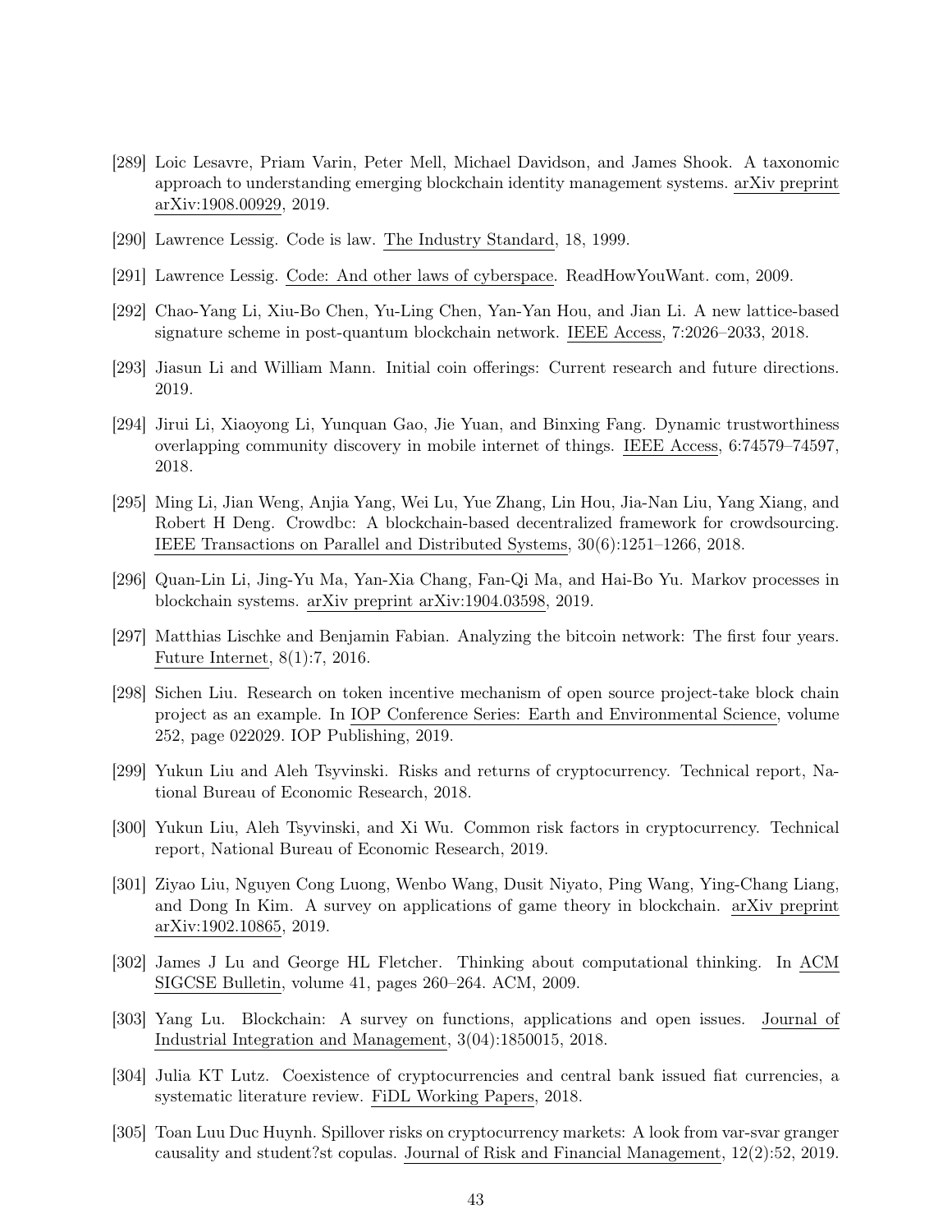[289] Loic Lesavre, Priam Varin, Peter Mell, Michael Davidson, and James Shook. A taxonomic approach to understanding emerging blockchain identity management systems. arXiv preprint arXiv:1908.00929, 2019.

[290] Lawrence Lessig. Code is law. The Industry Standard, 18, 1999.

[291] Lawrence Lessig. Code: And other laws of cyberspace. ReadHowYouWant. com, 2009.

[292] Chao-Yang Li, Xiu-Bo Chen, Yu-Ling Chen, Yan-Yan Hou, and Jian Li. A new lattice-based signature scheme in post-quantum blockchain network. IEEE Access, 7:2026–2033, 2018.

[293] Jiasun Li and William Mann. Initial coin offerings: Current research and future directions. 2019.

[294] Jirui Li, Xiaoyong Li, Yunquan Gao, Jie Yuan, and Binxing Fang. Dynamic trustworthiness overlapping community discovery in mobile internet of things. IEEE Access, 6:74579–74597, 2018.

[295] Ming Li, Jian Weng, Anjia Yang, Wei Lu, Yue Zhang, Lin Hou, Jia-Nan Liu, Yang Xiang, and Robert H Deng. Crowdbc: A blockchain-based decentralized framework for crowdsourcing. IEEE Transactions on Parallel and Distributed Systems, 30(6):1251–1266, 2018.

[296] Quan-Lin Li, Jing-Yu Ma, Yan-Xia Chang, Fan-Qi Ma, and Hai-Bo Yu. Markov processes in blockchain systems. arXiv preprint arXiv:1904.03598, 2019.

[297] Matthias Lischke and Benjamin Fabian. Analyzing the bitcoin network: The first four years. Future Internet, 8(1):7, 2016.

[298] Sichen Liu. Research on token incentive mechanism of open source project-take block chain project as an example. In IOP Conference Series: Earth and Environmental Science, volume 252, page 022029. IOP Publishing, 2019.

[299] Yukun Liu and Aleh Tsyvinski. Risks and returns of cryptocurrency. Technical report, National Bureau of Economic Research, 2018.

[300] Yukun Liu, Aleh Tsyvinski, and Xi Wu. Common risk factors in cryptocurrency. Technical report, National Bureau of Economic Research, 2019.

[301] Ziyao Liu, Nguyen Cong Luong, Wenbo Wang, Dusit Niyato, Ping Wang, Ying-Chang Liang, and Dong In Kim. A survey on applications of game theory in blockchain. arXiv preprint arXiv:1902.10865, 2019.

[302] James J Lu and George HL Fletcher. Thinking about computational thinking. In ACM SIGCSE Bulletin, volume 41, pages 260–264. ACM, 2009.

[303] Yang Lu. Blockchain: A survey on functions, applications and open issues. Journal of Industrial Integration and Management, 3(04):1850015, 2018.

[304] Julia KT Lutz. Coexistence of cryptocurrencies and central bank issued fiat currencies, a systematic literature review. FiDL Working Papers, 2018.

[305] Toan Luu Duc Huynh. Spillover risks on cryptocurrency markets: A look from var-svar granger causality and student?st copulas. Journal of Risk and Financial Management, 12(2):52, 2019.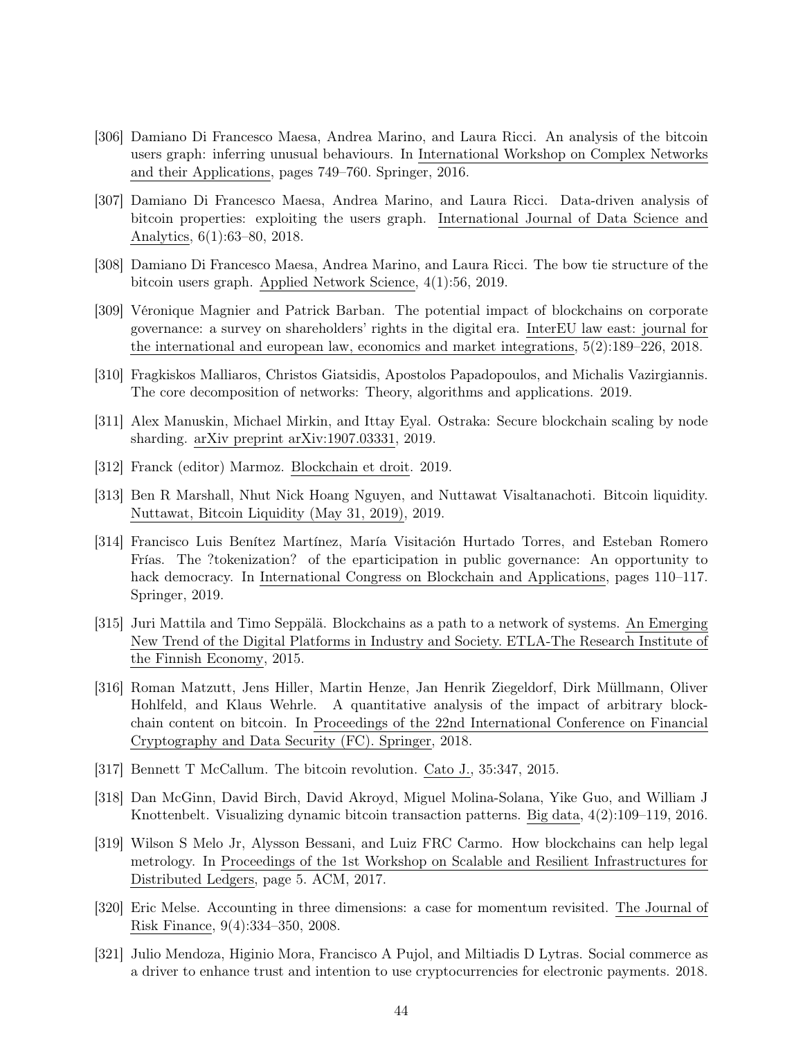[306] Damiano Di Francesco Maesa, Andrea Marino, and Laura Ricci. An analysis of the bitcoin users graph: inferring unusual behaviours. In International Workshop on Complex Networks and their Applications, pages 749–760. Springer, 2016.

[307] Damiano Di Francesco Maesa, Andrea Marino, and Laura Ricci. Data-driven analysis of bitcoin properties: exploiting the users graph. International Journal of Data Science and Analytics, 6(1):63–80, 2018.

[308] Damiano Di Francesco Maesa, Andrea Marino, and Laura Ricci. The bow tie structure of the bitcoin users graph. Applied Network Science, 4(1):56, 2019.

[309] Véronique Magnier and Patrick Barban. The potential impact of blockchains on corporate governance: a survey on shareholders' rights in the digital era. InterEU law east: journal for the international and european law, economics and market integrations, 5(2):189–226, 2018.

[310] Fragkiskos Malliaros, Christos Giatsidis, Apostolos Papadopoulos, and Michalis Vazirgiannis. The core decomposition of networks: Theory, algorithms and applications. 2019.

[311] Alex Manuskin, Michael Mirkin, and Ittay Eyal. Ostraka: Secure blockchain scaling by node sharding. arXiv preprint arXiv:1907.03331, 2019.

[312] Franck (editor) Marmoz. Blockchain et droit. 2019.

[313] Ben R Marshall, Nhut Nick Hoang Nguyen, and Nuttawat Visaltanachoti. Bitcoin liquidity. Nuttawat, Bitcoin Liquidity (May 31, 2019), 2019.

[314] Francisco Luis Benítez Martínez, María Visitación Hurtado Torres, and Esteban Romero Frías. The ?tokenization? of the eparticipation in public governance: An opportunity to hack democracy. In International Congress on Blockchain and Applications, pages 110–117. Springer, 2019.

[315] Juri Mattila and Timo Seppälä. Blockchains as a path to a network of systems. An Emerging New Trend of the Digital Platforms in Industry and Society. ETLA-The Research Institute of the Finnish Economy, 2015.

[316] Roman Matzutt, Jens Hiller, Martin Henze, Jan Henrik Ziegeldorf, Dirk Müllmann, Oliver Hohlfeld, and Klaus Wehrle. A quantitative analysis of the impact of arbitrary blockchain content on bitcoin. In Proceedings of the 22nd International Conference on Financial Cryptography and Data Security (FC). Springer, 2018.

[317] Bennett T McCallum. The bitcoin revolution. Cato J., 35:347, 2015.

[318] Dan McGinn, David Birch, David Akroyd, Miguel Molina-Solana, Yike Guo, and William J Knottenbelt. Visualizing dynamic bitcoin transaction patterns. Big data, 4(2):109–119, 2016.

[319] Wilson S Melo Jr, Alysson Bessani, and Luiz FRC Carmo. How blockchains can help legal metrology. In Proceedings of the 1st Workshop on Scalable and Resilient Infrastructures for Distributed Ledgers, page 5. ACM, 2017.

[320] Eric Melse. Accounting in three dimensions: a case for momentum revisited. The Journal of Risk Finance, 9(4):334–350, 2008.

[321] Julio Mendoza, Higinio Mora, Francisco A Pujol, and Miltiadis D Lytras. Social commerce as a driver to enhance trust and intention to use cryptocurrencies for electronic payments. 2018.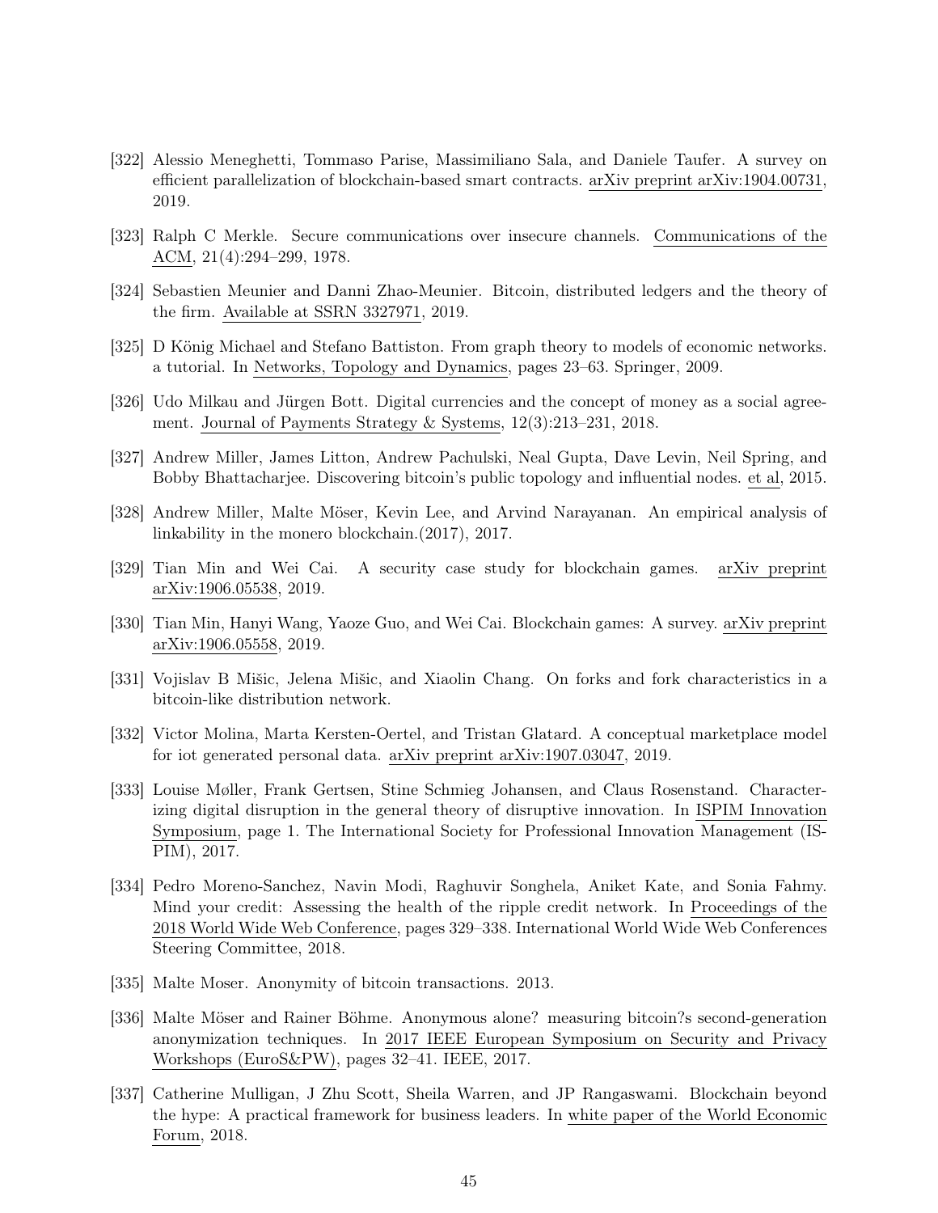[322] Alessio Meneghetti, Tommaso Parise, Massimiliano Sala, and Daniele Taufer. A survey on efficient parallelization of blockchain-based smart contracts. arXiv preprint arXiv:1904.00731, 2019.

[323] Ralph C Merkle. Secure communications over insecure channels. Communications of the ACM, 21(4):294–299, 1978.

[324] Sebastien Meunier and Danni Zhao-Meunier. Bitcoin, distributed ledgers and the theory of the firm. Available at SSRN 3327971, 2019.

[325] D König Michael and Stefano Battiston. From graph theory to models of economic networks. a tutorial. In Networks, Topology and Dynamics, pages 23–63. Springer, 2009.

[326] Udo Milkau and Jürgen Bott. Digital currencies and the concept of money as a social agreement. Journal of Payments Strategy & Systems, 12(3):213–231, 2018.

[327] Andrew Miller, James Litton, Andrew Pachulski, Neal Gupta, Dave Levin, Neil Spring, and Bobby Bhattacharjee. Discovering bitcoin's public topology and influential nodes. et al, 2015.

[328] Andrew Miller, Malte Möser, Kevin Lee, and Arvind Narayanan. An empirical analysis of linkability in the monero blockchain.(2017), 2017.

[329] Tian Min and Wei Cai. A security case study for blockchain games. arXiv preprint arXiv:1906.05538, 2019.

[330] Tian Min, Hanyi Wang, Yaoze Guo, and Wei Cai. Blockchain games: A survey. arXiv preprint arXiv:1906.05558, 2019.

[331] Vojislav B Mišic, Jelena Mišic, and Xiaolin Chang. On forks and fork characteristics in a bitcoin-like distribution network.

[332] Victor Molina, Marta Kersten-Oertel, and Tristan Glatard. A conceptual marketplace model for iot generated personal data. arXiv preprint arXiv:1907.03047, 2019.

[333] Louise Møller, Frank Gertsen, Stine Schmieg Johansen, and Claus Rosenstand. Characterizing digital disruption in the general theory of disruptive innovation. In ISPIM Innovation Symposium, page 1. The International Society for Professional Innovation Management (ISPIM), 2017.

[334] Pedro Moreno-Sanchez, Navin Modi, Raghuvir Songhela, Aniket Kate, and Sonia Fahmy. Mind your credit: Assessing the health of the ripple credit network. In Proceedings of the 2018 World Wide Web Conference, pages 329–338. International World Wide Web Conferences Steering Committee, 2018.

[335] Malte Moser. Anonymity of bitcoin transactions. 2013.

[336] Malte Möser and Rainer Böhme. Anonymous alone? measuring bitcoin?s second-generation anonymization techniques. In 2017 IEEE European Symposium on Security and Privacy Workshops (EuroS&PW), pages 32–41. IEEE, 2017.

[337] Catherine Mulligan, J Zhu Scott, Sheila Warren, and JP Rangaswami. Blockchain beyond the hype: A practical framework for business leaders. In white paper of the World Economic Forum, 2018.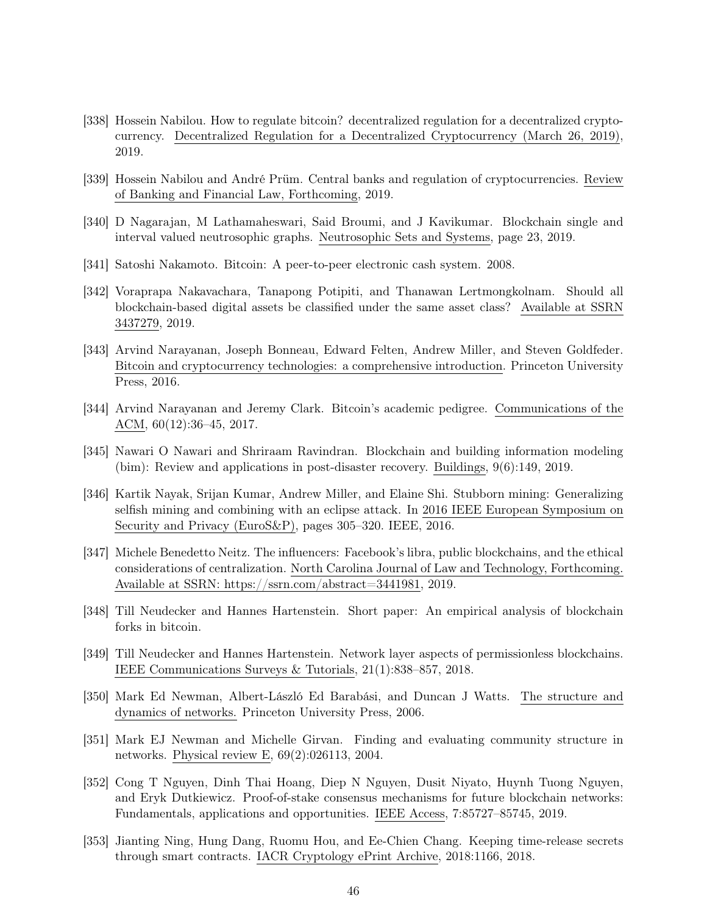[338] Hossein Nabilou. How to regulate bitcoin? decentralized regulation for a decentralized cryptocurrency. Decentralized Regulation for a Decentralized Cryptocurrency (March 26, 2019), 2019.

[339] Hossein Nabilou and André Prüm. Central banks and regulation of cryptocurrencies. Review of Banking and Financial Law, Forthcoming, 2019.

[340] D Nagarajan, M Lathamaheswari, Said Broumi, and J Kavikumar. Blockchain single and interval valued neutrosophic graphs. Neutrosophic Sets and Systems, page 23, 2019.

[341] Satoshi Nakamoto. Bitcoin: A peer-to-peer electronic cash system. 2008.

[342] Voraprapa Nakavachara, Tanapong Potipiti, and Thanawan Lertmongkolnam. Should all blockchain-based digital assets be classified under the same asset class? Available at SSRN 3437279, 2019.

[343] Arvind Narayanan, Joseph Bonneau, Edward Felten, Andrew Miller, and Steven Goldfeder. Bitcoin and cryptocurrency technologies: a comprehensive introduction. Princeton University Press, 2016.

[344] Arvind Narayanan and Jeremy Clark. Bitcoin's academic pedigree. Communications of the ACM, 60(12):36–45, 2017.

[345] Nawari O Nawari and Shriraam Ravindran. Blockchain and building information modeling (bim): Review and applications in post-disaster recovery. Buildings, 9(6):149, 2019.

[346] Kartik Nayak, Srijan Kumar, Andrew Miller, and Elaine Shi. Stubborn mining: Generalizing selfish mining and combining with an eclipse attack. In 2016 IEEE European Symposium on Security and Privacy (EuroS&P), pages 305–320. IEEE, 2016.

[347] Michele Benedetto Neitz. The influencers: Facebook's libra, public blockchains, and the ethical considerations of centralization. North Carolina Journal of Law and Technology, Forthcoming. Available at SSRN: https://ssrn.com/abstract=3441981, 2019.

[348] Till Neudecker and Hannes Hartenstein. Short paper: An empirical analysis of blockchain forks in bitcoin.

[349] Till Neudecker and Hannes Hartenstein. Network layer aspects of permissionless blockchains. IEEE Communications Surveys & Tutorials, 21(1):838–857, 2018.

[350] Mark Ed Newman, Albert-László Ed Barabási, and Duncan J Watts. The structure and dynamics of networks. Princeton University Press, 2006.

[351] Mark EJ Newman and Michelle Girvan. Finding and evaluating community structure in networks. Physical review E, 69(2):026113, 2004.

[352] Cong T Nguyen, Dinh Thai Hoang, Diep N Nguyen, Dusit Niyato, Huynh Tuong Nguyen, and Eryk Dutkiewicz. Proof-of-stake consensus mechanisms for future blockchain networks: Fundamentals, applications and opportunities. IEEE Access, 7:85727–85745, 2019.

[353] Jianting Ning, Hung Dang, Ruomu Hou, and Ee-Chien Chang. Keeping time-release secrets through smart contracts. IACR Cryptology ePrint Archive, 2018:1166, 2018.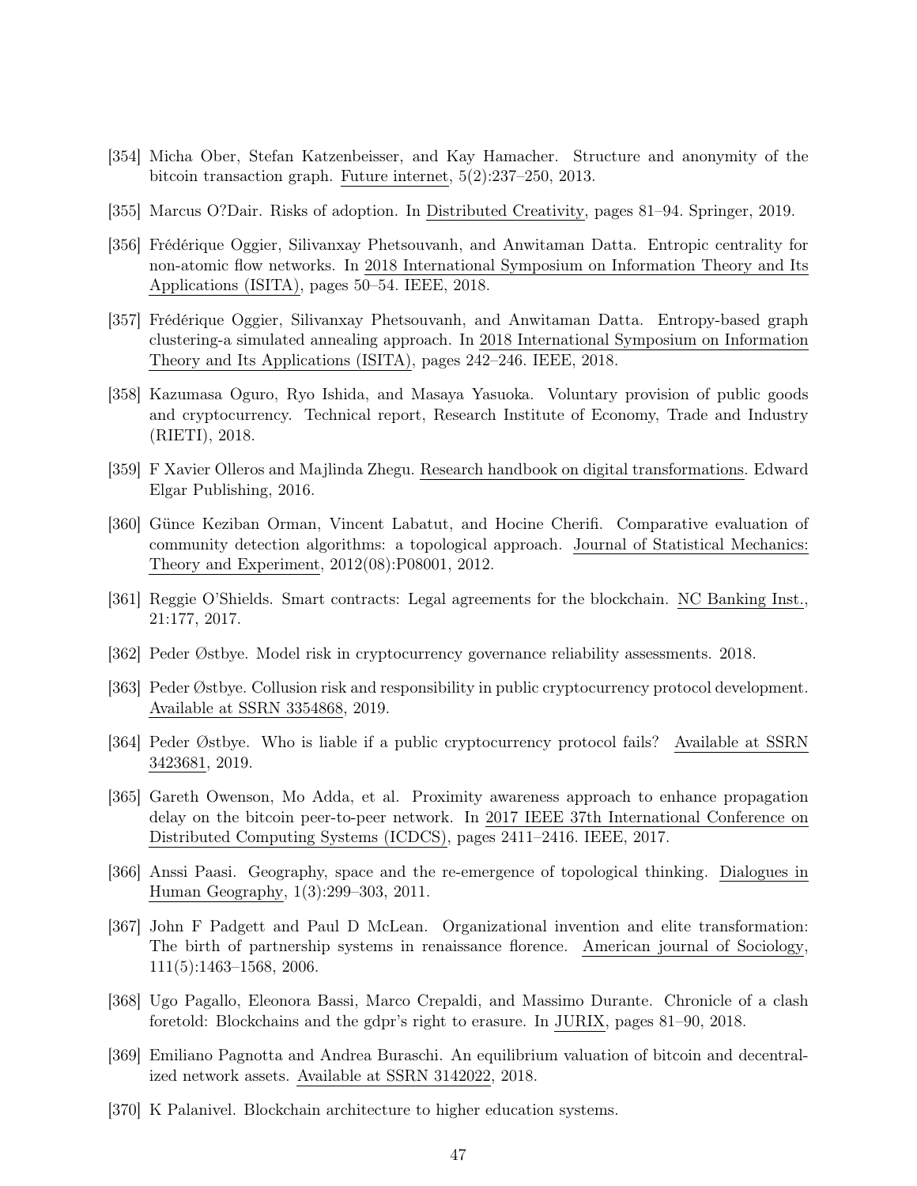[354] Micha Ober, Stefan Katzenbeisser, and Kay Hamacher. Structure and anonymity of the bitcoin transaction graph. Future internet, 5(2):237–250, 2013.

[355] Marcus O?Dair. Risks of adoption. In Distributed Creativity, pages 81–94. Springer, 2019.

[356] Frédérique Oggier, Silivanxay Phetsouvanh, and Anwitaman Datta. Entropic centrality for non-atomic flow networks. In 2018 International Symposium on Information Theory and Its Applications (ISITA), pages 50–54. IEEE, 2018.

[357] Frédérique Oggier, Silivanxay Phetsouvanh, and Anwitaman Datta. Entropy-based graph clustering-a simulated annealing approach. In 2018 International Symposium on Information Theory and Its Applications (ISITA), pages 242–246. IEEE, 2018.

[358] Kazumasa Oguro, Ryo Ishida, and Masaya Yasuoka. Voluntary provision of public goods and cryptocurrency. Technical report, Research Institute of Economy, Trade and Industry (RIETI), 2018.

[359] F Xavier Olleros and Majlinda Zhegu. Research handbook on digital transformations. Edward Elgar Publishing, 2016.

[360] Günce Keziban Orman, Vincent Labatut, and Hocine Cherifi. Comparative evaluation of community detection algorithms: a topological approach. Journal of Statistical Mechanics: Theory and Experiment, 2012(08):P08001, 2012.

[361] Reggie O'Shields. Smart contracts: Legal agreements for the blockchain. NC Banking Inst., 21:177, 2017.

[362] Peder Østbye. Model risk in cryptocurrency governance reliability assessments. 2018.

[363] Peder Østbye. Collusion risk and responsibility in public cryptocurrency protocol development. Available at SSRN 3354868, 2019.

[364] Peder Østbye. Who is liable if a public cryptocurrency protocol fails? Available at SSRN 3423681, 2019.

[365] Gareth Owenson, Mo Adda, et al. Proximity awareness approach to enhance propagation delay on the bitcoin peer-to-peer network. In 2017 IEEE 37th International Conference on Distributed Computing Systems (ICDCS), pages 2411–2416. IEEE, 2017.

[366] Anssi Paasi. Geography, space and the re-emergence of topological thinking. Dialogues in Human Geography, 1(3):299–303, 2011.

[367] John F Padgett and Paul D McLean. Organizational invention and elite transformation: The birth of partnership systems in renaissance florence. American journal of Sociology, 111(5):1463–1568, 2006.

[368] Ugo Pagallo, Eleonora Bassi, Marco Crepaldi, and Massimo Durante. Chronicle of a clash foretold: Blockchains and the gdpr's right to erasure. In JURIX, pages 81–90, 2018.

[369] Emiliano Pagnotta and Andrea Buraschi. An equilibrium valuation of bitcoin and decentralized network assets. Available at SSRN 3142022, 2018.

[370] K Palanivel. Blockchain architecture to higher education systems.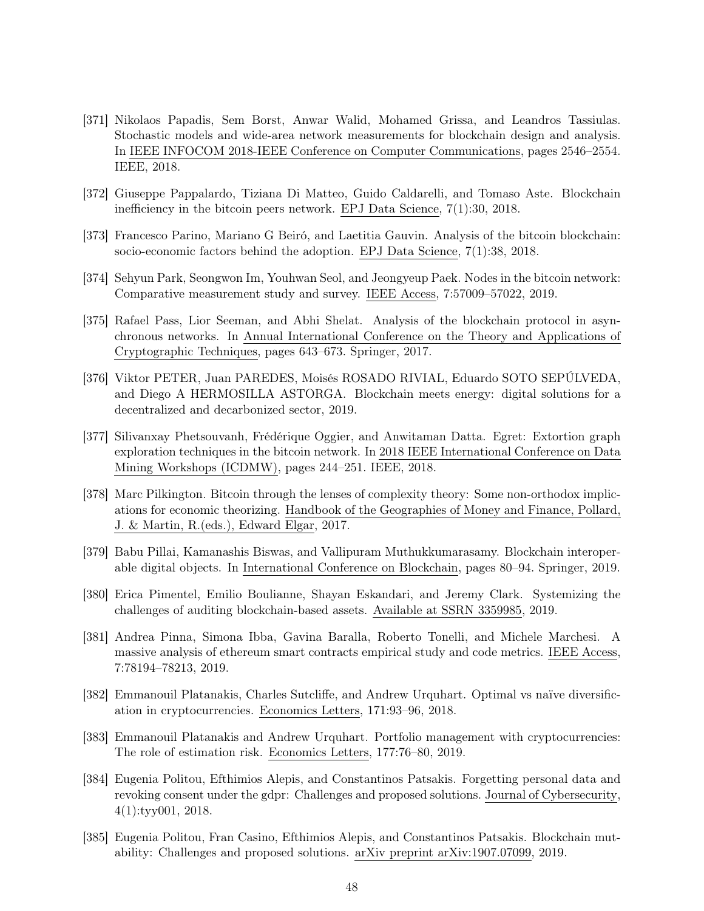[371] Nikolaos Papadis, Sem Borst, Anwar Walid, Mohamed Grissa, and Leandros Tassiulas. Stochastic models and wide-area network measurements for blockchain design and analysis. In IEEE INFOCOM 2018-IEEE Conference on Computer Communications, pages 2546–2554. IEEE, 2018.

[372] Giuseppe Pappalardo, Tiziana Di Matteo, Guido Caldarelli, and Tomaso Aste. Blockchain inefficiency in the bitcoin peers network. EPJ Data Science, 7(1):30, 2018.

[373] Francesco Parino, Mariano G Beiró, and Laetitia Gauvin. Analysis of the bitcoin blockchain: socio-economic factors behind the adoption. EPJ Data Science, 7(1):38, 2018.

[374] Sehyun Park, Seongwon Im, Youhwan Seol, and Jeongyeup Paek. Nodes in the bitcoin network: Comparative measurement study and survey. IEEE Access, 7:57009–57022, 2019.

[375] Rafael Pass, Lior Seeman, and Abhi Shelat. Analysis of the blockchain protocol in asynchronous networks. In Annual International Conference on the Theory and Applications of Cryptographic Techniques, pages 643–673. Springer, 2017.

[376] Viktor PETER, Juan PAREDES, Moisés ROSADO RIVIAL, Eduardo SOTO SEPÚLVEDA, and Diego A HERMOSILLA ASTORGA. Blockchain meets energy: digital solutions for a decentralized and decarbonized sector, 2019.

[377] Silivanxay Phetsouvanh, Frédérique Oggier, and Anwitaman Datta. Egret: Extortion graph exploration techniques in the bitcoin network. In 2018 IEEE International Conference on Data Mining Workshops (ICDMW), pages 244–251. IEEE, 2018.

[378] Marc Pilkington. Bitcoin through the lenses of complexity theory: Some non-orthodox implications for economic theorizing. Handbook of the Geographies of Money and Finance, Pollard, J. & Martin, R.(eds.), Edward Elgar, 2017.

[379] Babu Pillai, Kamanashis Biswas, and Vallipuram Muthukkumarasamy. Blockchain interoperable digital objects. In International Conference on Blockchain, pages 80–94. Springer, 2019.

[380] Erica Pimentel, Emilio Boulianne, Shayan Eskandari, and Jeremy Clark. Systemizing the challenges of auditing blockchain-based assets. Available at SSRN 3359985, 2019.

[381] Andrea Pinna, Simona Ibba, Gavina Baralla, Roberto Tonelli, and Michele Marchesi. A massive analysis of ethereum smart contracts empirical study and code metrics. IEEE Access, 7:78194–78213, 2019.

[382] Emmanouil Platanakis, Charles Sutcliffe, and Andrew Urquhart. Optimal vs naïve diversification in cryptocurrencies. Economics Letters, 171:93–96, 2018.

[383] Emmanouil Platanakis and Andrew Urquhart. Portfolio management with cryptocurrencies: The role of estimation risk. Economics Letters, 177:76–80, 2019.

[384] Eugenia Politou, Efthimios Alepis, and Constantinos Patsakis. Forgetting personal data and revoking consent under the gdpr: Challenges and proposed solutions. Journal of Cybersecurity, 4(1):tyy001, 2018.

[385] Eugenia Politou, Fran Casino, Efthimios Alepis, and Constantinos Patsakis. Blockchain mutability: Challenges and proposed solutions. arXiv preprint arXiv:1907.07099, 2019.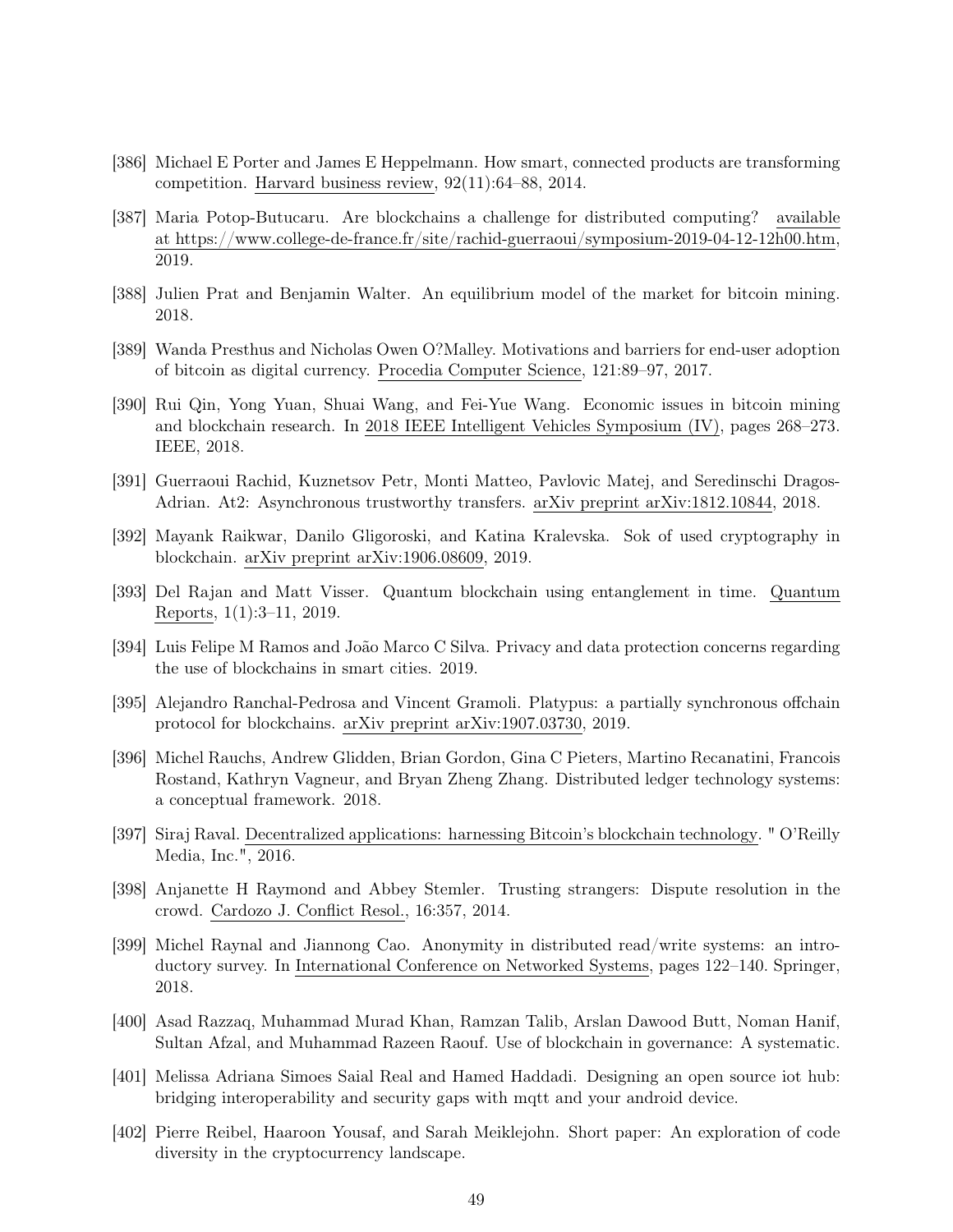[386] Michael E Porter and James E Heppelmann. How smart, connected products are transforming competition. Harvard business review, 92(11):64–88, 2014.

[387] Maria Potop-Butucaru. Are blockchains a challenge for distributed computing? available at https://www.college-de-france.fr/site/rachid-guerraoui/symposium-2019-04-12-12h00.htm, 2019.

[388] Julien Prat and Benjamin Walter. An equilibrium model of the market for bitcoin mining. 2018.

[389] Wanda Presthus and Nicholas Owen O?Malley. Motivations and barriers for end-user adoption of bitcoin as digital currency. Procedia Computer Science, 121:89–97, 2017.

[390] Rui Qin, Yong Yuan, Shuai Wang, and Fei-Yue Wang. Economic issues in bitcoin mining and blockchain research. In 2018 IEEE Intelligent Vehicles Symposium (IV), pages 268–273. IEEE, 2018.

[391] Guerraoui Rachid, Kuznetsov Petr, Monti Matteo, Pavlovic Matej, and Seredinschi Dragos-Adrian. At2: Asynchronous trustworthy transfers. arXiv preprint arXiv:1812.10844, 2018.

[392] Mayank Raikwar, Danilo Gligoroski, and Katina Kralevska. Sok of used cryptography in blockchain. arXiv preprint arXiv:1906.08609, 2019.

[393] Del Rajan and Matt Visser. Quantum blockchain using entanglement in time. Quantum Reports, 1(1):3–11, 2019.

[394] Luis Felipe M Ramos and João Marco C Silva. Privacy and data protection concerns regarding the use of blockchains in smart cities. 2019.

[395] Alejandro Ranchal-Pedrosa and Vincent Gramoli. Platypus: a partially synchronous offchain protocol for blockchains. arXiv preprint arXiv:1907.03730, 2019.

[396] Michel Rauchs, Andrew Glidden, Brian Gordon, Gina C Pieters, Martino Recanatini, Francois Rostand, Kathryn Vagneur, and Bryan Zheng Zhang. Distributed ledger technology systems: a conceptual framework. 2018.

[397] Siraj Raval. Decentralized applications: harnessing Bitcoin's blockchain technology. " O'Reilly Media, Inc.", 2016.

[398] Anjanette H Raymond and Abbey Stemler. Trusting strangers: Dispute resolution in the crowd. Cardozo J. Conflict Resol., 16:357, 2014.

[399] Michel Raynal and Jiannong Cao. Anonymity in distributed read/write systems: an introductory survey. In International Conference on Networked Systems, pages 122–140. Springer, 2018.

[400] Asad Razzaq, Muhammad Murad Khan, Ramzan Talib, Arslan Dawood Butt, Noman Hanif, Sultan Afzal, and Muhammad Razeen Raouf. Use of blockchain in governance: A systematic.

[401] Melissa Adriana Simoes Saial Real and Hamed Haddadi. Designing an open source iot hub: bridging interoperability and security gaps with mqtt and your android device.

[402] Pierre Reibel, Haaroon Yousaf, and Sarah Meiklejohn. Short paper: An exploration of code diversity in the cryptocurrency landscape.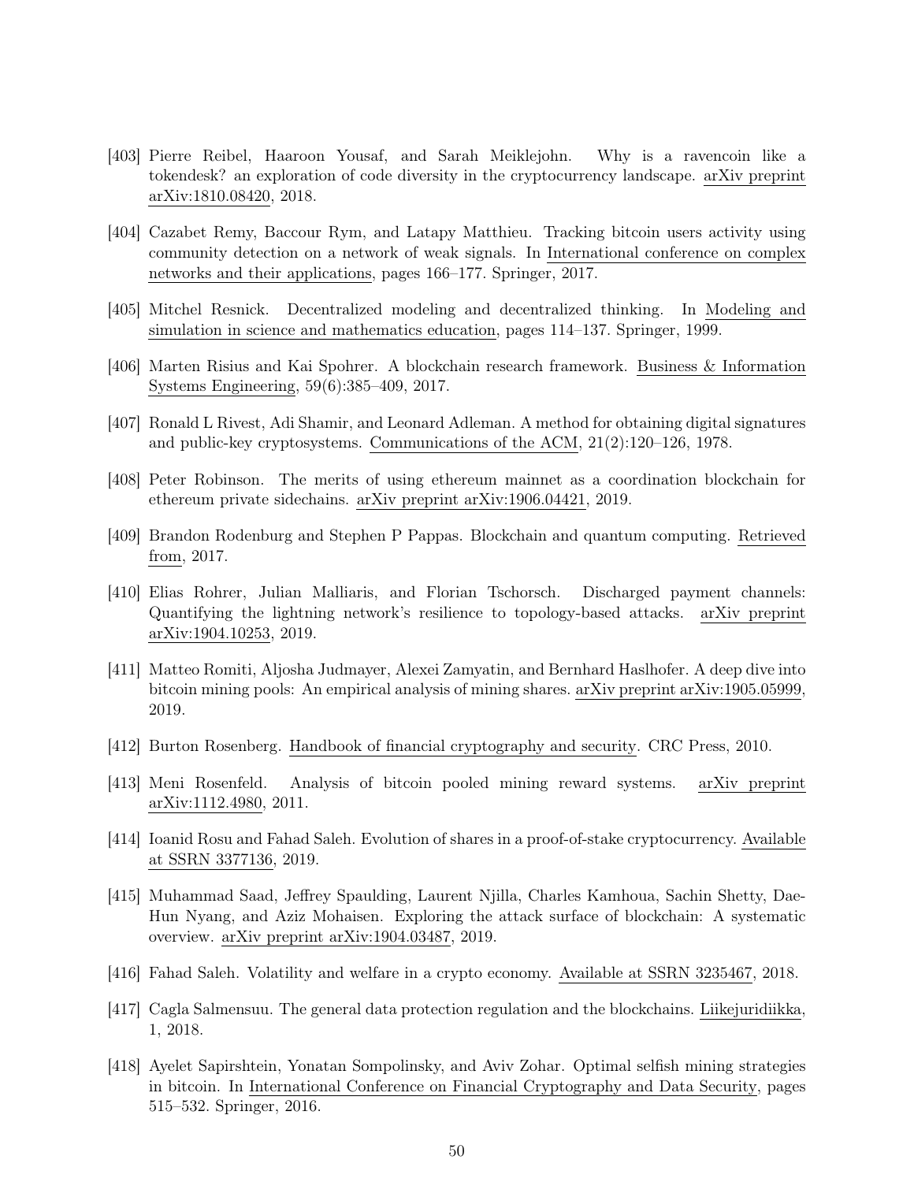[403] Pierre Reibel, Haaroon Yousaf, and Sarah Meiklejohn. Why is a ravencoin like a tokendesk? an exploration of code diversity in the cryptocurrency landscape. arXiv preprint arXiv:1810.08420, 2018.

[404] Cazabet Remy, Baccour Rym, and Latapy Matthieu. Tracking bitcoin users activity using community detection on a network of weak signals. In International conference on complex networks and their applications, pages 166–177. Springer, 2017.

[405] Mitchel Resnick. Decentralized modeling and decentralized thinking. In Modeling and simulation in science and mathematics education, pages 114–137. Springer, 1999.

[406] Marten Risius and Kai Spohrer. A blockchain research framework. Business & Information Systems Engineering, 59(6):385–409, 2017.

[407] Ronald L Rivest, Adi Shamir, and Leonard Adleman. A method for obtaining digital signatures and public-key cryptosystems. Communications of the ACM, 21(2):120–126, 1978.

[408] Peter Robinson. The merits of using ethereum mainnet as a coordination blockchain for ethereum private sidechains. arXiv preprint arXiv:1906.04421, 2019.

[409] Brandon Rodenburg and Stephen P Pappas. Blockchain and quantum computing. Retrieved from, 2017.

[410] Elias Rohrer, Julian Malliaris, and Florian Tschorsch. Discharged payment channels: Quantifying the lightning network's resilience to topology-based attacks. arXiv preprint arXiv:1904.10253, 2019.

[411] Matteo Romiti, Aljosha Judmayer, Alexei Zamyatin, and Bernhard Haslhofer. A deep dive into bitcoin mining pools: An empirical analysis of mining shares. arXiv preprint arXiv:1905.05999, 2019.

[412] Burton Rosenberg. Handbook of financial cryptography and security. CRC Press, 2010.

[413] Meni Rosenfeld. Analysis of bitcoin pooled mining reward systems. arXiv preprint arXiv:1112.4980, 2011.

[414] Ioanid Rosu and Fahad Saleh. Evolution of shares in a proof-of-stake cryptocurrency. Available at SSRN 3377136, 2019.

[415] Muhammad Saad, Jeffrey Spaulding, Laurent Njilla, Charles Kamhoua, Sachin Shetty, Dae-Hun Nyang, and Aziz Mohaisen. Exploring the attack surface of blockchain: A systematic overview. arXiv preprint arXiv:1904.03487, 2019.

[416] Fahad Saleh. Volatility and welfare in a crypto economy. Available at SSRN 3235467, 2018.

[417] Cagla Salmensuu. The general data protection regulation and the blockchains. Liikejuridiikka, 1, 2018.

[418] Ayelet Sapirshtein, Yonatan Sompolinsky, and Aviv Zohar. Optimal selfish mining strategies in bitcoin. In International Conference on Financial Cryptography and Data Security, pages 515–532. Springer, 2016.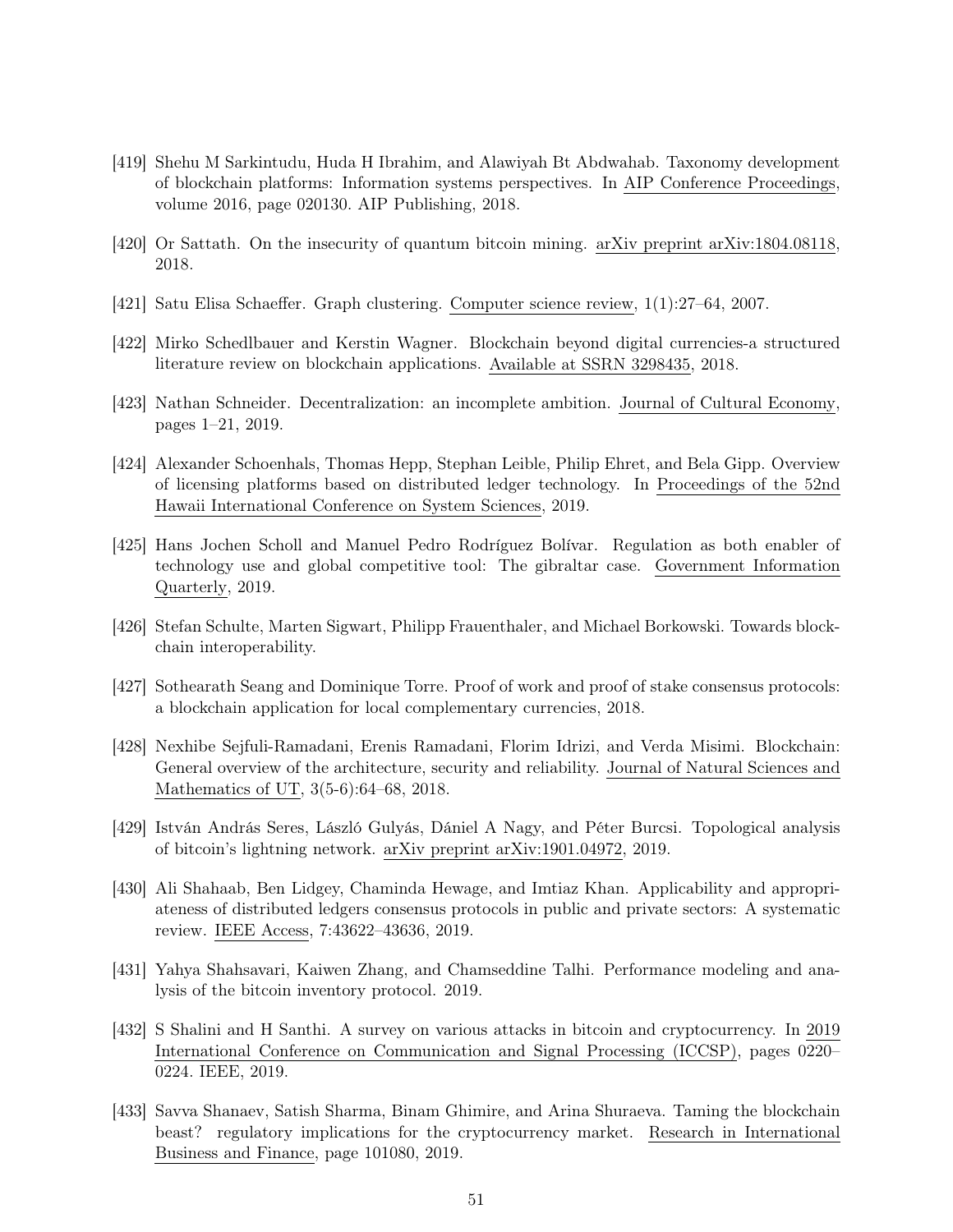[419] Shehu M Sarkintudu, Huda H Ibrahim, and Alawiyah Bt Abdwahab. Taxonomy development of blockchain platforms: Information systems perspectives. In AIP Conference Proceedings, volume 2016, page 020130. AIP Publishing, 2018.

[420] Or Sattath. On the insecurity of quantum bitcoin mining. arXiv preprint arXiv:1804.08118, 2018.

[421] Satu Elisa Schaeffer. Graph clustering. Computer science review, 1(1):27–64, 2007.

[422] Mirko Schedlbauer and Kerstin Wagner. Blockchain beyond digital currencies-a structured literature review on blockchain applications. Available at SSRN 3298435, 2018.

[423] Nathan Schneider. Decentralization: an incomplete ambition. Journal of Cultural Economy, pages 1–21, 2019.

[424] Alexander Schoenhals, Thomas Hepp, Stephan Leible, Philip Ehret, and Bela Gipp. Overview of licensing platforms based on distributed ledger technology. In Proceedings of the 52nd Hawaii International Conference on System Sciences, 2019.

[425] Hans Jochen Scholl and Manuel Pedro Rodríguez Bolívar. Regulation as both enabler of technology use and global competitive tool: The gibraltar case. Government Information Quarterly, 2019.

[426] Stefan Schulte, Marten Sigwart, Philipp Frauenthaler, and Michael Borkowski. Towards blockchain interoperability.

[427] Sothearath Seang and Dominique Torre. Proof of work and proof of stake consensus protocols: a blockchain application for local complementary currencies, 2018.

[428] Nexhibe Sejfuli-Ramadani, Erenis Ramadani, Florim Idrizi, and Verda Misimi. Blockchain: General overview of the architecture, security and reliability. Journal of Natural Sciences and Mathematics of UT, 3(5-6):64–68, 2018.

[429] István András Seres, László Gulyás, Dániel A Nagy, and Péter Burcsi. Topological analysis of bitcoin's lightning network. arXiv preprint arXiv:1901.04972, 2019.

[430] Ali Shahaab, Ben Lidgey, Chaminda Hewage, and Imtiaz Khan. Applicability and appropriateness of distributed ledgers consensus protocols in public and private sectors: A systematic review. IEEE Access, 7:43622–43636, 2019.

[431] Yahya Shahsavari, Kaiwen Zhang, and Chamseddine Talhi. Performance modeling and analysis of the bitcoin inventory protocol. 2019.

[432] S Shalini and H Santhi. A survey on various attacks in bitcoin and cryptocurrency. In 2019 International Conference on Communication and Signal Processing (ICCSP), pages 0220–0224. IEEE, 2019.

[433] Savva Shanaev, Satish Sharma, Binam Ghimire, and Arina Shuraeva. Taming the blockchain beast? regulatory implications for the cryptocurrency market. Research in International Business and Finance, page 101080, 2019.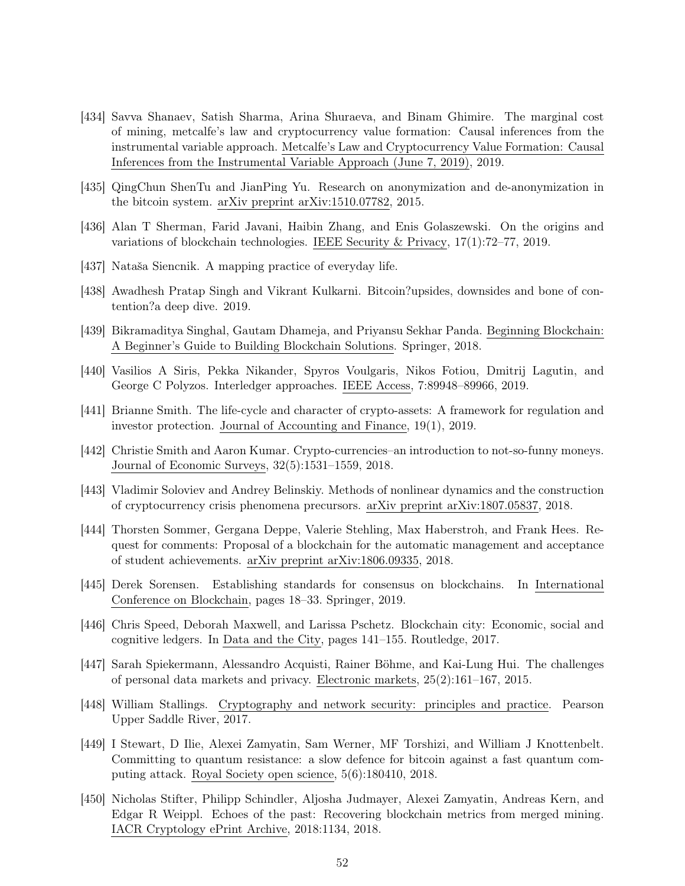[434] Savva Shanaev, Satish Sharma, Arina Shuraeva, and Binam Ghimire. The marginal cost of mining, metcalfe's law and cryptocurrency value formation: Causal inferences from the instrumental variable approach. Metcalfe's Law and Cryptocurrency Value Formation: Causal Inferences from the Instrumental Variable Approach (June 7, 2019), 2019.

[435] QingChun ShenTu and JianPing Yu. Research on anonymization and de-anonymization in the bitcoin system. arXiv preprint arXiv:1510.07782, 2015.

[436] Alan T Sherman, Farid Javani, Haibin Zhang, and Enis Golaszewski. On the origins and variations of blockchain technologies. IEEE Security & Privacy, 17(1):72–77, 2019.

[437] Nataša Siencnik. A mapping practice of everyday life.

[438] Awadhesh Pratap Singh and Vikrant Kulkarni. Bitcoin?upsides, downsides and bone of contention?a deep dive. 2019.

[439] Bikramaditya Singhal, Gautam Dhameja, and Priyansu Sekhar Panda. Beginning Blockchain: A Beginner's Guide to Building Blockchain Solutions. Springer, 2018.

[440] Vasilios A Siris, Pekka Nikander, Spyros Voulgaris, Nikos Fotiou, Dmitrij Lagutin, and George C Polyzos. Interledger approaches. IEEE Access, 7:89948–89966, 2019.

[441] Brianne Smith. The life-cycle and character of crypto-assets: A framework for regulation and investor protection. Journal of Accounting and Finance, 19(1), 2019.

[442] Christie Smith and Aaron Kumar. Crypto-currencies–an introduction to not-so-funny moneys. Journal of Economic Surveys, 32(5):1531–1559, 2018.

[443] Vladimir Soloviev and Andrey Belinskiy. Methods of nonlinear dynamics and the construction of cryptocurrency crisis phenomena precursors. arXiv preprint arXiv:1807.05837, 2018.

[444] Thorsten Sommer, Gergana Deppe, Valerie Stehling, Max Haberstroh, and Frank Hees. Request for comments: Proposal of a blockchain for the automatic management and acceptance of student achievements. arXiv preprint arXiv:1806.09335, 2018.

[445] Derek Sorensen. Establishing standards for consensus on blockchains. In International Conference on Blockchain, pages 18–33. Springer, 2019.

[446] Chris Speed, Deborah Maxwell, and Larissa Pschetz. Blockchain city: Economic, social and cognitive ledgers. In Data and the City, pages 141–155. Routledge, 2017.

[447] Sarah Spiekermann, Alessandro Acquisti, Rainer Böhme, and Kai-Lung Hui. The challenges of personal data markets and privacy. Electronic markets, 25(2):161–167, 2015.

[448] William Stallings. Cryptography and network security: principles and practice. Pearson Upper Saddle River, 2017.

[449] I Stewart, D Ilie, Alexei Zamyatin, Sam Werner, MF Torshizi, and William J Knottenbelt. Committing to quantum resistance: a slow defence for bitcoin against a fast quantum computing attack. Royal Society open science, 5(6):180410, 2018.

[450] Nicholas Stifter, Philipp Schindler, Aljosha Judmayer, Alexei Zamyatin, Andreas Kern, and Edgar R Weippl. Echoes of the past: Recovering blockchain metrics from merged mining. IACR Cryptology ePrint Archive, 2018:1134, 2018.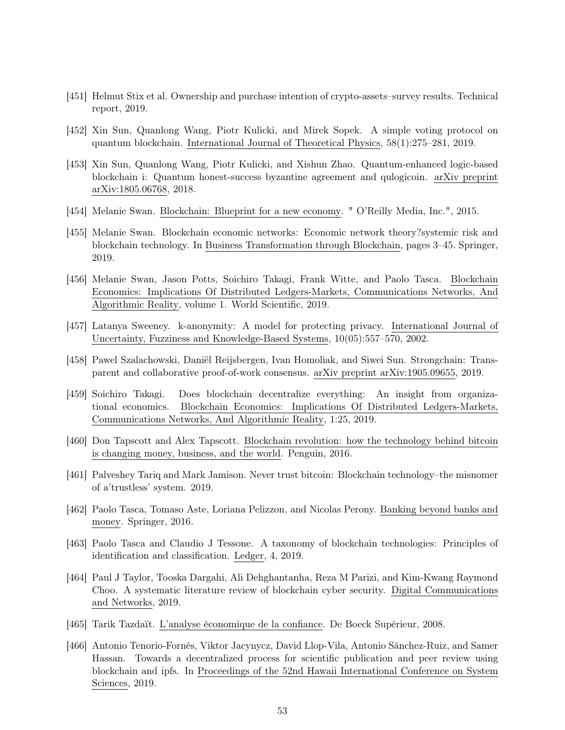[451] Helmut Stix et al. Ownership and purchase intention of crypto-assets–survey results. Technical report, 2019.

[452] Xin Sun, Quanlong Wang, Piotr Kulicki, and Mirek Sopek. A simple voting protocol on quantum blockchain. International Journal of Theoretical Physics, 58(1):275–281, 2019.

[453] Xin Sun, Quanlong Wang, Piotr Kulicki, and Xishun Zhao. Quantum-enhanced logic-based blockchain i: Quantum honest-success byzantine agreement and qulogicoin. arXiv preprint arXiv:1805.06768, 2018.

[454] Melanie Swan. Blockchain: Blueprint for a new economy. " O'Reilly Media, Inc.", 2015.

[455] Melanie Swan. Blockchain economic networks: Economic network theory?systemic risk and blockchain technology. In Business Transformation through Blockchain, pages 3–45. Springer, 2019.

[456] Melanie Swan, Jason Potts, Soichiro Takagi, Frank Witte, and Paolo Tasca. Blockchain Economics: Implications Of Distributed Ledgers-Markets, Communications Networks, And Algorithmic Reality, volume 1. World Scientific, 2019.

[457] Latanya Sweeney. k-anonymity: A model for protecting privacy. International Journal of Uncertainty, Fuzziness and Knowledge-Based Systems, 10(05):557–570, 2002.

[458] Pawel Szalachowski, Daniël Reijsbergen, Ivan Homoliak, and Siwei Sun. Strongchain: Transparent and collaborative proof-of-work consensus. arXiv preprint arXiv:1905.09655, 2019.

[459] Soichiro Takagi. Does blockchain decentralize everything: An insight from organizational economics. Blockchain Economics: Implications Of Distributed Ledgers-Markets, Communications Networks, And Algorithmic Reality, 1:25, 2019.

[460] Don Tapscott and Alex Tapscott. Blockchain revolution: how the technology behind bitcoin is changing money, business, and the world. Penguin, 2016.

[461] Palveshey Tariq and Mark Jamison. Never trust bitcoin: Blockchain technology–the misnomer of a'trustless' system. 2019.

[462] Paolo Tasca, Tomaso Aste, Loriana Pelizzon, and Nicolas Perony. Banking beyond banks and money. Springer, 2016.

[463] Paolo Tasca and Claudio J Tessone. A taxonomy of blockchain technologies: Principles of identification and classification. Ledger, 4, 2019.

[464] Paul J Taylor, Tooska Dargahi, Ali Dehghantanha, Reza M Parizi, and Kim-Kwang Raymond Choo. A systematic literature review of blockchain cyber security. Digital Communications and Networks, 2019.

[465] Tarik Tazdaït. L'analyse économique de la confiance. De Boeck Supérieur, 2008.

[466] Antonio Tenorio-Fornés, Viktor Jacynycz, David Llop-Vila, Antonio Sánchez-Ruiz, and Samer Hassan. Towards a decentralized process for scientific publication and peer review using blockchain and ipfs. In Proceedings of the 52nd Hawaii International Conference on System Sciences, 2019.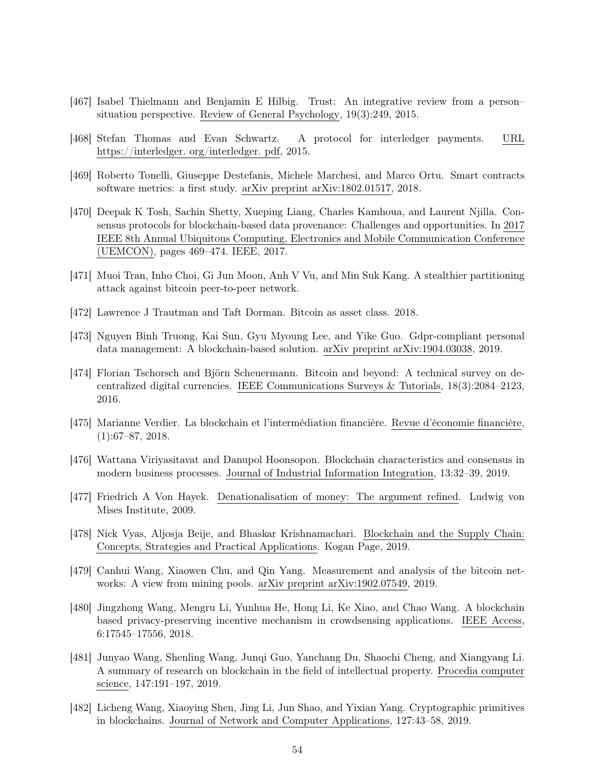[467] Isabel Thielmann and Benjamin E Hilbig. Trust: An integrative review from a person–situation perspective. Review of General Psychology, 19(3):249, 2015.

[468] Stefan Thomas and Evan Schwartz. A protocol for interledger payments. URL https://interledger. org/interledger. pdf, 2015.

[469] Roberto Tonelli, Giuseppe Destefanis, Michele Marchesi, and Marco Ortu. Smart contracts software metrics: a first study. arXiv preprint arXiv:1802.01517, 2018.

[470] Deepak K Tosh, Sachin Shetty, Xueping Liang, Charles Kamhoua, and Laurent Njilla. Consensus protocols for blockchain-based data provenance: Challenges and opportunities. In 2017 IEEE 8th Annual Ubiquitous Computing, Electronics and Mobile Communication Conference (UEMCON), pages 469–474. IEEE, 2017.

[471] Muoi Tran, Inho Choi, Gi Jun Moon, Anh V Vu, and Min Suk Kang. A stealthier partitioning attack against bitcoin peer-to-peer network.

[472] Lawrence J Trautman and Taft Dorman. Bitcoin as asset class. 2018.

[473] Nguyen Binh Truong, Kai Sun, Gyu Myoung Lee, and Yike Guo. Gdpr-compliant personal data management: A blockchain-based solution. arXiv preprint arXiv:1904.03038, 2019.

[474] Florian Tschorsch and Björn Scheuermann. Bitcoin and beyond: A technical survey on decentralized digital currencies. IEEE Communications Surveys & Tutorials, 18(3):2084–2123, 2016.

[475] Marianne Verdier. La blockchain et l'intermédiation financière. Revue d'économie financière, (1):67–87, 2018.

[476] Wattana Viriyasitavat and Danupol Hoonsopon. Blockchain characteristics and consensus in modern business processes. Journal of Industrial Information Integration, 13:32–39, 2019.

[477] Friedrich A Von Hayek. Denationalisation of money: The argument refined. Ludwig von Mises Institute, 2009.

[478] Nick Vyas, Aljosja Beije, and Bhaskar Krishnamachari. Blockchain and the Supply Chain: Concepts, Strategies and Practical Applications. Kogan Page, 2019.

[479] Canhui Wang, Xiaowen Chu, and Qin Yang. Measurement and analysis of the bitcoin networks: A view from mining pools. arXiv preprint arXiv:1902.07549, 2019.

[480] Jingzhong Wang, Mengru Li, Yunhua He, Hong Li, Ke Xiao, and Chao Wang. A blockchain based privacy-preserving incentive mechanism in crowdsensing applications. IEEE Access, 6:17545–17556, 2018.

[481] Junyao Wang, Shenling Wang, Junqi Guo, Yanchang Du, Shaochi Cheng, and Xiangyang Li. A summary of research on blockchain in the field of intellectual property. Procedia computer science, 147:191–197, 2019.

[482] Licheng Wang, Xiaoying Shen, Jing Li, Jun Shao, and Yixian Yang. Cryptographic primitives in blockchains. Journal of Network and Computer Applications, 127:43–58, 2019.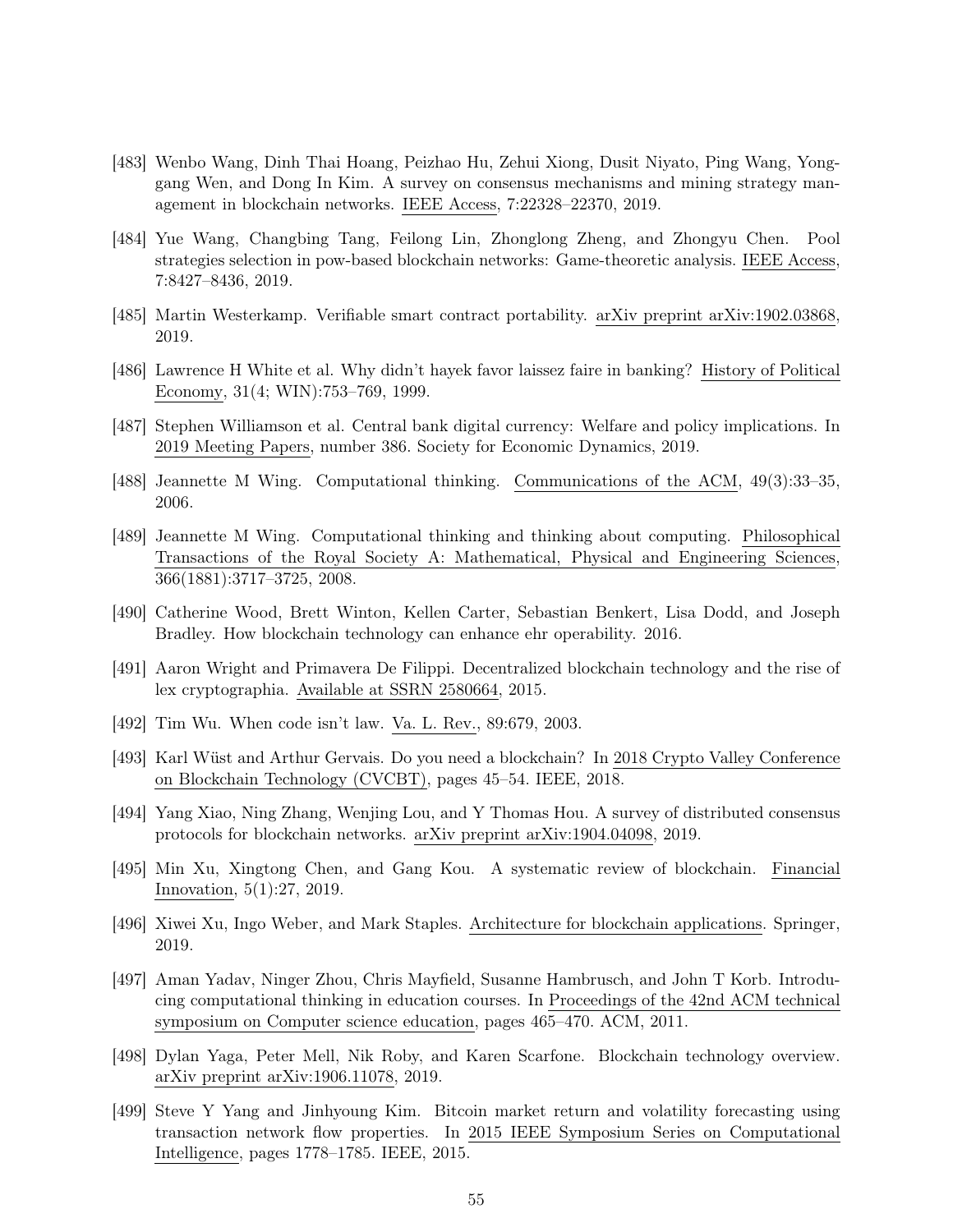[483] Wenbo Wang, Dinh Thai Hoang, Peizhao Hu, Zehui Xiong, Dusit Niyato, Ping Wang, Yonggang Wen, and Dong In Kim. A survey on consensus mechanisms and mining strategy management in blockchain networks. IEEE Access, 7:22328–22370, 2019.

[484] Yue Wang, Changbing Tang, Feilong Lin, Zhonglong Zheng, and Zhongyu Chen. Pool strategies selection in pow-based blockchain networks: Game-theoretic analysis. IEEE Access, 7:8427–8436, 2019.

[485] Martin Westerkamp. Verifiable smart contract portability. arXiv preprint arXiv:1902.03868, 2019.

[486] Lawrence H White et al. Why didn't hayek favor laissez faire in banking? History of Political Economy, 31(4; WIN):753–769, 1999.

[487] Stephen Williamson et al. Central bank digital currency: Welfare and policy implications. In 2019 Meeting Papers, number 386. Society for Economic Dynamics, 2019.

[488] Jeannette M Wing. Computational thinking. Communications of the ACM, 49(3):33–35, 2006.

[489] Jeannette M Wing. Computational thinking and thinking about computing. Philosophical Transactions of the Royal Society A: Mathematical, Physical and Engineering Sciences, 366(1881):3717–3725, 2008.

[490] Catherine Wood, Brett Winton, Kellen Carter, Sebastian Benkert, Lisa Dodd, and Joseph Bradley. How blockchain technology can enhance ehr operability. 2016.

[491] Aaron Wright and Primavera De Filippi. Decentralized blockchain technology and the rise of lex cryptographia. Available at SSRN 2580664, 2015.

[492] Tim Wu. When code isn't law. Va. L. Rev., 89:679, 2003.

[493] Karl Wüst and Arthur Gervais. Do you need a blockchain? In 2018 Crypto Valley Conference on Blockchain Technology (CVCBT), pages 45–54. IEEE, 2018.

[494] Yang Xiao, Ning Zhang, Wenjing Lou, and Y Thomas Hou. A survey of distributed consensus protocols for blockchain networks. arXiv preprint arXiv:1904.04098, 2019.

[495] Min Xu, Xingtong Chen, and Gang Kou. A systematic review of blockchain. Financial Innovation, 5(1):27, 2019.

[496] Xiwei Xu, Ingo Weber, and Mark Staples. Architecture for blockchain applications. Springer, 2019.

[497] Aman Yadav, Ninger Zhou, Chris Mayfield, Susanne Hambrusch, and John T Korb. Introducing computational thinking in education courses. In Proceedings of the 42nd ACM technical symposium on Computer science education, pages 465–470. ACM, 2011.

[498] Dylan Yaga, Peter Mell, Nik Roby, and Karen Scarfone. Blockchain technology overview. arXiv preprint arXiv:1906.11078, 2019.

[499] Steve Y Yang and Jinhyoung Kim. Bitcoin market return and volatility forecasting using transaction network flow properties. In 2015 IEEE Symposium Series on Computational Intelligence, pages 1778–1785. IEEE, 2015.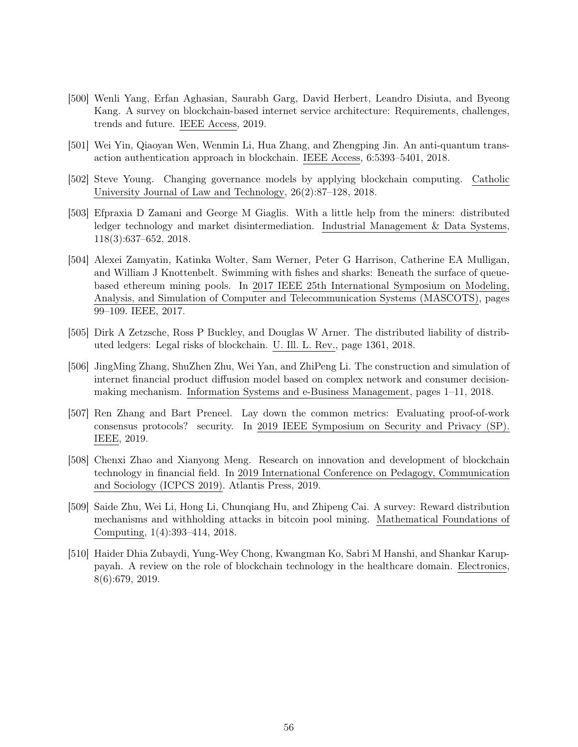[500] Wenli Yang, Erfan Aghasian, Saurabh Garg, David Herbert, Leandro Disiuta, and Byeong Kang. A survey on blockchain-based internet service architecture: Requirements, challenges, trends and future. IEEE Access, 2019.

[501] Wei Yin, Qiaoyan Wen, Wenmin Li, Hua Zhang, and Zhengping Jin. An anti-quantum transaction authentication approach in blockchain. IEEE Access, 6:5393–5401, 2018.

[502] Steve Young. Changing governance models by applying blockchain computing. Catholic University Journal of Law and Technology, 26(2):87–128, 2018.

[503] Efpraxia D Zamani and George M Giaglis. With a little help from the miners: distributed ledger technology and market disintermediation. Industrial Management & Data Systems, 118(3):637–652, 2018.

[504] Alexei Zamyatin, Katinka Wolter, Sam Werner, Peter G Harrison, Catherine EA Mulligan, and William J Knottenbelt. Swimming with fishes and sharks: Beneath the surface of queue-based ethereum mining pools. In 2017 IEEE 25th International Symposium on Modeling, Analysis, and Simulation of Computer and Telecommunication Systems (MASCOTS), pages 99–109. IEEE, 2017.

[505] Dirk A Zetzsche, Ross P Buckley, and Douglas W Arner. The distributed liability of distributed ledgers: Legal risks of blockchain. U. Ill. L. Rev., page 1361, 2018.

[506] JingMing Zhang, ShuZhen Zhu, Wei Yan, and ZhiPeng Li. The construction and simulation of internet financial product diffusion model based on complex network and consumer decision-making mechanism. Information Systems and e-Business Management, pages 1–11, 2018.

[507] Ren Zhang and Bart Preneel. Lay down the common metrics: Evaluating proof-of-work consensus protocols? security. In 2019 IEEE Symposium on Security and Privacy (SP). IEEE, 2019.

[508] Chenxi Zhao and Xianyong Meng. Research on innovation and development of blockchain technology in financial field. In 2019 International Conference on Pedagogy, Communication and Sociology (ICPCS 2019). Atlantis Press, 2019.

[509] Saide Zhu, Wei Li, Hong Li, Chunqiang Hu, and Zhipeng Cai. A survey: Reward distribution mechanisms and withholding attacks in bitcoin pool mining. Mathematical Foundations of Computing, 1(4):393–414, 2018.

[510] Haider Dhia Zubaydi, Yung-Wey Chong, Kwangman Ko, Sabri M Hanshi, and Shankar Karuppayah. A review on the role of blockchain technology in the healthcare domain. Electronics, 8(6):679, 2019.